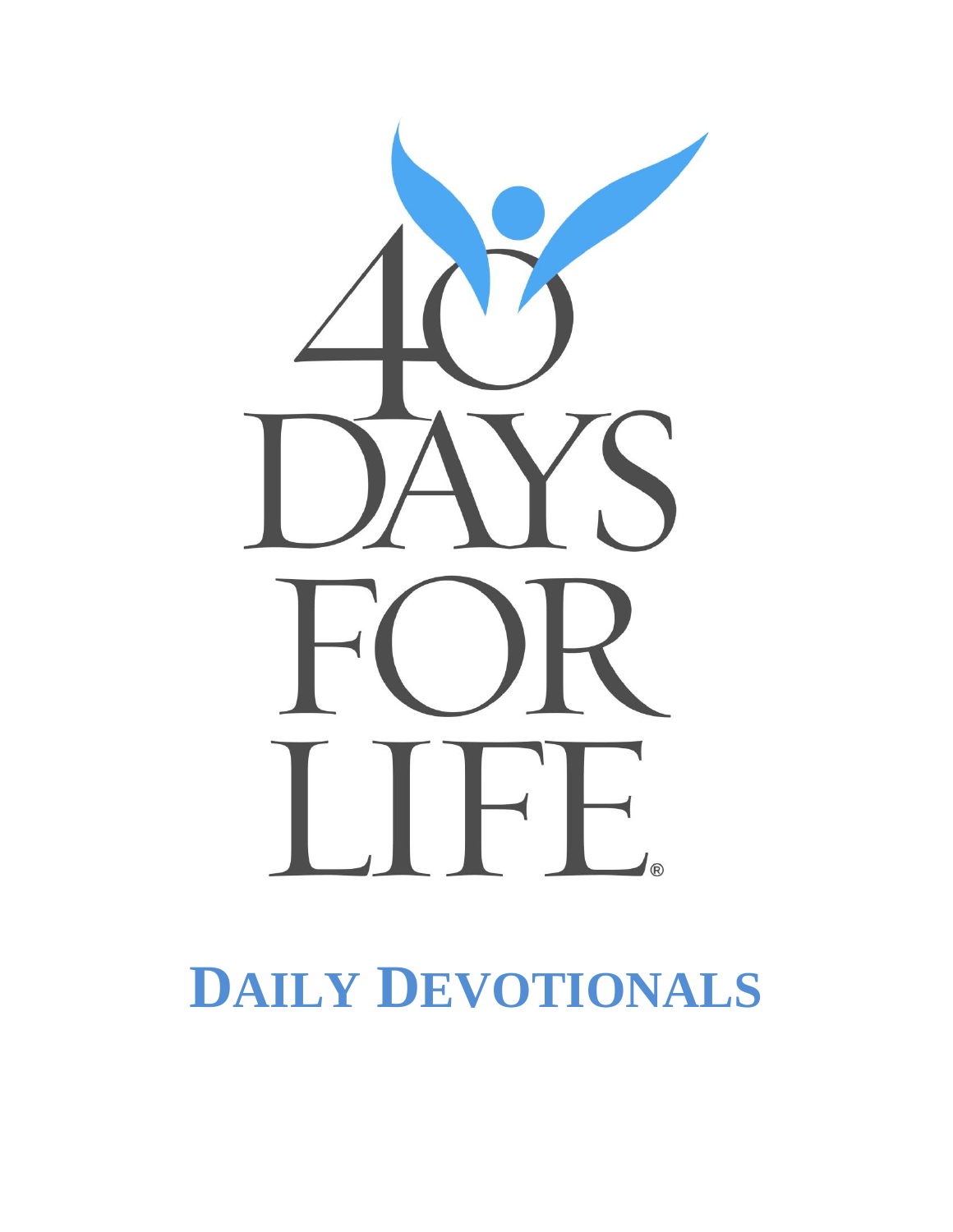# 40 DAYS FOR LIFE®

# DAILY DEVOTIONALS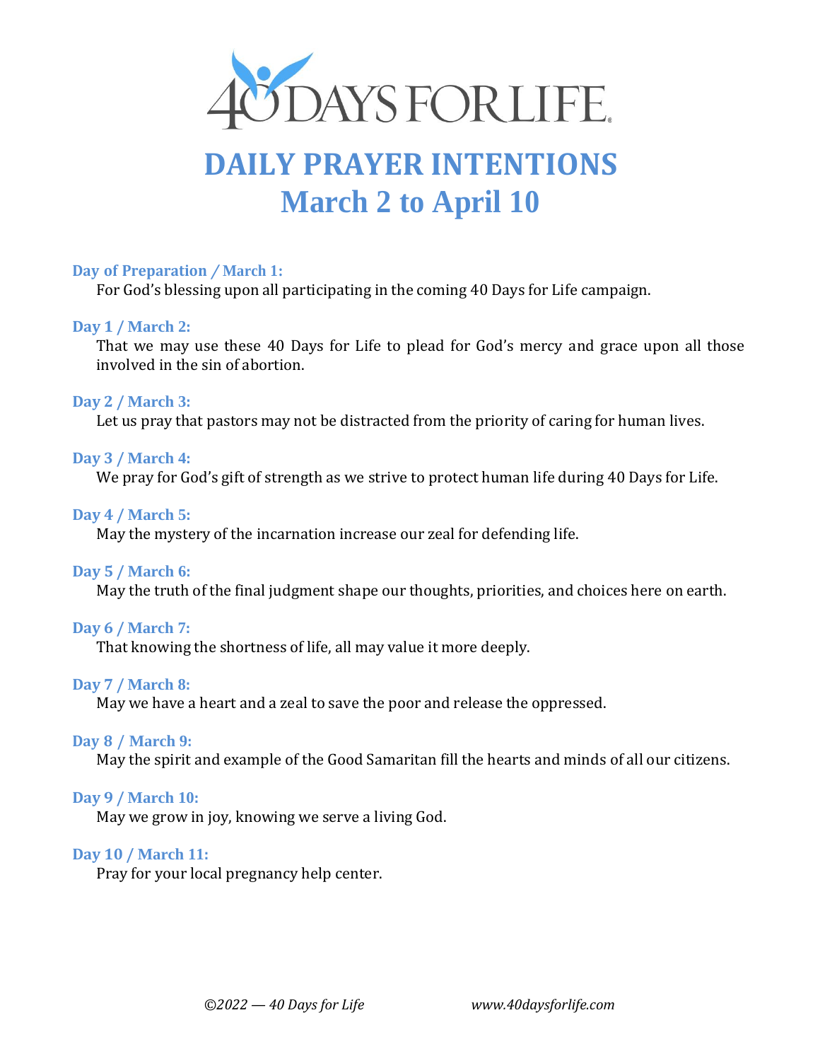# DAILY PRAYER INTENTIONS
## March 2 to April 10

**Day of Preparation / March 1:**
For God's blessing upon all participating in the coming 40 Days for Life campaign.

**Day 1 / March 2:**
That we may use these 40 Days for Life to plead for God's mercy and grace upon all those involved in the sin of abortion.

**Day 2 / March 3:**
Let us pray that pastors may not be distracted from the priority of caring for human lives.

**Day 3 / March 4:**
We pray for God's gift of strength as we strive to protect human life during 40 Days for Life.

**Day 4 / March 5:**
May the mystery of the incarnation increase our zeal for defending life.

**Day 5 / March 6:**
May the truth of the final judgment shape our thoughts, priorities, and choices here on earth.

**Day 6 / March 7:**
That knowing the shortness of life, all may value it more deeply.

**Day 7 / March 8:**
May we have a heart and a zeal to save the poor and release the oppressed.

**Day 8 / March 9:**
May the spirit and example of the Good Samaritan fill the hearts and minds of all our citizens.

**Day 9 / March 10:**
May we grow in joy, knowing we serve a living God.

**Day 10 / March 11:**
Pray for your local pregnancy help center.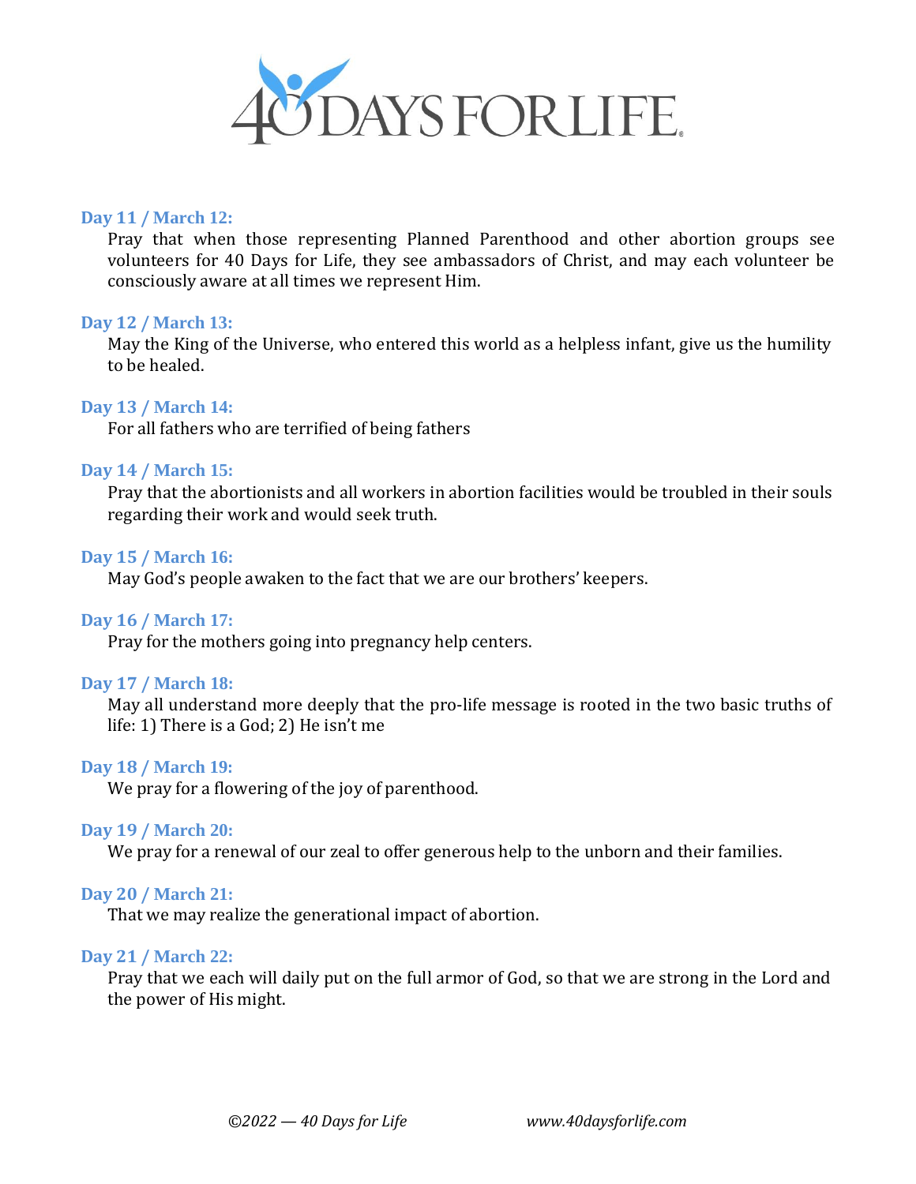**Day 11 / March 12:**

Pray that when those representing Planned Parenthood and other abortion groups see volunteers for 40 Days for Life, they see ambassadors of Christ, and may each volunteer be consciously aware at all times we represent Him.

**Day 12 / March 13:**

May the King of the Universe, who entered this world as a helpless infant, give us the humility to be healed.

**Day 13 / March 14:**

For all fathers who are terrified of being fathers

**Day 14 / March 15:**

Pray that the abortionists and all workers in abortion facilities would be troubled in their souls regarding their work and would seek truth.

**Day 15 / March 16:**

May God's people awaken to the fact that we are our brothers' keepers.

**Day 16 / March 17:**

Pray for the mothers going into pregnancy help centers.

**Day 17 / March 18:**

May all understand more deeply that the pro-life message is rooted in the two basic truths of life: 1) There is a God; 2) He isn't me

**Day 18 / March 19:**

We pray for a flowering of the joy of parenthood.

**Day 19 / March 20:**

We pray for a renewal of our zeal to offer generous help to the unborn and their families.

**Day 20 / March 21:**

That we may realize the generational impact of abortion.

**Day 21 / March 22:**

Pray that we each will daily put on the full armor of God, so that we are strong in the Lord and the power of His might.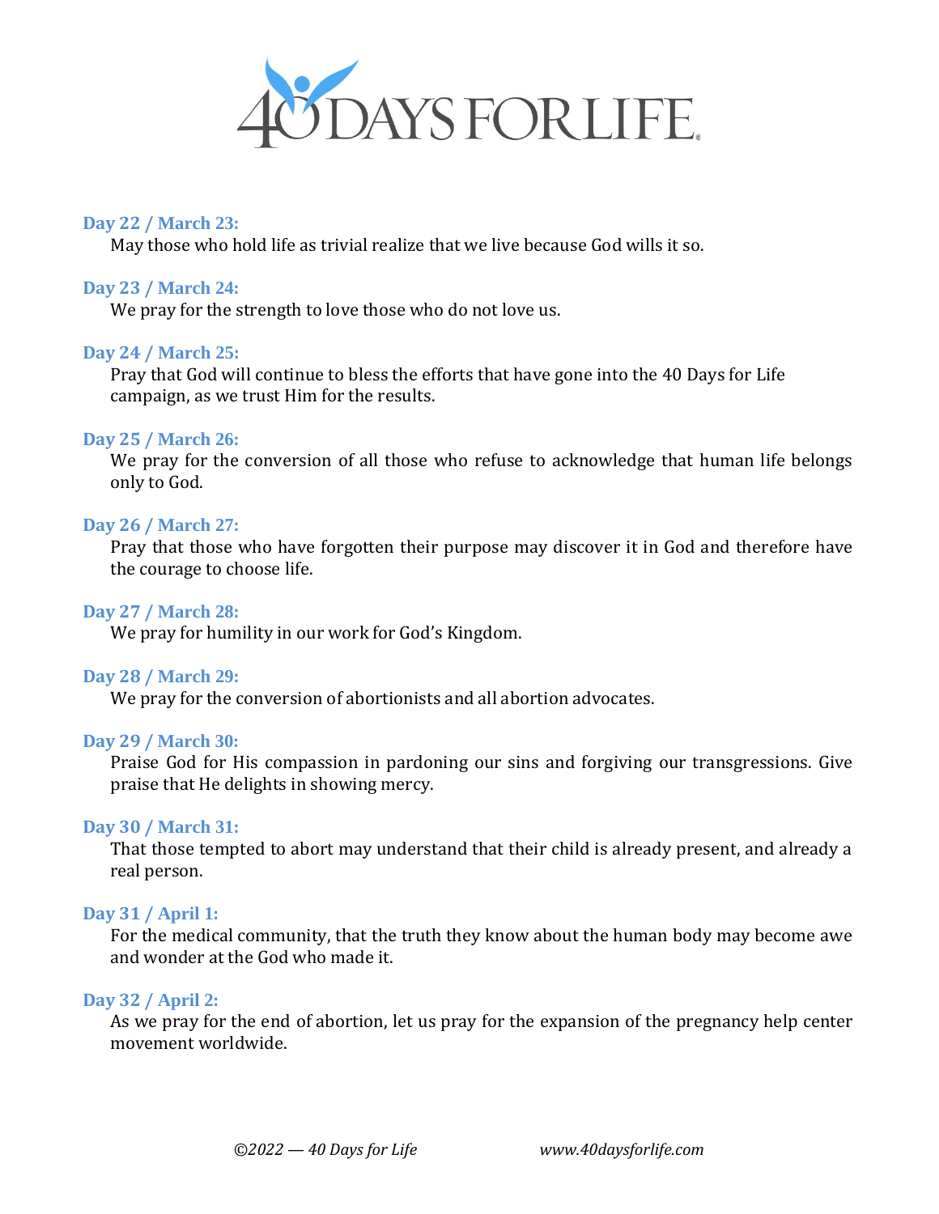**Day 22 / March 23:**
May those who hold life as trivial realize that we live because God wills it so.

**Day 23 / March 24:**
We pray for the strength to love those who do not love us.

**Day 24 / March 25:**
Pray that God will continue to bless the efforts that have gone into the 40 Days for Life campaign, as we trust Him for the results.

**Day 25 / March 26:**
We pray for the conversion of all those who refuse to acknowledge that human life belongs only to God.

**Day 26 / March 27:**
Pray that those who have forgotten their purpose may discover it in God and therefore have the courage to choose life.

**Day 27 / March 28:**
We pray for humility in our work for God's Kingdom.

**Day 28 / March 29:**
We pray for the conversion of abortionists and all abortion advocates.

**Day 29 / March 30:**
Praise God for His compassion in pardoning our sins and forgiving our transgressions. Give praise that He delights in showing mercy.

**Day 30 / March 31:**
That those tempted to abort may understand that their child is already present, and already a real person.

**Day 31 / April 1:**
For the medical community, that the truth they know about the human body may become awe and wonder at the God who made it.

**Day 32 / April 2:**
As we pray for the end of abortion, let us pray for the expansion of the pregnancy help center movement worldwide.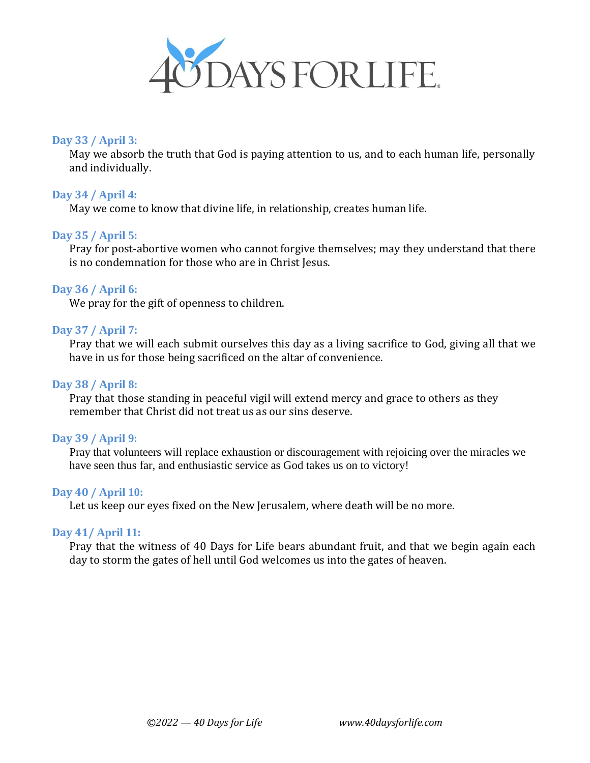**Day 33 / April 3:**
May we absorb the truth that God is paying attention to us, and to each human life, personally and individually.

**Day 34 / April 4:**
May we come to know that divine life, in relationship, creates human life.

**Day 35 / April 5:**
Pray for post-abortive women who cannot forgive themselves; may they understand that there is no condemnation for those who are in Christ Jesus.

**Day 36 / April 6:**
We pray for the gift of openness to children.

**Day 37 / April 7:**
Pray that we will each submit ourselves this day as a living sacrifice to God, giving all that we have in us for those being sacrificed on the altar of convenience.

**Day 38 / April 8:**
Pray that those standing in peaceful vigil will extend mercy and grace to others as they remember that Christ did not treat us as our sins deserve.

**Day 39 / April 9:**
Pray that volunteers will replace exhaustion or discouragement with rejoicing over the miracles we have seen thus far, and enthusiastic service as God takes us on to victory!

**Day 40 / April 10:**
Let us keep our eyes fixed on the New Jerusalem, where death will be no more.

**Day 41/ April 11:**
Pray that the witness of 40 Days for Life bears abundant fruit, and that we begin again each day to storm the gates of hell until God welcomes us into the gates of heaven.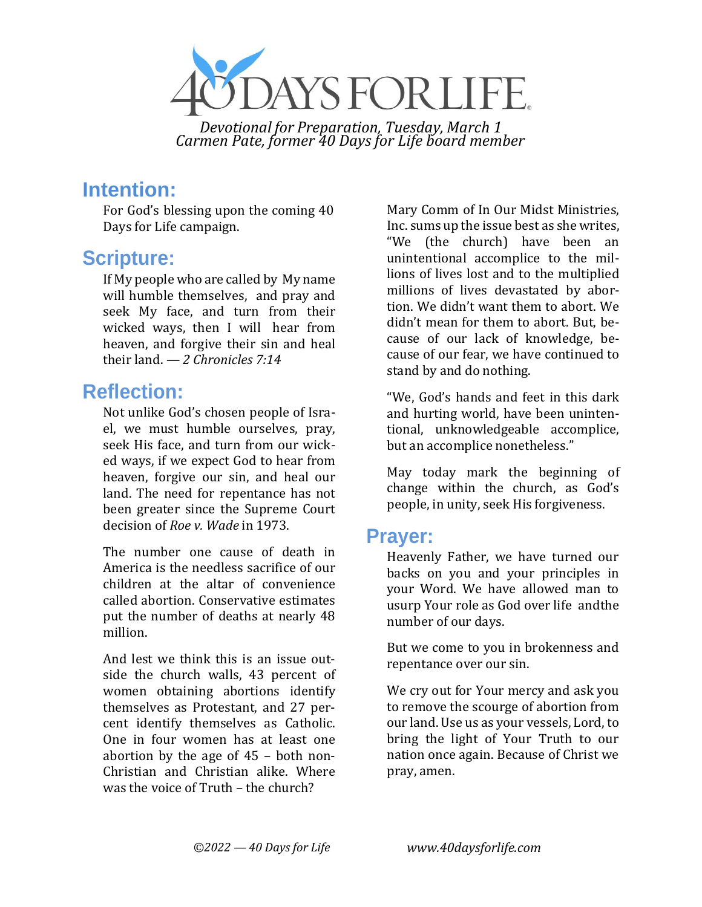# 40 DAYS FOR LIFE

*Devotional for Preparation, Tuesday, March 1*
*Carmen Pate, former 40 Days for Life board member*

## Intention:

For God's blessing upon the coming 40 Days for Life campaign.

## Scripture:

If My people who are called by My name will humble themselves, and pray and seek My face, and turn from their wicked ways, then I will hear from heaven, and forgive their sin and heal their land. — *2 Chronicles 7:14*

## Reflection:

Not unlike God's chosen people of Israel, we must humble ourselves, pray, seek His face, and turn from our wicked ways, if we expect God to hear from heaven, forgive our sin, and heal our land. The need for repentance has not been greater since the Supreme Court decision of *Roe v. Wade* in 1973.

The number one cause of death in America is the needless sacrifice of our children at the altar of convenience called abortion. Conservative estimates put the number of deaths at nearly 48 million.

And lest we think this is an issue outside the church walls, 43 percent of women obtaining abortions identify themselves as Protestant, and 27 percent identify themselves as Catholic. One in four women has at least one abortion by the age of 45 – both non-Christian and Christian alike. Where was the voice of Truth – the church?

Mary Comm of In Our Midst Ministries, Inc. sums up the issue best as she writes, "We (the church) have been an unintentional accomplice to the millions of lives lost and to the multiplied millions of lives devastated by abortion. We didn't want them to abort. We didn't mean for them to abort. But, because of our lack of knowledge, because of our fear, we have continued to stand by and do nothing.

"We, God's hands and feet in this dark and hurting world, have been unintentional, unknowledgeable accomplice, but an accomplice nonetheless."

May today mark the beginning of change within the church, as God's people, in unity, seek His forgiveness.

## Prayer:

Heavenly Father, we have turned our backs on you and your principles in your Word. We have allowed man to usurp Your role as God over life andthe number of our days.

But we come to you in brokenness and repentance over our sin.

We cry out for Your mercy and ask you to remove the scourge of abortion from our land. Use us as your vessels, Lord, to bring the light of Your Truth to our nation once again. Because of Christ we pray, amen.

*©2022 — 40 Days for Life* *www.40daysforlife.com*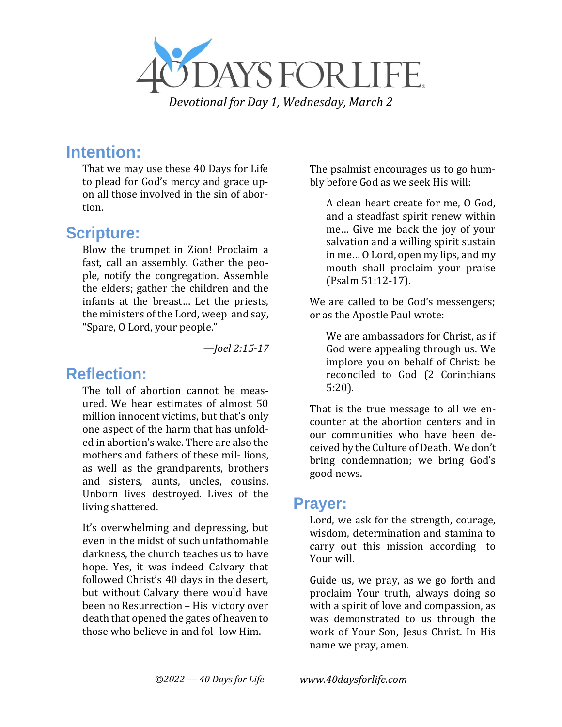# 40 DAYS FOR LIFE

*Devotional for Day 1, Wednesday, March 2*

## Intention:

That we may use these 40 Days for Life to plead for God's mercy and grace upon all those involved in the sin of abortion.

## Scripture:

Blow the trumpet in Zion! Proclaim a fast, call an assembly. Gather the people, notify the congregation. Assemble the elders; gather the children and the infants at the breast… Let the priests, the ministers of the Lord, weep and say, "Spare, O Lord, your people."

*—Joel 2:15-17*

## Reflection:

The toll of abortion cannot be measured. We hear estimates of almost 50 million innocent victims, but that's only one aspect of the harm that has unfolded in abortion's wake. There are also the mothers and fathers of these millions, as well as the grandparents, brothers and sisters, aunts, uncles, cousins. Unborn lives destroyed. Lives of the living shattered.

It's overwhelming and depressing, but even in the midst of such unfathomable darkness, the church teaches us to have hope. Yes, it was indeed Calvary that followed Christ's 40 days in the desert, but without Calvary there would have been no Resurrection – His victory over death that opened the gates of heaven to those who believe in and follow Him.

The psalmist encourages us to go humbly before God as we seek His will:

> A clean heart create for me, O God, and a steadfast spirit renew within me… Give me back the joy of your salvation and a willing spirit sustain in me… O Lord, open my lips, and my mouth shall proclaim your praise (Psalm 51:12-17).

We are called to be God's messengers; or as the Apostle Paul wrote:

> We are ambassadors for Christ, as if God were appealing through us. We implore you on behalf of Christ: be reconciled to God (2 Corinthians 5:20).

That is the true message to all we encounter at the abortion centers and in our communities who have been deceived by the Culture of Death. We don't bring condemnation; we bring God's good news.

## Prayer:

Lord, we ask for the strength, courage, wisdom, determination and stamina to carry out this mission according to Your will.

Guide us, we pray, as we go forth and proclaim Your truth, always doing so with a spirit of love and compassion, as was demonstrated to us through the work of Your Son, Jesus Christ. In His name we pray, amen.

*©2022 — 40 Days for Life* *www.40daysforlife.com*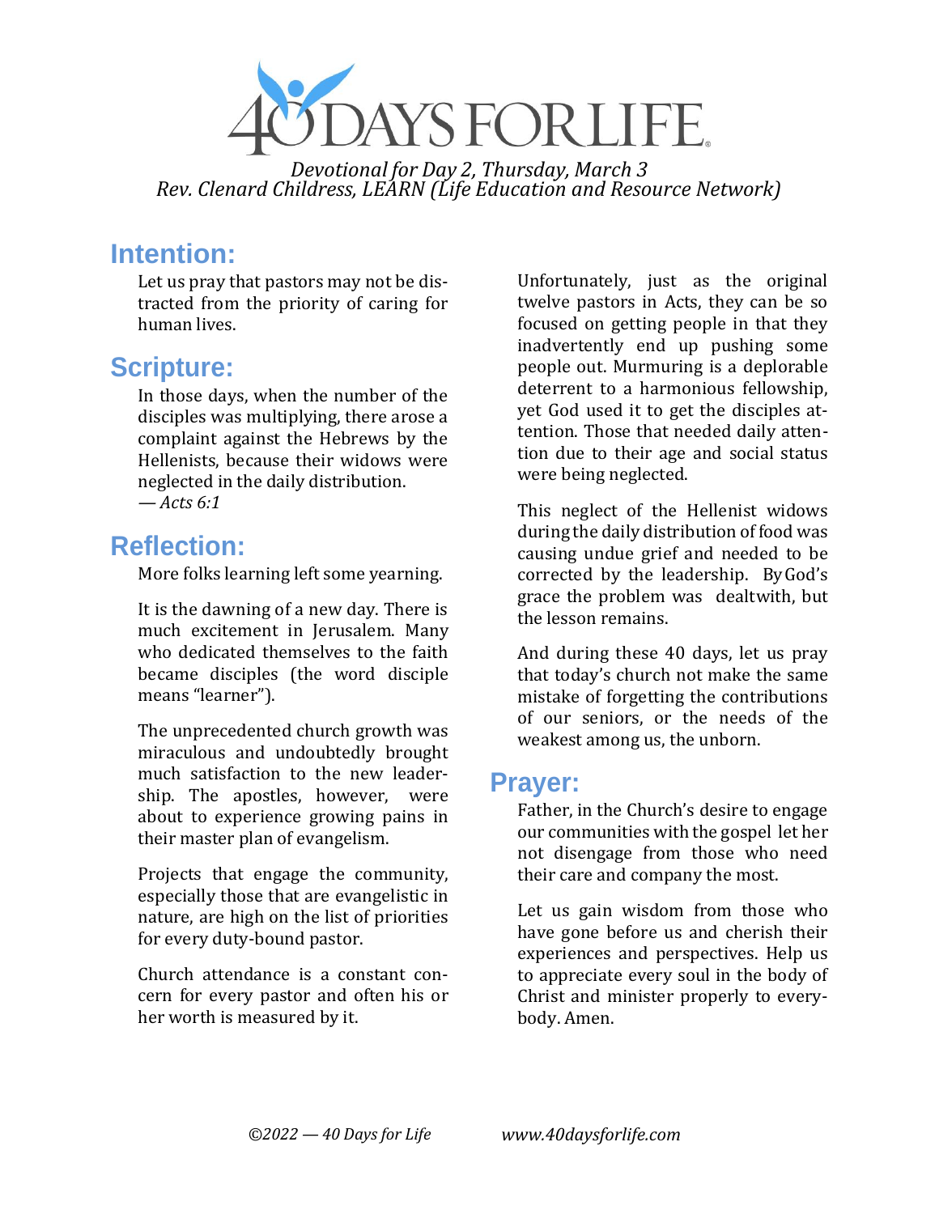# 40 DAYS FOR LIFE

*Devotional for Day 2, Thursday, March 3*
*Rev. Clenard Childress, LEARN (Life Education and Resource Network)*

## Intention:

Let us pray that pastors may not be distracted from the priority of caring for human lives.

## Scripture:

In those days, when the number of the disciples was multiplying, there arose a complaint against the Hebrews by the Hellenists, because their widows were neglected in the daily distribution.
*— Acts 6:1*

## Reflection:

More folks learning left some yearning.

It is the dawning of a new day. There is much excitement in Jerusalem. Many who dedicated themselves to the faith became disciples (the word disciple means "learner").

The unprecedented church growth was miraculous and undoubtedly brought much satisfaction to the new leadership. The apostles, however, were about to experience growing pains in their master plan of evangelism.

Projects that engage the community, especially those that are evangelistic in nature, are high on the list of priorities for every duty-bound pastor.

Church attendance is a constant concern for every pastor and often his or her worth is measured by it.

Unfortunately, just as the original twelve pastors in Acts, they can be so focused on getting people in that they inadvertently end up pushing some people out. Murmuring is a deplorable deterrent to a harmonious fellowship, yet God used it to get the disciples attention. Those that needed daily attention due to their age and social status were being neglected.

This neglect of the Hellenist widows during the daily distribution of food was causing undue grief and needed to be corrected by the leadership. By God's grace the problem was dealt with, but the lesson remains.

And during these 40 days, let us pray that today's church not make the same mistake of forgetting the contributions of our seniors, or the needs of the weakest among us, the unborn.

## Prayer:

Father, in the Church's desire to engage our communities with the gospel let her not disengage from those who need their care and company the most.

Let us gain wisdom from those who have gone before us and cherish their experiences and perspectives. Help us to appreciate every soul in the body of Christ and minister properly to everybody. Amen.

*©2022 — 40 Days for Life* *www.40daysforlife.com*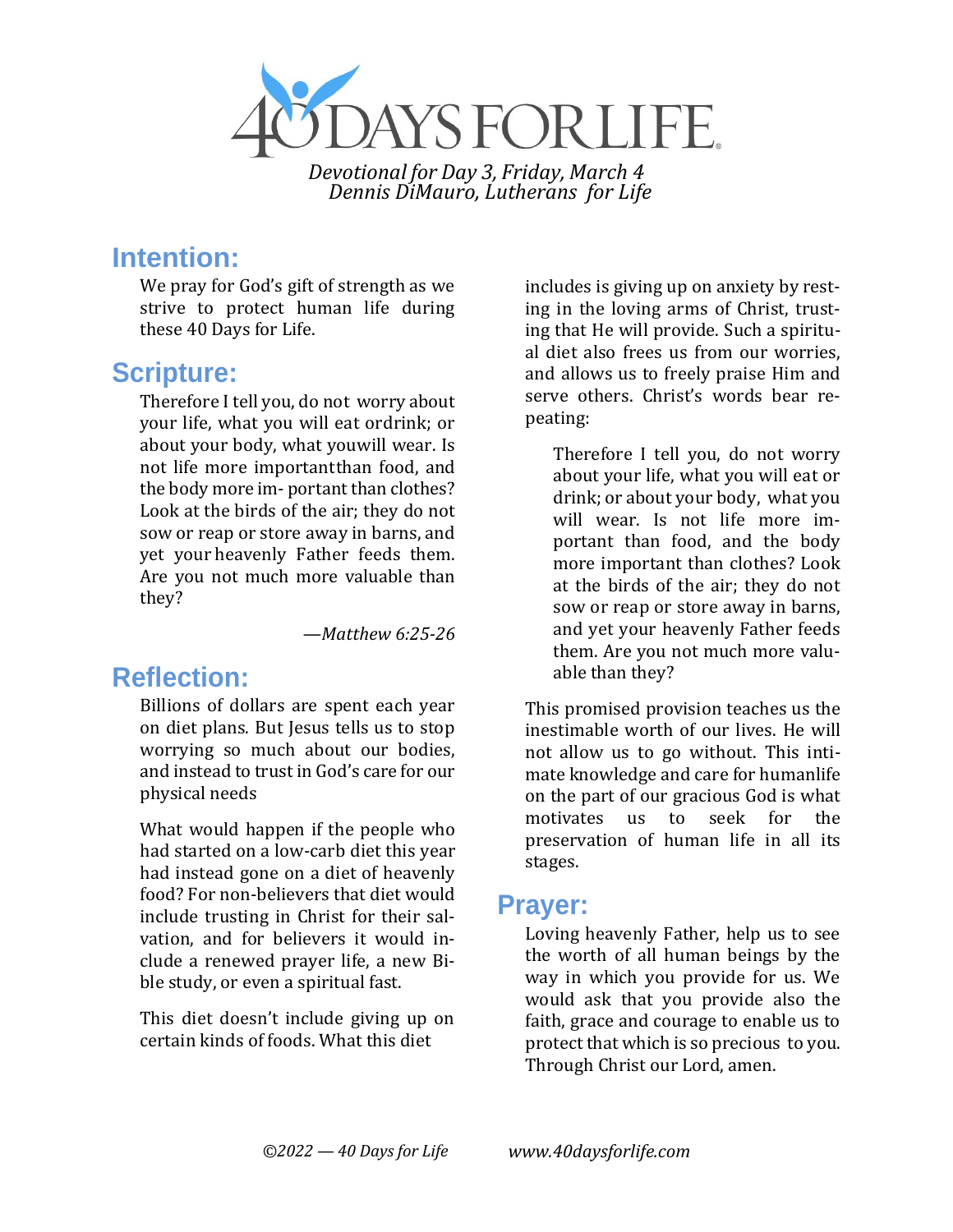# 40 DAYS FOR LIFE

*Devotional for Day 3, Friday, March 4*
*Dennis DiMauro, Lutherans for Life*

## Intention:

We pray for God's gift of strength as we strive to protect human life during these 40 Days for Life.

## Scripture:

Therefore I tell you, do not worry about your life, what you will eat or drink; or about your body, what you will wear. Is not life more important than food, and the body more important than clothes? Look at the birds of the air; they do not sow or reap or store away in barns, and yet your heavenly Father feeds them. Are you not much more valuable than they?

*—Matthew 6:25-26*

## Reflection:

Billions of dollars are spent each year on diet plans. But Jesus tells us to stop worrying so much about our bodies, and instead to trust in God's care for our physical needs

What would happen if the people who had started on a low-carb diet this year had instead gone on a diet of heavenly food? For non-believers that diet would include trusting in Christ for their salvation, and for believers it would include a renewed prayer life, a new Bible study, or even a spiritual fast.

This diet doesn't include giving up on certain kinds of foods. What this diet includes is giving up on anxiety by resting in the loving arms of Christ, trusting that He will provide. Such a spiritual diet also frees us from our worries, and allows us to freely praise Him and serve others. Christ's words bear repeating:

> Therefore I tell you, do not worry about your life, what you will eat or drink; or about your body, what you will wear. Is not life more important than food, and the body more important than clothes? Look at the birds of the air; they do not sow or reap or store away in barns, and yet your heavenly Father feeds them. Are you not much more valuable than they?

This promised provision teaches us the inestimable worth of our lives. He will not allow us to go without. This intimate knowledge and care for human life on the part of our gracious God is what motivates us to seek for the preservation of human life in all its stages.

## Prayer:

Loving heavenly Father, help us to see the worth of all human beings by the way in which you provide for us. We would ask that you provide also the faith, grace and courage to enable us to protect that which is so precious to you. Through Christ our Lord, amen.

*©2022 — 40 Days for Life* *www.40daysforlife.com*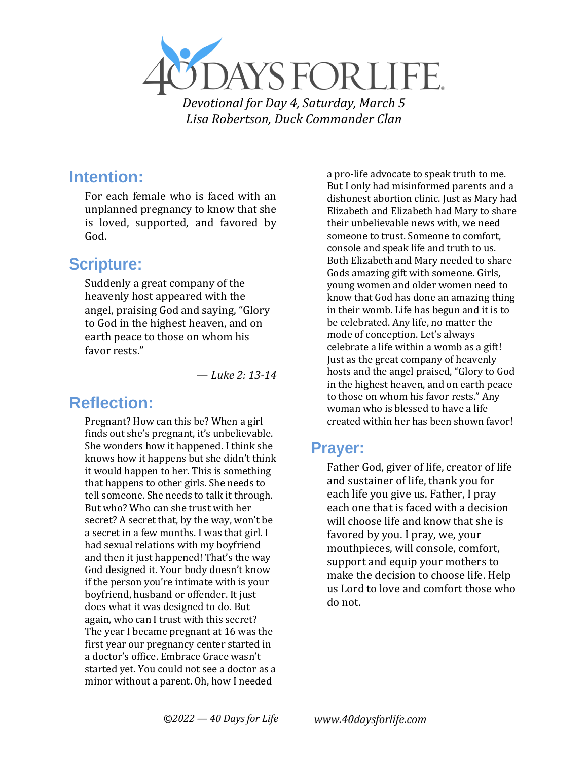# 40 DAYS FOR LIFE

*Devotional for Day 4, Saturday, March 5*
*Lisa Robertson, Duck Commander Clan*

## Intention:

For each female who is faced with an unplanned pregnancy to know that she is loved, supported, and favored by God.

## Scripture:

Suddenly a great company of the heavenly host appeared with the angel, praising God and saying, "Glory to God in the highest heaven, and on earth peace to those on whom his favor rests."

— *Luke 2: 13-14*

## Reflection:

Pregnant? How can this be? When a girl finds out she's pregnant, it's unbelievable. She wonders how it happened. I think she knows how it happens but she didn't think it would happen to her. This is something that happens to other girls. She needs to tell someone. She needs to talk it through. But who? Who can she trust with her secret? A secret that, by the way, won't be a secret in a few months. I was that girl. I had sexual relations with my boyfriend and then it just happened! That's the way God designed it. Your body doesn't know if the person you're intimate with is your boyfriend, husband or offender. It just does what it was designed to do. But again, who can I trust with this secret? The year I became pregnant at 16 was the first year our pregnancy center started in a doctor's office. Embrace Grace wasn't started yet. You could not see a doctor as a minor without a parent. Oh, how I needed a pro-life advocate to speak truth to me. But I only had misinformed parents and a dishonest abortion clinic. Just as Mary had Elizabeth and Elizabeth had Mary to share their unbelievable news with, we need someone to trust. Someone to comfort, console and speak life and truth to us. Both Elizabeth and Mary needed to share Gods amazing gift with someone. Girls, young women and older women need to know that God has done an amazing thing in their womb. Life has begun and it is to be celebrated. Any life, no matter the mode of conception. Let's always celebrate a life within a womb as a gift! Just as the great company of heavenly hosts and the angel praised, "Glory to God in the highest heaven, and on earth peace to those on whom his favor rests." Any woman who is blessed to have a life created within her has been shown favor!

## Prayer:

Father God, giver of life, creator of life and sustainer of life, thank you for each life you give us. Father, I pray each one that is faced with a decision will choose life and know that she is favored by you. I pray, we, your mouthpieces, will console, comfort, support and equip your mothers to make the decision to choose life. Help us Lord to love and comfort those who do not.

*©2022 — 40 Days for Life* *www.40daysforlife.com*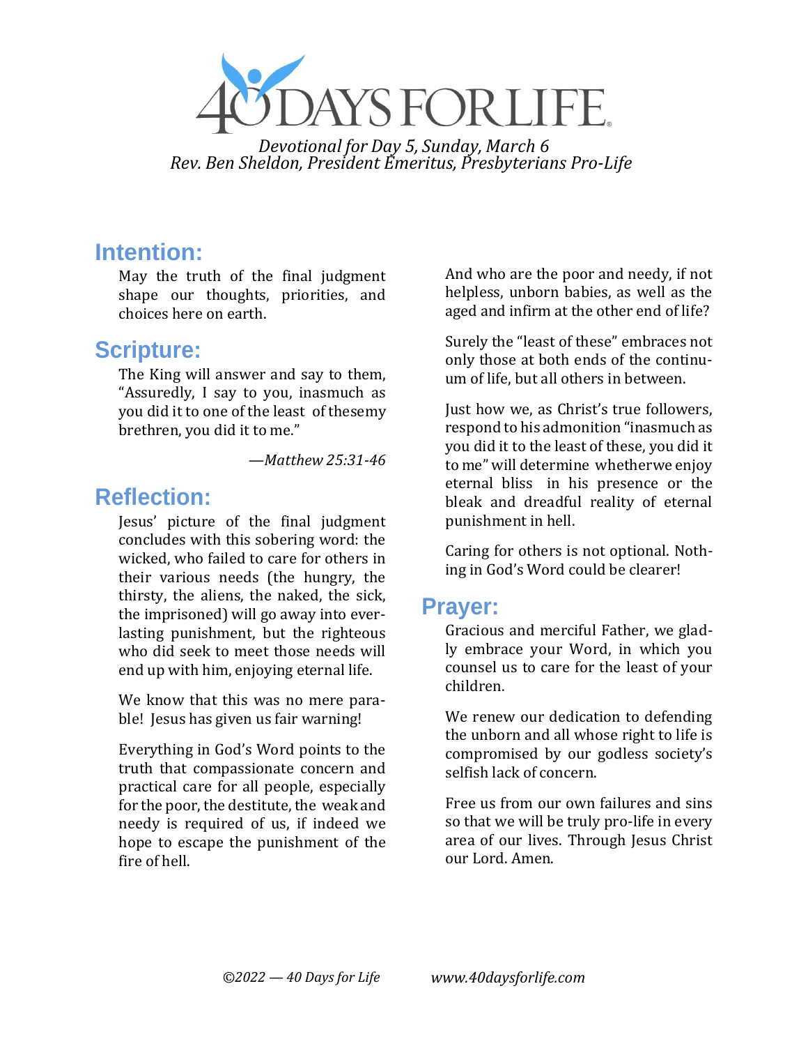# 40 DAYS FOR LIFE

*Devotional for Day 5, Sunday, March 6*
*Rev. Ben Sheldon, President Emeritus, Presbyterians Pro-Life*

## Intention:

May the truth of the final judgment shape our thoughts, priorities, and choices here on earth.

## Scripture:

The King will answer and say to them, "Assuredly, I say to you, inasmuch as you did it to one of the least of thesemy brethren, you did it to me."

—*Matthew 25:31-46*

## Reflection:

Jesus' picture of the final judgment concludes with this sobering word: the wicked, who failed to care for others in their various needs (the hungry, the thirsty, the aliens, the naked, the sick, the imprisoned) will go away into everlasting punishment, but the righteous who did seek to meet those needs will end up with him, enjoying eternal life.

We know that this was no mere parable! Jesus has given us fair warning!

Everything in God's Word points to the truth that compassionate concern and practical care for all people, especially for the poor, the destitute, the weak and needy is required of us, if indeed we hope to escape the punishment of the fire of hell.

And who are the poor and needy, if not helpless, unborn babies, as well as the aged and infirm at the other end of life?

Surely the "least of these" embraces not only those at both ends of the continuum of life, but all others in between.

Just how we, as Christ's true followers, respond to his admonition "inasmuch as you did it to the least of these, you did it to me" will determine whetherwe enjoy eternal bliss in his presence or the bleak and dreadful reality of eternal punishment in hell.

Caring for others is not optional. Nothing in God's Word could be clearer!

## Prayer:

Gracious and merciful Father, we gladly embrace your Word, in which you counsel us to care for the least of your children.

We renew our dedication to defending the unborn and all whose right to life is compromised by our godless society's selfish lack of concern.

Free us from our own failures and sins so that we will be truly pro-life in every area of our lives. Through Jesus Christ our Lord. Amen.

*©2022 — 40 Days for Life* *www.40daysforlife.com*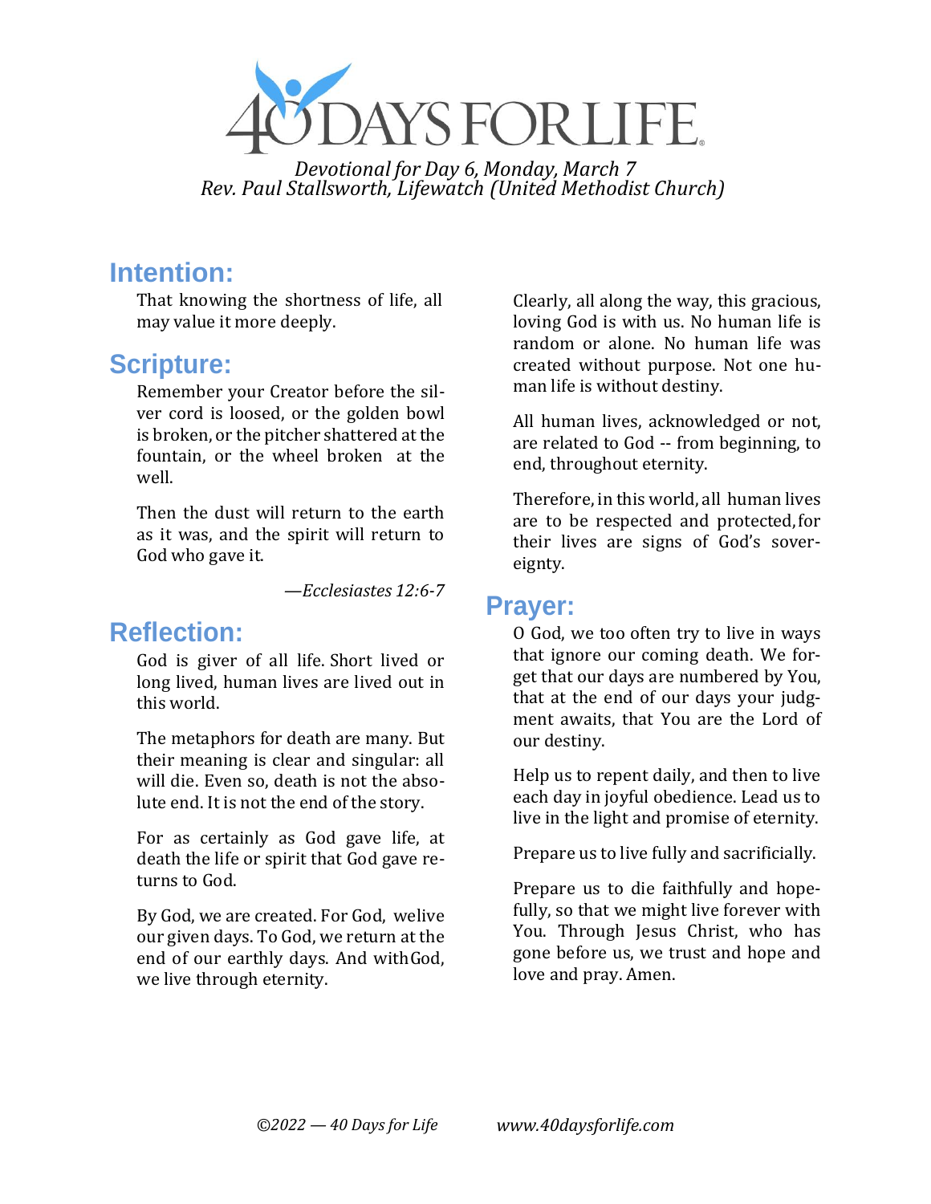# 40 DAYS FOR LIFE

*Devotional for Day 6, Monday, March 7*
*Rev. Paul Stallsworth, Lifewatch (United Methodist Church)*

## Intention:

That knowing the shortness of life, all may value it more deeply.

## Scripture:

Remember your Creator before the silver cord is loosed, or the golden bowl is broken, or the pitcher shattered at the fountain, or the wheel broken at the well.

Then the dust will return to the earth as it was, and the spirit will return to God who gave it.

—*Ecclesiastes 12:6-7*

## Reflection:

God is giver of all life. Short lived or long lived, human lives are lived out in this world.

The metaphors for death are many. But their meaning is clear and singular: all will die. Even so, death is not the absolute end. It is not the end of the story.

For as certainly as God gave life, at death the life or spirit that God gave returns to God.

By God, we are created. For God, welive our given days. To God, we return at the end of our earthly days. And withGod, we live through eternity.

Clearly, all along the way, this gracious, loving God is with us. No human life is random or alone. No human life was created without purpose. Not one human life is without destiny.

All human lives, acknowledged or not, are related to God -- from beginning, to end, throughout eternity.

Therefore, in this world, all human lives are to be respected and protected, for their lives are signs of God's sovereignty.

## Prayer:

O God, we too often try to live in ways that ignore our coming death. We forget that our days are numbered by You, that at the end of our days your judgment awaits, that You are the Lord of our destiny.

Help us to repent daily, and then to live each day in joyful obedience. Lead us to live in the light and promise of eternity.

Prepare us to live fully and sacrificially.

Prepare us to die faithfully and hopefully, so that we might live forever with You. Through Jesus Christ, who has gone before us, we trust and hope and love and pray. Amen.

*©2022 — 40 Days for Life* *www.40daysforlife.com*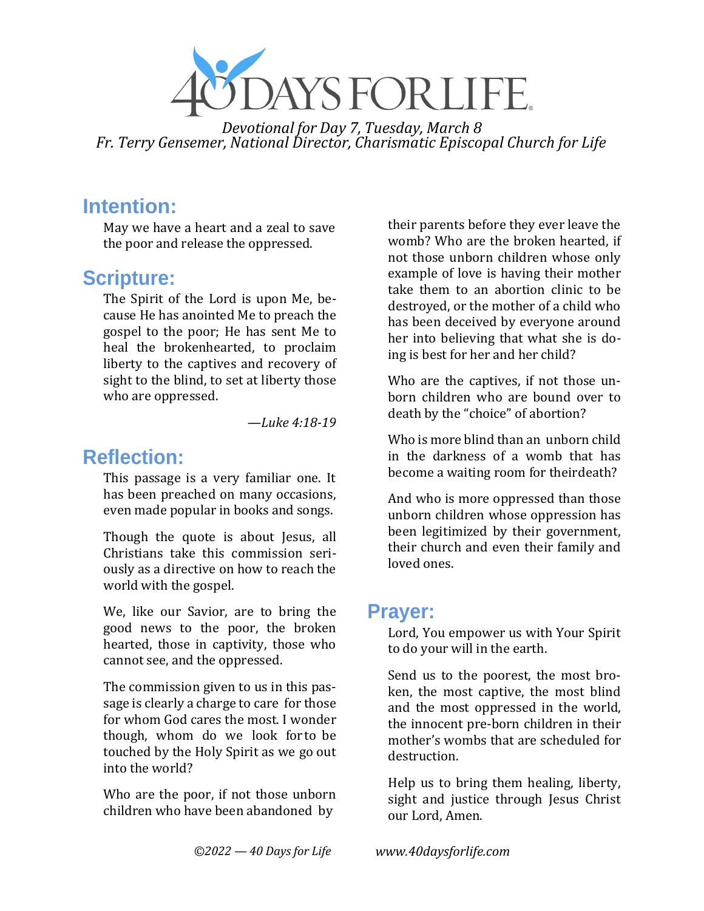# 40 DAYS FOR LIFE

*Devotional for Day 7, Tuesday, March 8*
*Fr. Terry Gensemer, National Director, Charismatic Episcopal Church for Life*

## Intention:

May we have a heart and a zeal to save the poor and release the oppressed.

## Scripture:

The Spirit of the Lord is upon Me, because He has anointed Me to preach the gospel to the poor; He has sent Me to heal the brokenhearted, to proclaim liberty to the captives and recovery of sight to the blind, to set at liberty those who are oppressed.

*—Luke 4:18-19*

## Reflection:

This passage is a very familiar one. It has been preached on many occasions, even made popular in books and songs.

Though the quote is about Jesus, all Christians take this commission seriously as a directive on how to reach the world with the gospel.

We, like our Savior, are to bring the good news to the poor, the broken hearted, those in captivity, those who cannot see, and the oppressed.

The commission given to us in this passage is clearly a charge to care for those for whom God cares the most. I wonder though, whom do we look for to be touched by the Holy Spirit as we go out into the world?

Who are the poor, if not those unborn children who have been abandoned by their parents before they ever leave the womb? Who are the broken hearted, if not those unborn children whose only example of love is having their mother take them to an abortion clinic to be destroyed, or the mother of a child who has been deceived by everyone around her into believing that what she is doing is best for her and her child?

Who are the captives, if not those unborn children who are bound over to death by the "choice" of abortion?

Who is more blind than an unborn child in the darkness of a womb that has become a waiting room for theirdeath?

And who is more oppressed than those unborn children whose oppression has been legitimized by their government, their church and even their family and loved ones.

## Prayer:

Lord, You empower us with Your Spirit to do your will in the earth.

Send us to the poorest, the most broken, the most captive, the most blind and the most oppressed in the world, the innocent pre-born children in their mother's wombs that are scheduled for destruction.

Help us to bring them healing, liberty, sight and justice through Jesus Christ our Lord, Amen.

*©2022 — 40 Days for Life* *www.40daysforlife.com*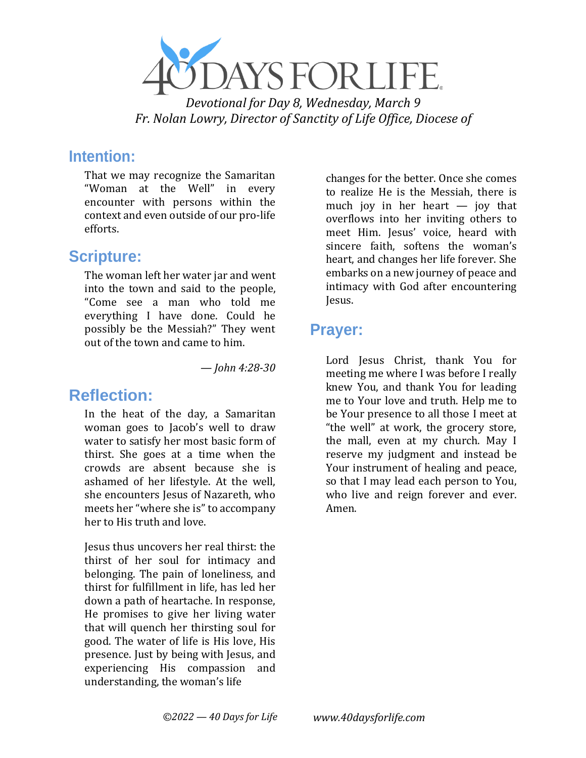*Devotional for Day 8, Wednesday, March 9*
*Fr. Nolan Lowry, Director of Sanctity of Life Office, Diocese of*

## Intention:

That we may recognize the Samaritan "Woman at the Well" in every encounter with persons within the context and even outside of our pro-life efforts.

## Scripture:

The woman left her water jar and went into the town and said to the people, "Come see a man who told me everything I have done. Could he possibly be the Messiah?" They went out of the town and came to him.

*— John 4:28-30*

## Reflection:

In the heat of the day, a Samaritan woman goes to Jacob's well to draw water to satisfy her most basic form of thirst. She goes at a time when the crowds are absent because she is ashamed of her lifestyle. At the well, she encounters Jesus of Nazareth, who meets her "where she is" to accompany her to His truth and love.

Jesus thus uncovers her real thirst: the thirst of her soul for intimacy and belonging. The pain of loneliness, and thirst for fulfillment in life, has led her down a path of heartache. In response, He promises to give her living water that will quench her thirsting soul for good. The water of life is His love, His presence. Just by being with Jesus, and experiencing His compassion and understanding, the woman's life changes for the better. Once she comes to realize He is the Messiah, there is much joy in her heart — joy that overflows into her inviting others to meet Him. Jesus' voice, heard with sincere faith, softens the woman's heart, and changes her life forever. She embarks on a new journey of peace and intimacy with God after encountering Jesus.

## Prayer:

Lord Jesus Christ, thank You for meeting me where I was before I really knew You, and thank You for leading me to Your love and truth. Help me to be Your presence to all those I meet at "the well" at work, the grocery store, the mall, even at my church. May I reserve my judgment and instead be Your instrument of healing and peace, so that I may lead each person to You, who live and reign forever and ever. Amen.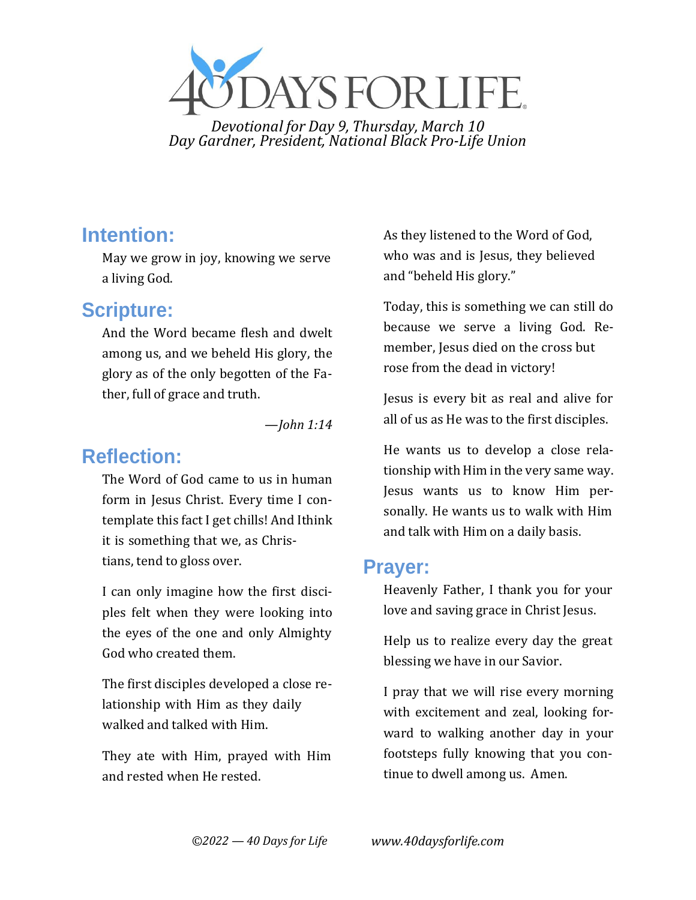*Devotional for Day 9, Thursday, March 10*
*Day Gardner, President, National Black Pro-Life Union*

## Intention:

May we grow in joy, knowing we serve a living God.

## Scripture:

And the Word became flesh and dwelt among us, and we beheld His glory, the glory as of the only begotten of the Father, full of grace and truth.

*—John 1:14*

## Reflection:

The Word of God came to us in human form in Jesus Christ. Every time I contemplate this fact I get chills! And Ithink it is something that we, as Christians, tend to gloss over.

I can only imagine how the first disciples felt when they were looking into the eyes of the one and only Almighty God who created them.

The first disciples developed a close relationship with Him as they daily walked and talked with Him.

They ate with Him, prayed with Him and rested when He rested.

As they listened to the Word of God, who was and is Jesus, they believed and "beheld His glory."

Today, this is something we can still do because we serve a living God. Remember, Jesus died on the cross but rose from the dead in victory!

Jesus is every bit as real and alive for all of us as He was to the first disciples.

He wants us to develop a close relationship with Him in the very same way. Jesus wants us to know Him personally. He wants us to walk with Him and talk with Him on a daily basis.

## Prayer:

Heavenly Father, I thank you for your love and saving grace in Christ Jesus.

Help us to realize every day the great blessing we have in our Savior.

I pray that we will rise every morning with excitement and zeal, looking forward to walking another day in your footsteps fully knowing that you continue to dwell among us. Amen.

*©2022 — 40 Days for Life* *www.40daysforlife.com*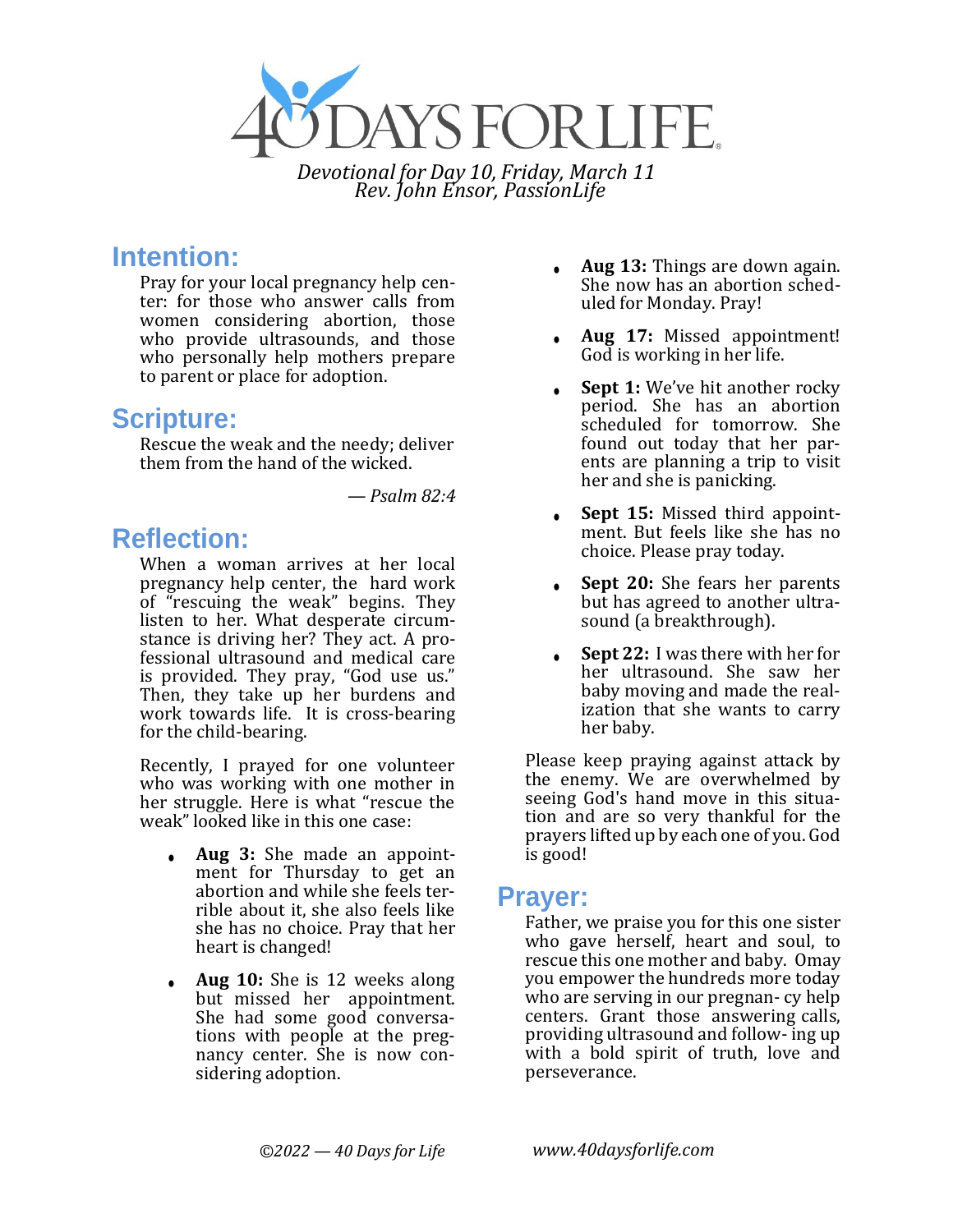# 40 DAYS FOR LIFE

*Devotional for Day 10, Friday, March 11*
*Rev. John Ensor, PassionLife*

## Intention:

Pray for your local pregnancy help center: for those who answer calls from women considering abortion, those who provide ultrasounds, and those who personally help mothers prepare to parent or place for adoption.

## Scripture:

Rescue the weak and the needy; deliver them from the hand of the wicked.

*— Psalm 82:4*

## Reflection:

When a woman arrives at her local pregnancy help center, the hard work of "rescuing the weak" begins. They listen to her. What desperate circumstance is driving her? They act. A professional ultrasound and medical care is provided. They pray, "God use us." Then, they take up her burdens and work towards life. It is cross-bearing for the child-bearing.

Recently, I prayed for one volunteer who was working with one mother in her struggle. Here is what "rescue the weak" looked like in this one case:

- **Aug 3:** She made an appointment for Thursday to get an abortion and while she feels terrible about it, she also feels like she has no choice. Pray that her heart is changed!
- **Aug 10:** She is 12 weeks along but missed her appointment. She had some good conversations with people at the pregnancy center. She is now considering adoption.
- **Aug 13:** Things are down again. She now has an abortion scheduled for Monday. Pray!
- **Aug 17:** Missed appointment! God is working in her life.
- **Sept 1:** We've hit another rocky period. She has an abortion scheduled for tomorrow. She found out today that her parents are planning a trip to visit her and she is panicking.
- **Sept 15:** Missed third appointment. But feels like she has no choice. Please pray today.
- **Sept 20:** She fears her parents but has agreed to another ultrasound (a breakthrough).
- **Sept 22:** I was there with her for her ultrasound. She saw her baby moving and made the realization that she wants to carry her baby.

Please keep praying against attack by the enemy. We are overwhelmed by seeing God's hand move in this situation and are so very thankful for the prayers lifted up by each one of you. God is good!

## Prayer:

Father, we praise you for this one sister who gave herself, heart and soul, to rescue this one mother and baby. Omay you empower the hundreds more today who are serving in our pregnan- cy help centers. Grant those answering calls, providing ultrasound and follow- ing up with a bold spirit of truth, love and perseverance.

*©2022 — 40 Days for Life* *www.40daysforlife.com*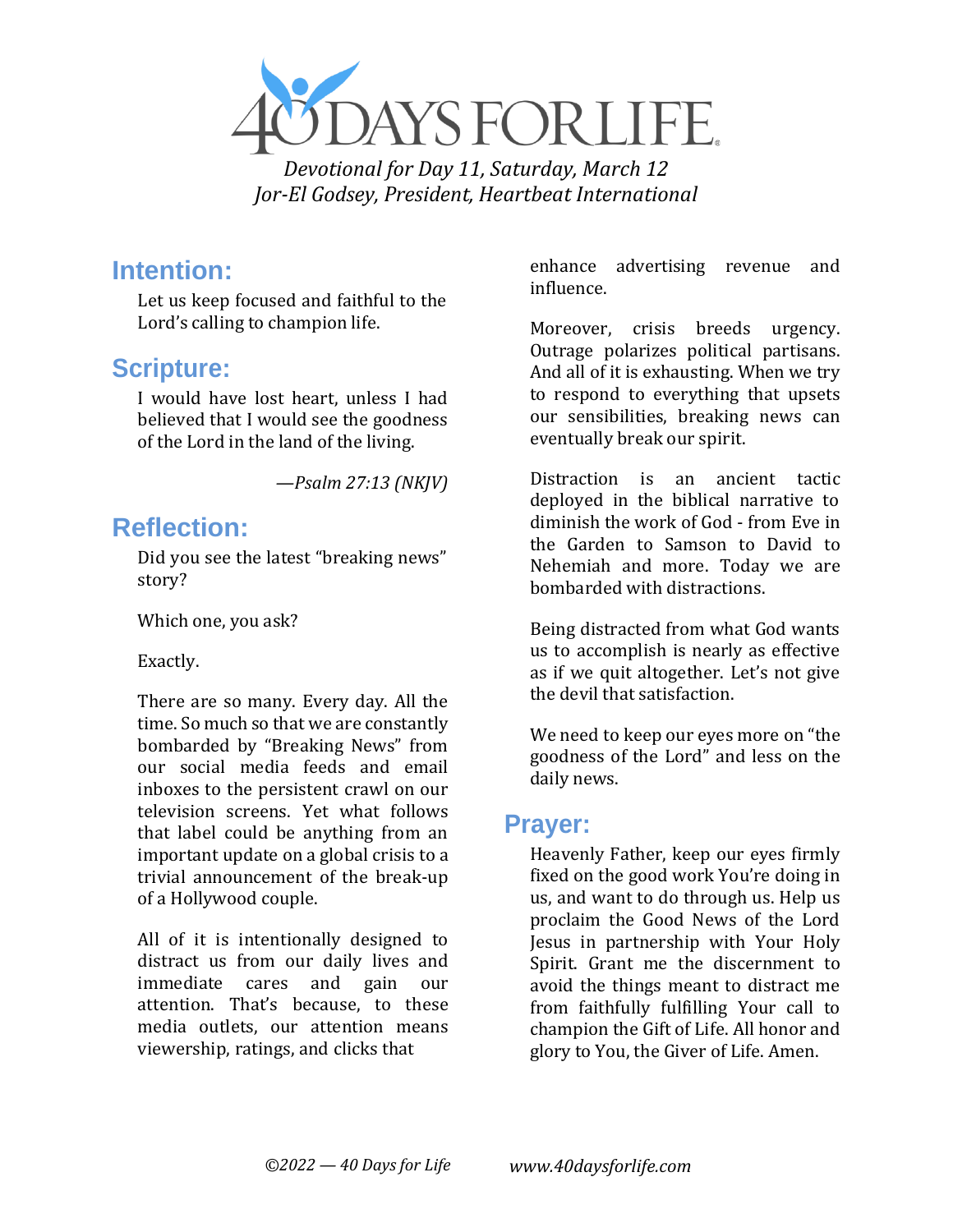*Devotional for Day 11, Saturday, March 12*
*Jor-El Godsey, President, Heartbeat International*

## Intention:

Let us keep focused and faithful to the Lord's calling to champion life.

## Scripture:

I would have lost heart, unless I had believed that I would see the goodness of the Lord in the land of the living.

*—Psalm 27:13 (NKJV)*

## Reflection:

Did you see the latest "breaking news" story?

Which one, you ask?

Exactly.

There are so many. Every day. All the time. So much so that we are constantly bombarded by "Breaking News" from our social media feeds and email inboxes to the persistent crawl on our television screens. Yet what follows that label could be anything from an important update on a global crisis to a trivial announcement of the break-up of a Hollywood couple.

All of it is intentionally designed to distract us from our daily lives and immediate cares and gain our attention. That's because, to these media outlets, our attention means viewership, ratings, and clicks that enhance advertising revenue and influence.

Moreover, crisis breeds urgency. Outrage polarizes political partisans. And all of it is exhausting. When we try to respond to everything that upsets our sensibilities, breaking news can eventually break our spirit.

Distraction is an ancient tactic deployed in the biblical narrative to diminish the work of God - from Eve in the Garden to Samson to David to Nehemiah and more. Today we are bombarded with distractions.

Being distracted from what God wants us to accomplish is nearly as effective as if we quit altogether. Let's not give the devil that satisfaction.

We need to keep our eyes more on "the goodness of the Lord" and less on the daily news.

## Prayer:

Heavenly Father, keep our eyes firmly fixed on the good work You're doing in us, and want to do through us. Help us proclaim the Good News of the Lord Jesus in partnership with Your Holy Spirit. Grant me the discernment to avoid the things meant to distract me from faithfully fulfilling Your call to champion the Gift of Life. All honor and glory to You, the Giver of Life. Amen.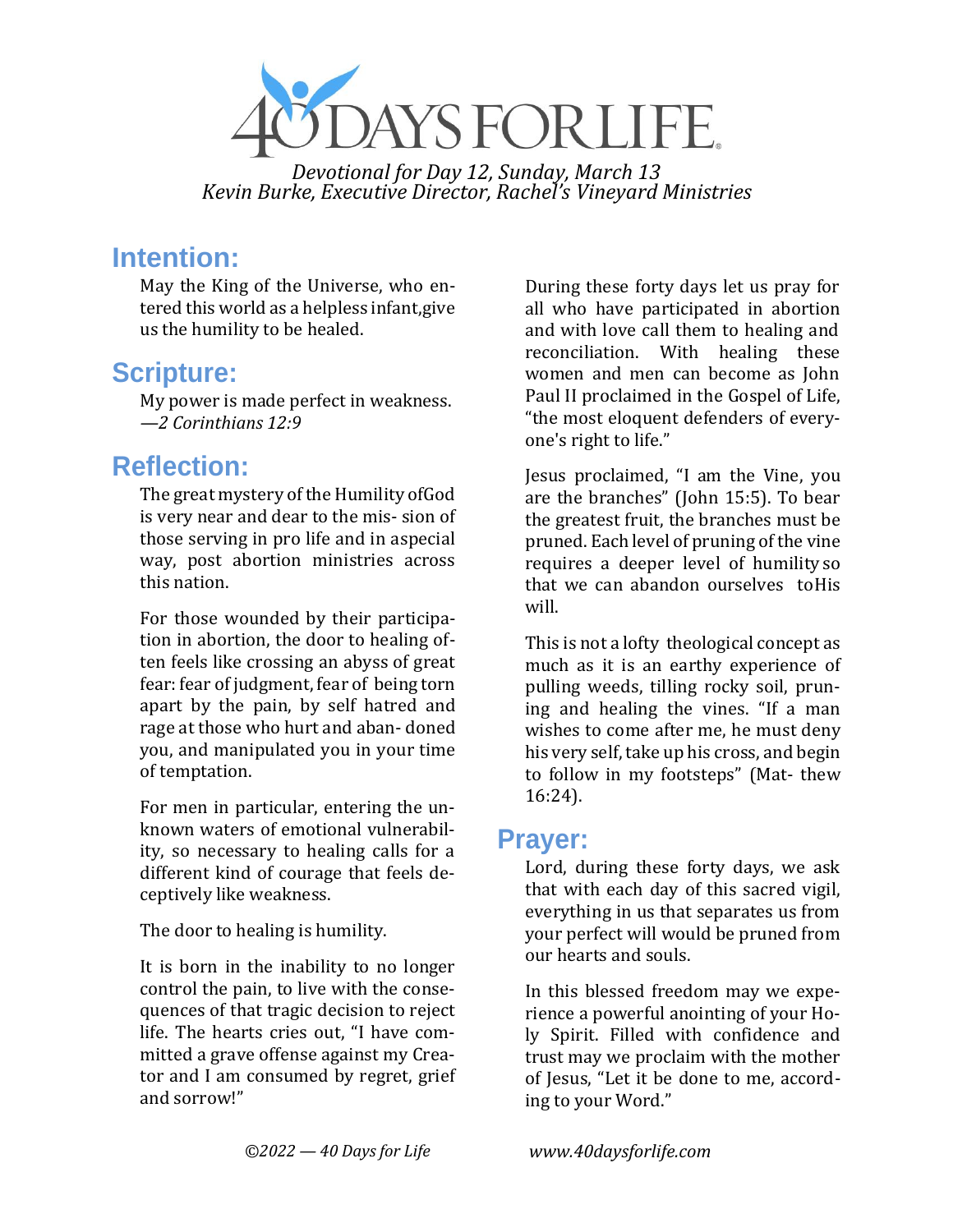# 40 DAYS FOR LIFE

*Devotional for Day 12, Sunday, March 13*
*Kevin Burke, Executive Director, Rachel's Vineyard Ministries*

## Intention:

May the King of the Universe, who entered this world as a helpless infant,give us the humility to be healed.

## Scripture:

My power is made perfect in weakness.
*—2 Corinthians 12:9*

## Reflection:

The great mystery of the Humility ofGod is very near and dear to the mis- sion of those serving in pro life and in aspecial way, post abortion ministries across this nation.

For those wounded by their participation in abortion, the door to healing often feels like crossing an abyss of great fear: fear of judgment, fear of being torn apart by the pain, by self hatred and rage at those who hurt and aban- doned you, and manipulated you in your time of temptation.

For men in particular, entering the unknown waters of emotional vulnerability, so necessary to healing calls for a different kind of courage that feels deceptively like weakness.

The door to healing is humility.

It is born in the inability to no longer control the pain, to live with the consequences of that tragic decision to reject life. The hearts cries out, "I have committed a grave offense against my Creator and I am consumed by regret, grief and sorrow!"

During these forty days let us pray for all who have participated in abortion and with love call them to healing and reconciliation. With healing these women and men can become as John Paul II proclaimed in the Gospel of Life, "the most eloquent defenders of everyone's right to life."

Jesus proclaimed, "I am the Vine, you are the branches" (John 15:5). To bear the greatest fruit, the branches must be pruned. Each level of pruning of the vine requires a deeper level of humility so that we can abandon ourselves toHis will.

This is not a lofty theological concept as much as it is an earthy experience of pulling weeds, tilling rocky soil, pruning and healing the vines. "If a man wishes to come after me, he must deny his very self, take up his cross, and begin to follow in my footsteps" (Mat- thew 16:24).

## Prayer:

Lord, during these forty days, we ask that with each day of this sacred vigil, everything in us that separates us from your perfect will would be pruned from our hearts and souls.

In this blessed freedom may we experience a powerful anointing of your Holy Spirit. Filled with confidence and trust may we proclaim with the mother of Jesus, "Let it be done to me, according to your Word."

*©2022 — 40 Days for Life* *www.40daysforlife.com*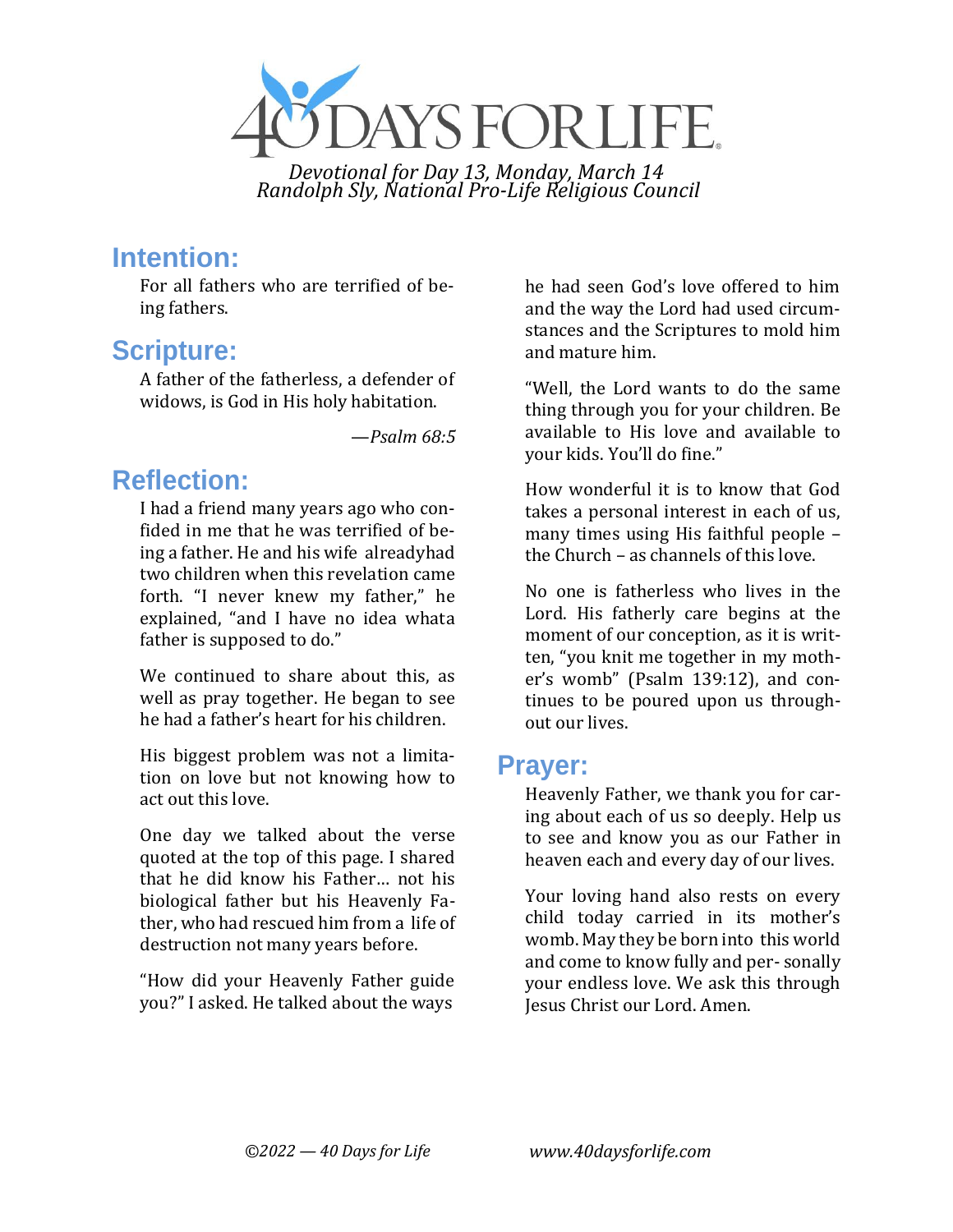# 40 DAYS FOR LIFE

*Devotional for Day 13, Monday, March 14*
*Randolph Sly, National Pro-Life Religious Council*

## Intention:

For all fathers who are terrified of being fathers.

## Scripture:

A father of the fatherless, a defender of widows, is God in His holy habitation.

*—Psalm 68:5*

## Reflection:

I had a friend many years ago who confided in me that he was terrified of being a father. He and his wife alreadyhad two children when this revelation came forth. "I never knew my father," he explained, "and I have no idea whata father is supposed to do."

We continued to share about this, as well as pray together. He began to see he had a father's heart for his children.

His biggest problem was not a limitation on love but not knowing how to act out this love.

One day we talked about the verse quoted at the top of this page. I shared that he did know his Father… not his biological father but his Heavenly Father, who had rescued him from a life of destruction not many years before.

"How did your Heavenly Father guide you?" I asked. He talked about the ways he had seen God's love offered to him and the way the Lord had used circumstances and the Scriptures to mold him and mature him.

"Well, the Lord wants to do the same thing through you for your children. Be available to His love and available to your kids. You'll do fine."

How wonderful it is to know that God takes a personal interest in each of us, many times using His faithful people – the Church – as channels of this love.

No one is fatherless who lives in the Lord. His fatherly care begins at the moment of our conception, as it is written, "you knit me together in my mother's womb" (Psalm 139:12), and continues to be poured upon us throughout our lives.

## Prayer:

Heavenly Father, we thank you for caring about each of us so deeply. Help us to see and know you as our Father in heaven each and every day of our lives.

Your loving hand also rests on every child today carried in its mother's womb. May they be born into this world and come to know fully and personally your endless love. We ask this through Jesus Christ our Lord. Amen.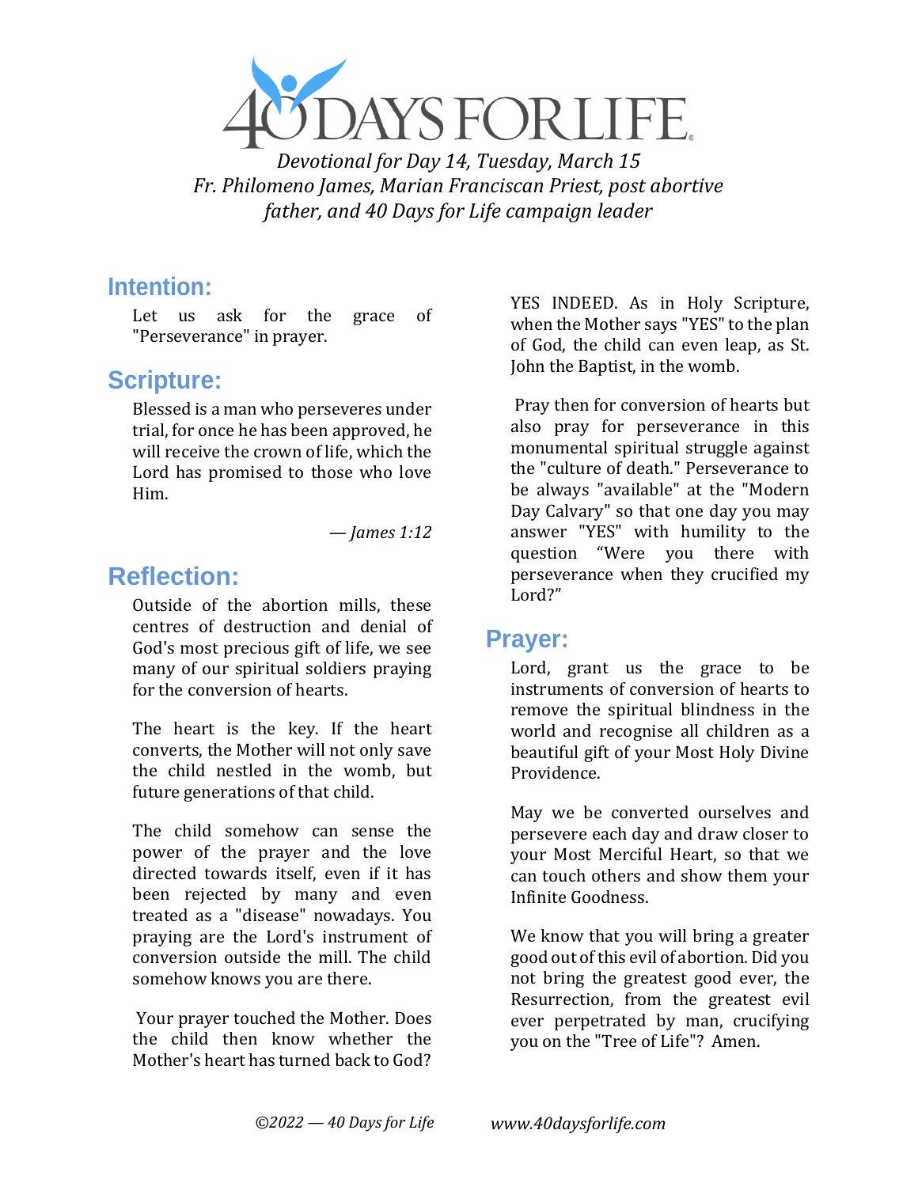# 40 DAYS FOR LIFE

*Devotional for Day 14, Tuesday, March 15*
*Fr. Philomeno James, Marian Franciscan Priest, post abortive father, and 40 Days for Life campaign leader*

## Intention:

Let us ask for the grace of "Perseverance" in prayer.

## Scripture:

Blessed is a man who perseveres under trial, for once he has been approved, he will receive the crown of life, which the Lord has promised to those who love Him.

*— James 1:12*

## Reflection:

Outside of the abortion mills, these centres of destruction and denial of God's most precious gift of life, we see many of our spiritual soldiers praying for the conversion of hearts.

The heart is the key. If the heart converts, the Mother will not only save the child nestled in the womb, but future generations of that child.

The child somehow can sense the power of the prayer and the love directed towards itself, even if it has been rejected by many and even treated as a "disease" nowadays. You praying are the Lord's instrument of conversion outside the mill. The child somehow knows you are there.

Your prayer touched the Mother. Does the child then know whether the Mother's heart has turned back to God?

YES INDEED. As in Holy Scripture, when the Mother says "YES" to the plan of God, the child can even leap, as St. John the Baptist, in the womb.

Pray then for conversion of hearts but also pray for perseverance in this monumental spiritual struggle against the "culture of death." Perseverance to be always "available" at the "Modern Day Calvary" so that one day you may answer "YES" with humility to the question "Were you there with perseverance when they crucified my Lord?"

## Prayer:

Lord, grant us the grace to be instruments of conversion of hearts to remove the spiritual blindness in the world and recognise all children as a beautiful gift of your Most Holy Divine Providence.

May we be converted ourselves and persevere each day and draw closer to your Most Merciful Heart, so that we can touch others and show them your Infinite Goodness.

We know that you will bring a greater good out of this evil of abortion. Did you not bring the greatest good ever, the Resurrection, from the greatest evil ever perpetrated by man, crucifying you on the "Tree of Life"? Amen.

*©2022 — 40 Days for Life* *www.40daysforlife.com*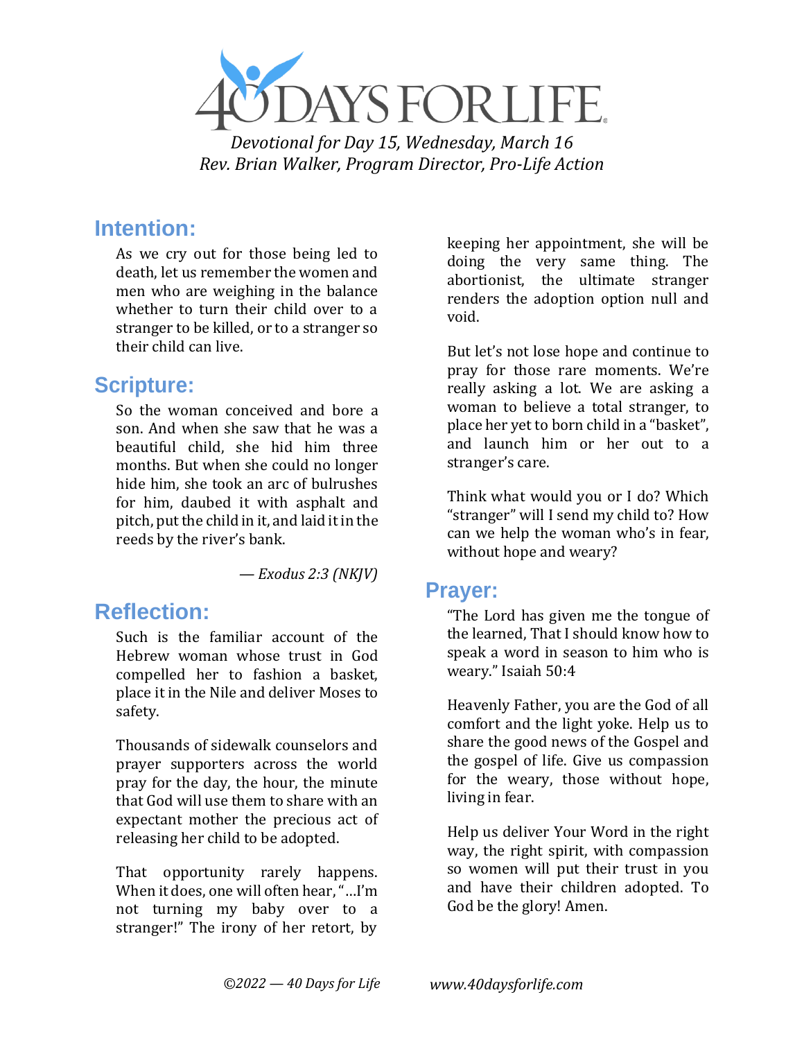# 40 DAYS FOR LIFE

*Devotional for Day 15, Wednesday, March 16*
*Rev. Brian Walker, Program Director, Pro-Life Action*

## Intention:

As we cry out for those being led to death, let us remember the women and men who are weighing in the balance whether to turn their child over to a stranger to be killed, or to a stranger so their child can live.

## Scripture:

So the woman conceived and bore a son. And when she saw that he was a beautiful child, she hid him three months. But when she could no longer hide him, she took an arc of bulrushes for him, daubed it with asphalt and pitch, put the child in it, and laid it in the reeds by the river's bank.

*— Exodus 2:3 (NKJV)*

## Reflection:

Such is the familiar account of the Hebrew woman whose trust in God compelled her to fashion a basket, place it in the Nile and deliver Moses to safety.

Thousands of sidewalk counselors and prayer supporters across the world pray for the day, the hour, the minute that God will use them to share with an expectant mother the precious act of releasing her child to be adopted.

That opportunity rarely happens. When it does, one will often hear, "…I'm not turning my baby over to a stranger!" The irony of her retort, by keeping her appointment, she will be doing the very same thing. The abortionist, the ultimate stranger renders the adoption option null and void.

But let's not lose hope and continue to pray for those rare moments. We're really asking a lot. We are asking a woman to believe a total stranger, to place her yet to born child in a "basket", and launch him or her out to a stranger's care.

Think what would you or I do? Which "stranger" will I send my child to? How can we help the woman who's in fear, without hope and weary?

## Prayer:

"The Lord has given me the tongue of the learned, That I should know how to speak a word in season to him who is weary." Isaiah 50:4

Heavenly Father, you are the God of all comfort and the light yoke. Help us to share the good news of the Gospel and the gospel of life. Give us compassion for the weary, those without hope, living in fear.

Help us deliver Your Word in the right way, the right spirit, with compassion so women will put their trust in you and have their children adopted. To God be the glory! Amen.

*©2022 — 40 Days for Life* *www.40daysforlife.com*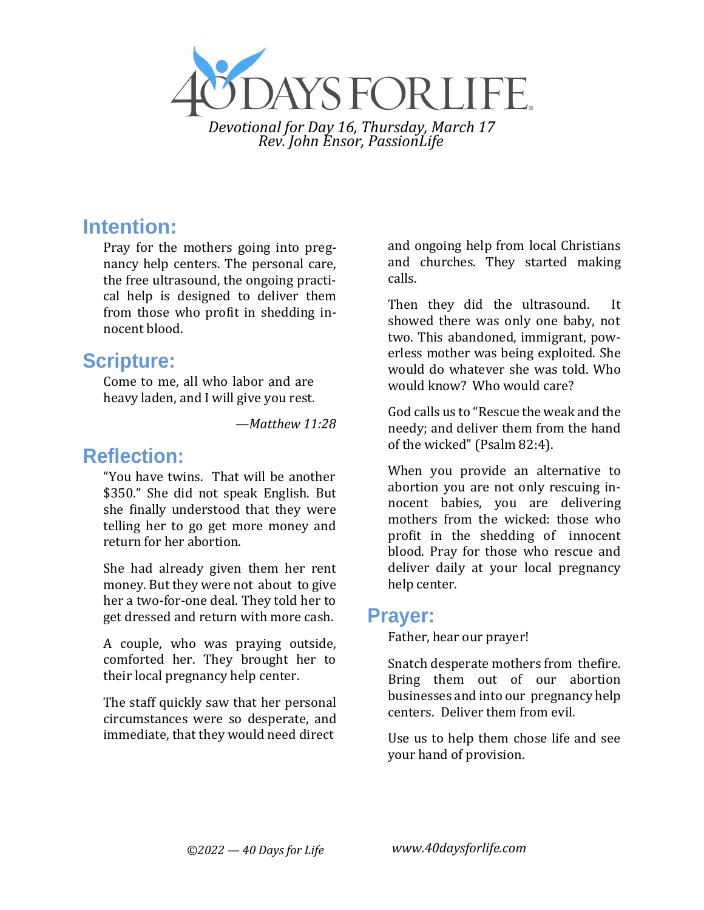# 40 DAYS FOR LIFE

*Devotional for Day 16, Thursday, March 17*
*Rev. John Ensor, PassionLife*

## Intention:

Pray for the mothers going into pregnancy help centers. The personal care, the free ultrasound, the ongoing practical help is designed to deliver them from those who profit in shedding innocent blood.

## Scripture:

Come to me, all who labor and are heavy laden, and I will give you rest.

*—Matthew 11:28*

## Reflection:

"You have twins. That will be another $350." She did not speak English. But she finally understood that they were telling her to go get more money and return for her abortion.

She had already given them her rent money. But they were not about to give her a two-for-one deal. They told her to get dressed and return with more cash.

A couple, who was praying outside, comforted her. They brought her to their local pregnancy help center.

The staff quickly saw that her personal circumstances were so desperate, and immediate, that they would need direct and ongoing help from local Christians and churches. They started making calls.

Then they did the ultrasound. It showed there was only one baby, not two. This abandoned, immigrant, powerless mother was being exploited. She would do whatever she was told. Who would know? Who would care?

God calls us to "Rescue the weak and the needy; and deliver them from the hand of the wicked" (Psalm 82:4).

When you provide an alternative to abortion you are not only rescuing innocent babies, you are delivering mothers from the wicked: those who profit in the shedding of innocent blood. Pray for those who rescue and deliver daily at your local pregnancy help center.

## Prayer:

Father, hear our prayer!

Snatch desperate mothers from thefire. Bring them out of our abortion businesses and into our pregnancy help centers. Deliver them from evil.

Use us to help them chose life and see your hand of provision.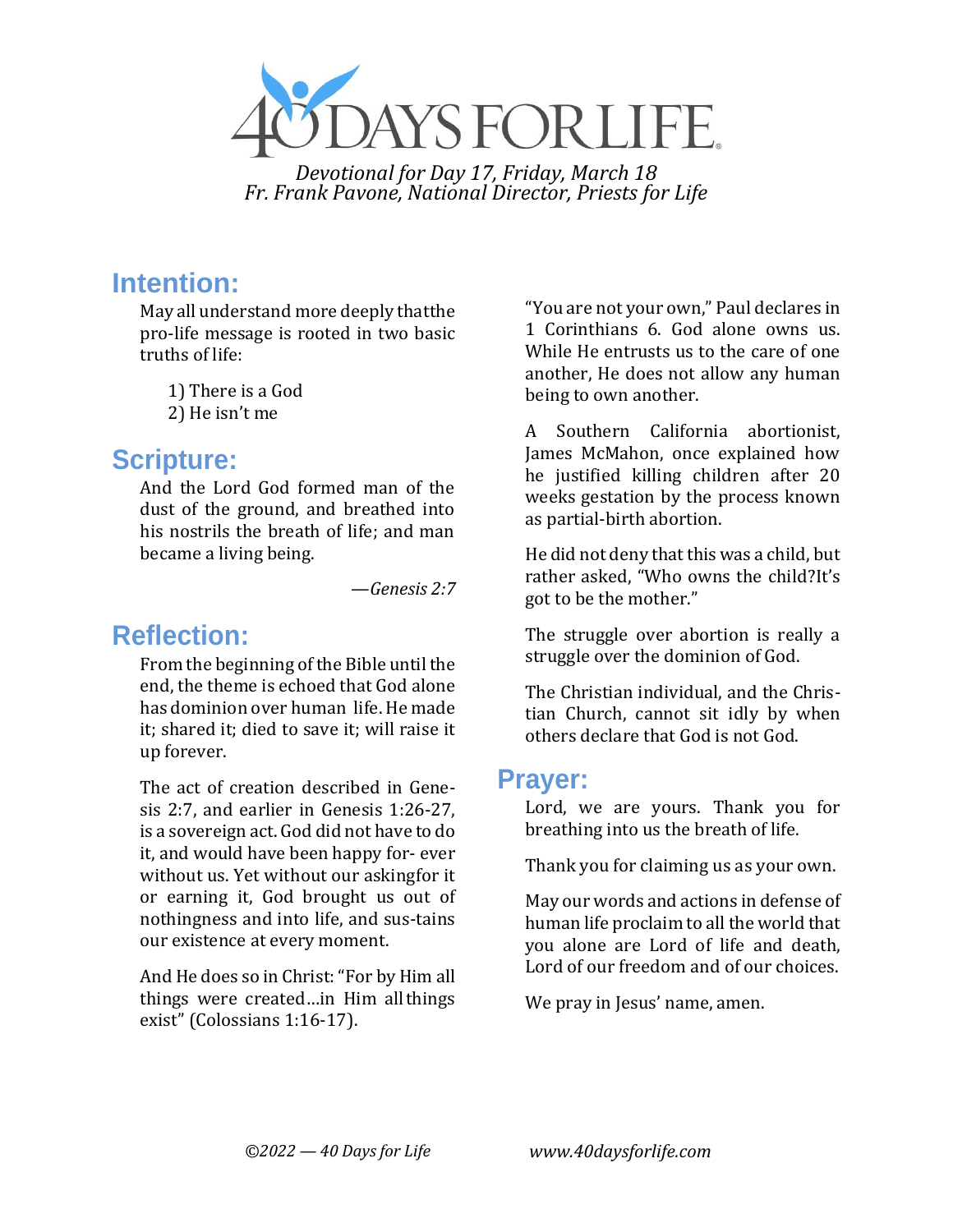# 40 DAYS FOR LIFE

*Devotional for Day 17, Friday, March 18*
*Fr. Frank Pavone, National Director, Priests for Life*

## Intention:

May all understand more deeply thatthe pro-life message is rooted in two basic truths of life:

1) There is a God
2) He isn't me

## Scripture:

And the Lord God formed man of the dust of the ground, and breathed into his nostrils the breath of life; and man became a living being.

—*Genesis 2:7*

## Reflection:

From the beginning of the Bible until the end, the theme is echoed that God alone has dominion over human life. He made it; shared it; died to save it; will raise it up forever.

The act of creation described in Genesis 2:7, and earlier in Genesis 1:26-27, is a sovereign act. God did not have to do it, and would have been happy for- ever without us. Yet without our askingfor it or earning it, God brought us out of nothingness and into life, and sus-tains our existence at every moment.

And He does so in Christ: "For by Him all things were created…in Him all things exist" (Colossians 1:16-17).

"You are not your own," Paul declares in 1 Corinthians 6. God alone owns us. While He entrusts us to the care of one another, He does not allow any human being to own another.

A Southern California abortionist, James McMahon, once explained how he justified killing children after 20 weeks gestation by the process known as partial-birth abortion.

He did not deny that this was a child, but rather asked, "Who owns the child?It's got to be the mother."

The struggle over abortion is really a struggle over the dominion of God.

The Christian individual, and the Christian Church, cannot sit idly by when others declare that God is not God.

## Prayer:

Lord, we are yours. Thank you for breathing into us the breath of life.

Thank you for claiming us as your own.

May our words and actions in defense of human life proclaim to all the world that you alone are Lord of life and death, Lord of our freedom and of our choices.

We pray in Jesus' name, amen.

*©2022 — 40 Days for Life* *www.40daysforlife.com*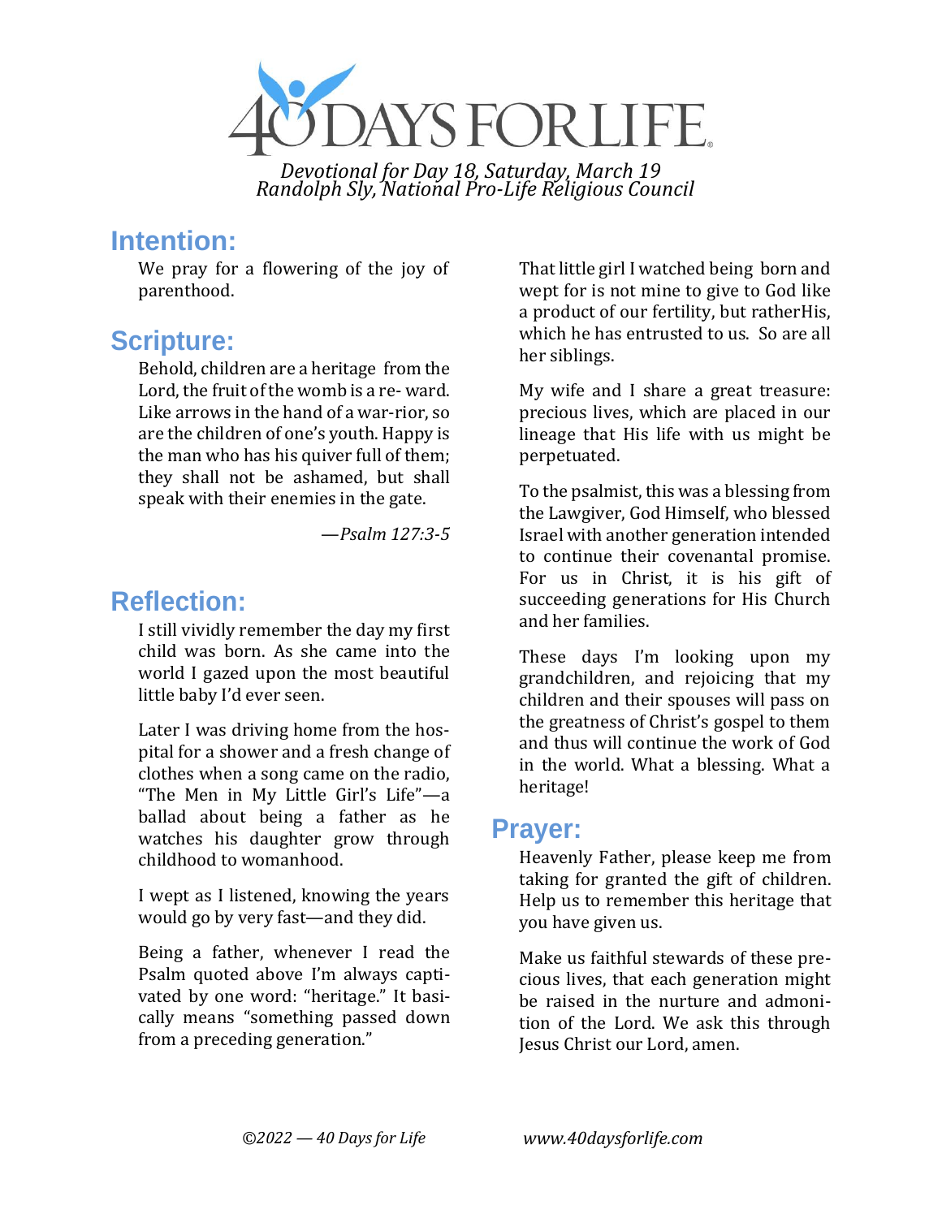*Devotional for Day 18, Saturday, March 19*
*Randolph Sly, National Pro-Life Religious Council*

## Intention:

We pray for a flowering of the joy of parenthood.

## Scripture:

Behold, children are a heritage from the Lord, the fruit of the womb is a reward. Like arrows in the hand of a warrior, so are the children of one's youth. Happy is the man who has his quiver full of them; they shall not be ashamed, but shall speak with their enemies in the gate.

*—Psalm 127:3-5*

## Reflection:

I still vividly remember the day my first child was born. As she came into the world I gazed upon the most beautiful little baby I'd ever seen.

Later I was driving home from the hospital for a shower and a fresh change of clothes when a song came on the radio, "The Men in My Little Girl's Life"—a ballad about being a father as he watches his daughter grow through childhood to womanhood.

I wept as I listened, knowing the years would go by very fast—and they did.

Being a father, whenever I read the Psalm quoted above I'm always captivated by one word: "heritage." It basically means "something passed down from a preceding generation."

That little girl I watched being born and wept for is not mine to give to God like a product of our fertility, but ratherHis, which he has entrusted to us. So are all her siblings.

My wife and I share a great treasure: precious lives, which are placed in our lineage that His life with us might be perpetuated.

To the psalmist, this was a blessing from the Lawgiver, God Himself, who blessed Israel with another generation intended to continue their covenantal promise. For us in Christ, it is his gift of succeeding generations for His Church and her families.

These days I'm looking upon my grandchildren, and rejoicing that my children and their spouses will pass on the greatness of Christ's gospel to them and thus will continue the work of God in the world. What a blessing. What a heritage!

## Prayer:

Heavenly Father, please keep me from taking for granted the gift of children. Help us to remember this heritage that you have given us.

Make us faithful stewards of these precious lives, that each generation might be raised in the nurture and admonition of the Lord. We ask this through Jesus Christ our Lord, amen.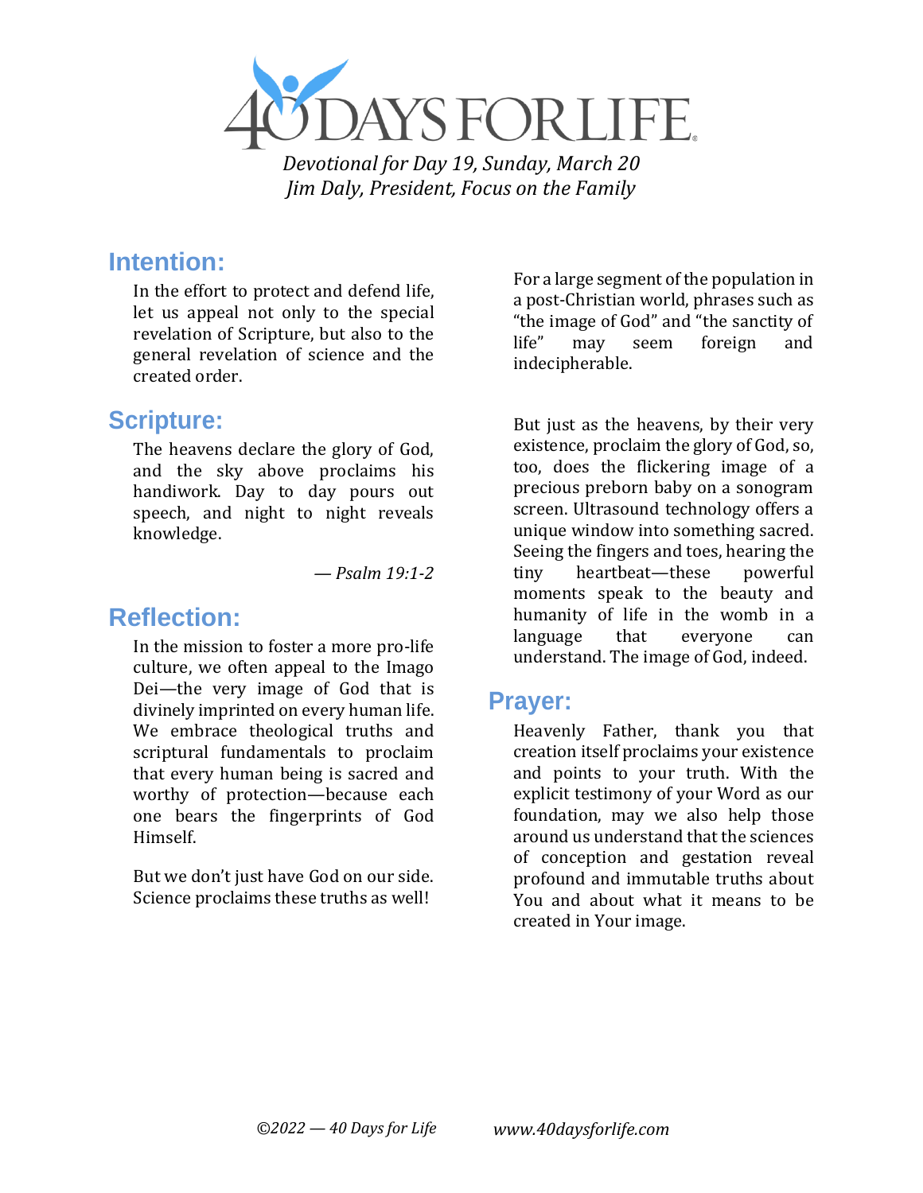# 40 DAYS FOR LIFE

*Devotional for Day 19, Sunday, March 20*
*Jim Daly, President, Focus on the Family*

## Intention:

In the effort to protect and defend life, let us appeal not only to the special revelation of Scripture, but also to the general revelation of science and the created order.

## Scripture:

The heavens declare the glory of God, and the sky above proclaims his handiwork. Day to day pours out speech, and night to night reveals knowledge.

— *Psalm 19:1-2*

## Reflection:

In the mission to foster a more pro-life culture, we often appeal to the Imago Dei—the very image of God that is divinely imprinted on every human life. We embrace theological truths and scriptural fundamentals to proclaim that every human being is sacred and worthy of protection—because each one bears the fingerprints of God Himself.

But we don't just have God on our side. Science proclaims these truths as well!

For a large segment of the population in a post-Christian world, phrases such as "the image of God" and "the sanctity of life" may seem foreign and indecipherable.

But just as the heavens, by their very existence, proclaim the glory of God, so, too, does the flickering image of a precious preborn baby on a sonogram screen. Ultrasound technology offers a unique window into something sacred. Seeing the fingers and toes, hearing the tiny heartbeat—these powerful moments speak to the beauty and humanity of life in the womb in a language that everyone can understand. The image of God, indeed.

## Prayer:

Heavenly Father, thank you that creation itself proclaims your existence and points to your truth. With the explicit testimony of your Word as our foundation, may we also help those around us understand that the sciences of conception and gestation reveal profound and immutable truths about You and about what it means to be created in Your image.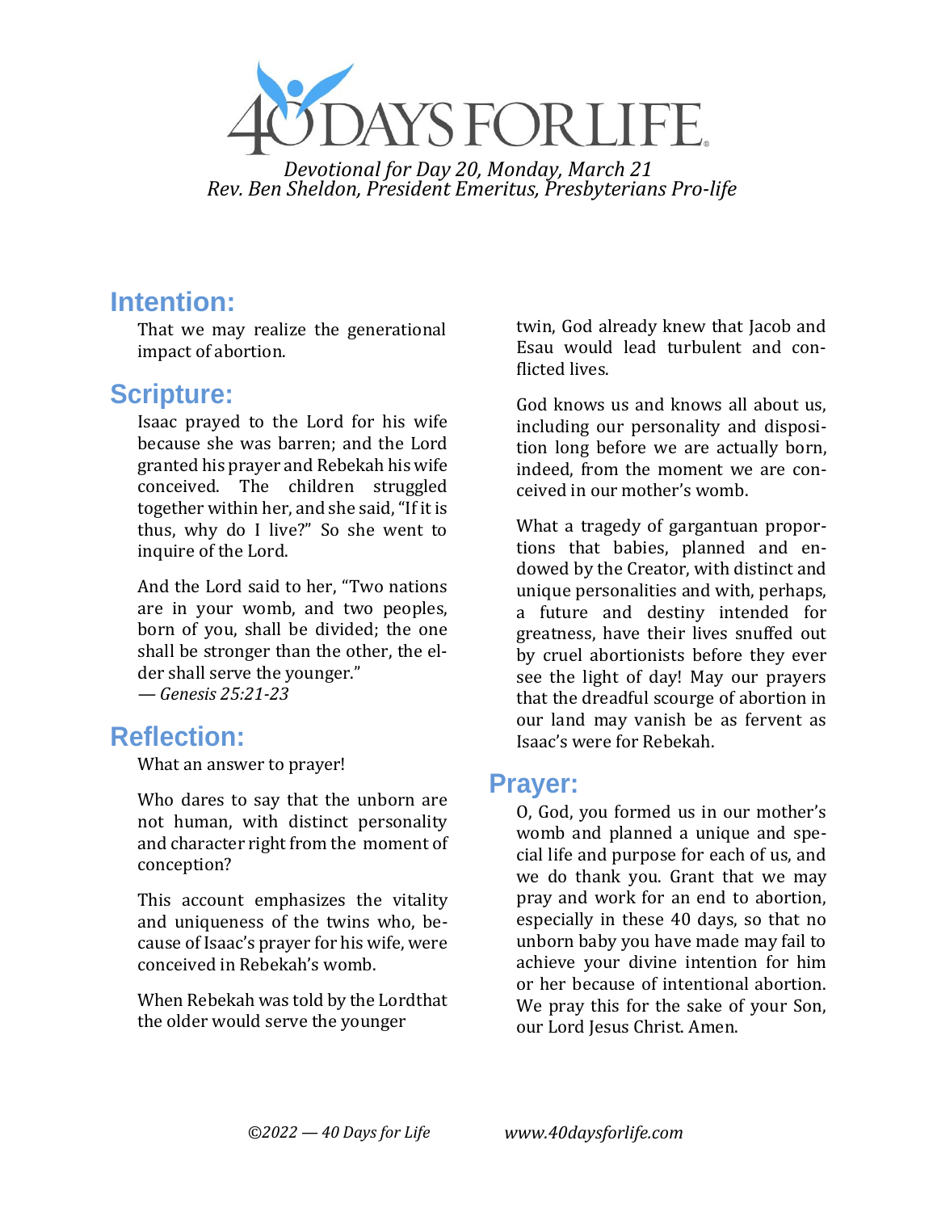# 40 DAYS FOR LIFE

*Devotional for Day 20, Monday, March 21*
*Rev. Ben Sheldon, President Emeritus, Presbyterians Pro-life*

## Intention:

That we may realize the generational impact of abortion.

## Scripture:

Isaac prayed to the Lord for his wife because she was barren; and the Lord granted his prayer and Rebekah his wife conceived. The children struggled together within her, and she said, "If it is thus, why do I live?" So she went to inquire of the Lord.

And the Lord said to her, "Two nations are in your womb, and two peoples, born of you, shall be divided; the one shall be stronger than the other, the elder shall serve the younger."
— *Genesis 25:21-23*

## Reflection:

What an answer to prayer!

Who dares to say that the unborn are not human, with distinct personality and character right from the moment of conception?

This account emphasizes the vitality and uniqueness of the twins who, because of Isaac's prayer for his wife, were conceived in Rebekah's womb.

When Rebekah was told by the Lordthat the older would serve the younger twin, God already knew that Jacob and Esau would lead turbulent and conflicted lives.

God knows us and knows all about us, including our personality and disposition long before we are actually born, indeed, from the moment we are conceived in our mother's womb.

What a tragedy of gargantuan proportions that babies, planned and endowed by the Creator, with distinct and unique personalities and with, perhaps, a future and destiny intended for greatness, have their lives snuffed out by cruel abortionists before they ever see the light of day! May our prayers that the dreadful scourge of abortion in our land may vanish be as fervent as Isaac's were for Rebekah.

## Prayer:

O, God, you formed us in our mother's womb and planned a unique and special life and purpose for each of us, and we do thank you. Grant that we may pray and work for an end to abortion, especially in these 40 days, so that no unborn baby you have made may fail to achieve your divine intention for him or her because of intentional abortion. We pray this for the sake of your Son, our Lord Jesus Christ. Amen.

*©2022 — 40 Days for Life* *www.40daysforlife.com*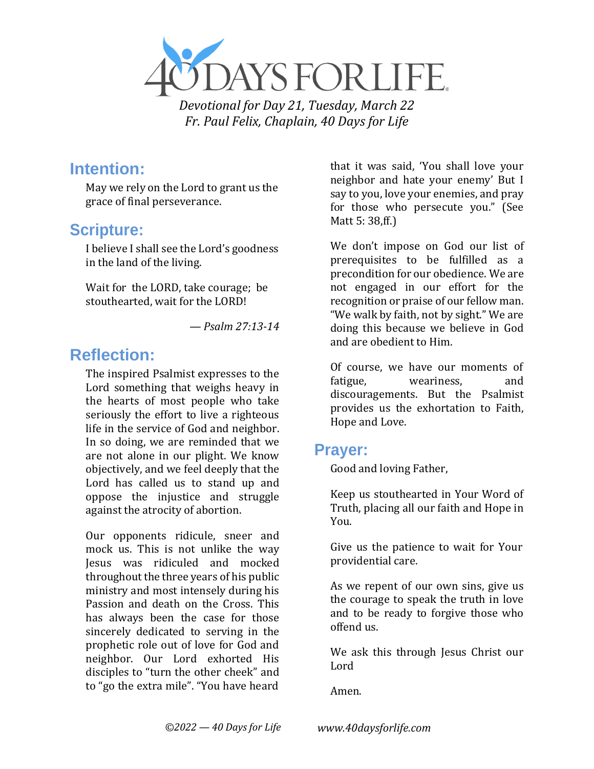# 40 DAYS FOR LIFE

*Devotional for Day 21, Tuesday, March 22*
*Fr. Paul Felix, Chaplain, 40 Days for Life*

## Intention:

May we rely on the Lord to grant us the grace of final perseverance.

## Scripture:

I believe I shall see the Lord's goodness in the land of the living.

Wait for the LORD, take courage; be stouthearted, wait for the LORD!

— *Psalm 27:13-14*

## Reflection:

The inspired Psalmist expresses to the Lord something that weighs heavy in the hearts of most people who take seriously the effort to live a righteous life in the service of God and neighbor. In so doing, we are reminded that we are not alone in our plight. We know objectively, and we feel deeply that the Lord has called us to stand up and oppose the injustice and struggle against the atrocity of abortion.

Our opponents ridicule, sneer and mock us. This is not unlike the way Jesus was ridiculed and mocked throughout the three years of his public ministry and most intensely during his Passion and death on the Cross. This has always been the case for those sincerely dedicated to serving in the prophetic role out of love for God and neighbor. Our Lord exhorted His disciples to "turn the other cheek" and to "go the extra mile". "You have heard that it was said, 'You shall love your neighbor and hate your enemy' But I say to you, love your enemies, and pray for those who persecute you." (See Matt 5: 38,ff.)

We don't impose on God our list of prerequisites to be fulfilled as a precondition for our obedience. We are not engaged in our effort for the recognition or praise of our fellow man. "We walk by faith, not by sight." We are doing this because we believe in God and are obedient to Him.

Of course, we have our moments of fatigue, weariness, and discouragements. But the Psalmist provides us the exhortation to Faith, Hope and Love.

## Prayer:

Good and loving Father,

Keep us stouthearted in Your Word of Truth, placing all our faith and Hope in You.

Give us the patience to wait for Your providential care.

As we repent of our own sins, give us the courage to speak the truth in love and to be ready to forgive those who offend us.

We ask this through Jesus Christ our Lord

Amen.

*©2022 — 40 Days for Life* *www.40daysforlife.com*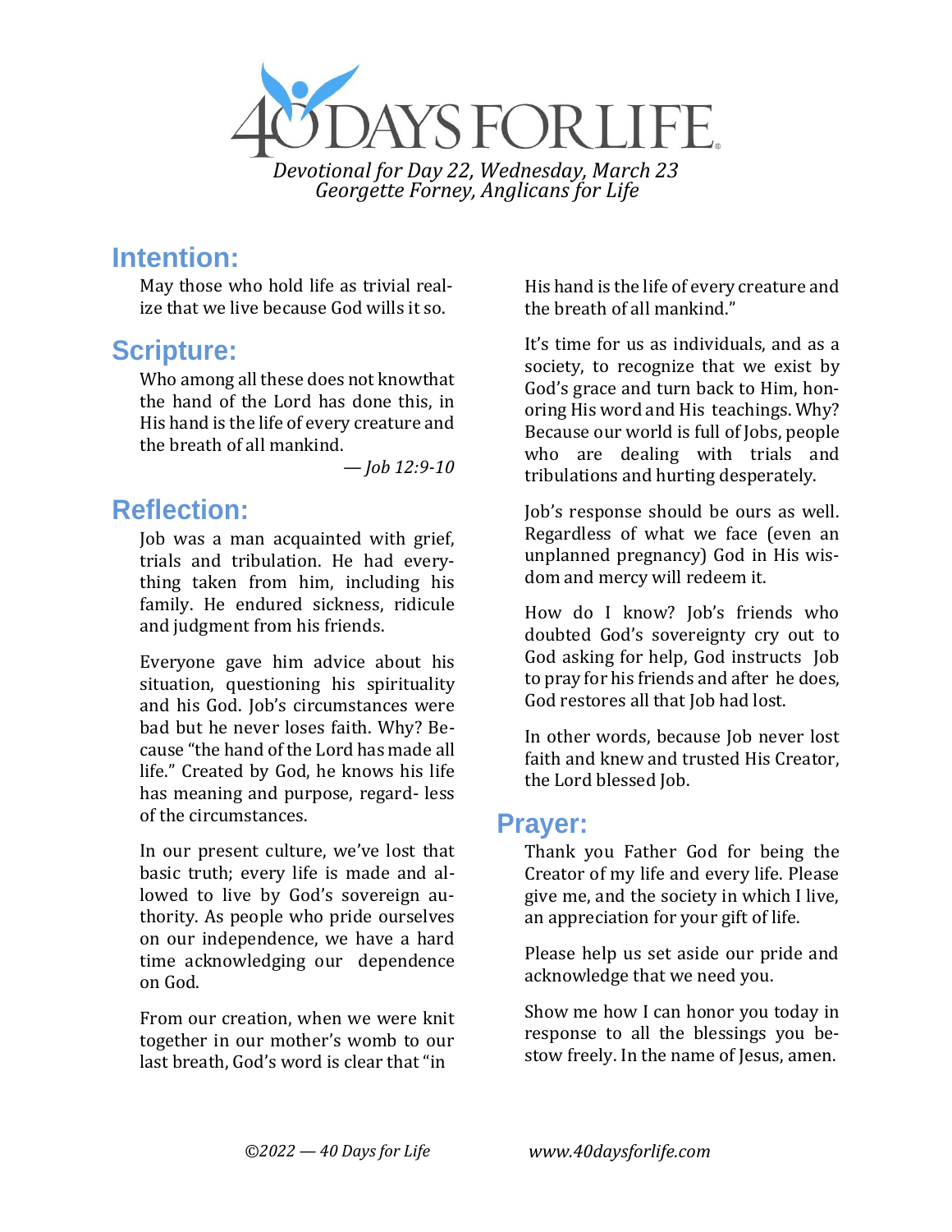Devotional for Day 22, Wednesday, March 23

Georgette Forney, Anglicans for Life

## Intention:

May those who hold life as trivial realize that we live because God wills it so.

## Scripture:

Who among all these does not knowthat the hand of the Lord has done this, in His hand is the life of every creature and the breath of all mankind.

*— Job 12:9-10*

## Reflection:

Job was a man acquainted with grief, trials and tribulation. He had everything taken from him, including his family. He endured sickness, ridicule and judgment from his friends.

Everyone gave him advice about his situation, questioning his spirituality and his God. Job's circumstances were bad but he never loses faith. Why? Because "the hand of the Lord has made all life." Created by God, he knows his life has meaning and purpose, regard- less of the circumstances.

In our present culture, we've lost that basic truth; every life is made and allowed to live by God's sovereign authority. As people who pride ourselves on our independence, we have a hard time acknowledging our dependence on God.

From our creation, when we were knit together in our mother's womb to our last breath, God's word is clear that "in His hand is the life of every creature and the breath of all mankind."

It's time for us as individuals, and as a society, to recognize that we exist by God's grace and turn back to Him, honoring His word and His teachings. Why? Because our world is full of Jobs, people who are dealing with trials and tribulations and hurting desperately.

Job's response should be ours as well. Regardless of what we face (even an unplanned pregnancy) God in His wisdom and mercy will redeem it.

How do I know? Job's friends who doubted God's sovereignty cry out to God asking for help, God instructs Job to pray for his friends and after he does, God restores all that Job had lost.

In other words, because Job never lost faith and knew and trusted His Creator, the Lord blessed Job.

## Prayer:

Thank you Father God for being the Creator of my life and every life. Please give me, and the society in which I live, an appreciation for your gift of life.

Please help us set aside our pride and acknowledge that we need you.

Show me how I can honor you today in response to all the blessings you bestow freely. In the name of Jesus, amen.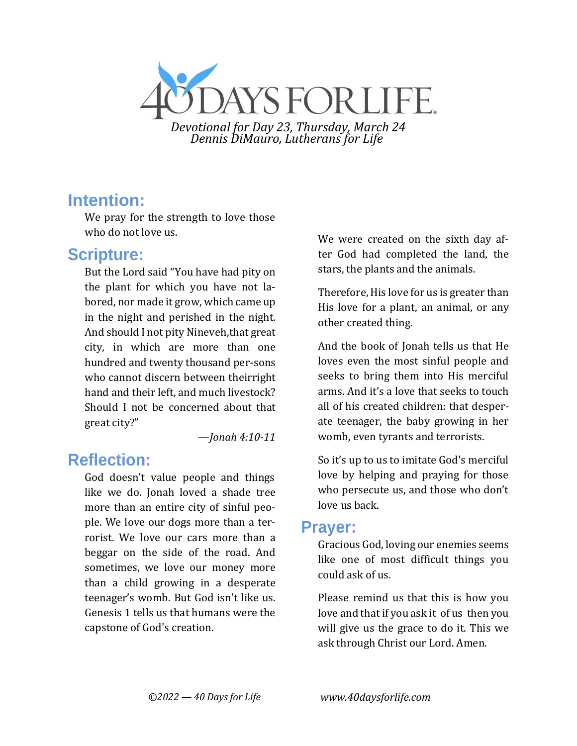# 40 DAYS FOR LIFE

*Devotional for Day 23, Thursday, March 24*
*Dennis DiMauro, Lutherans for Life*

## Intention:

We pray for the strength to love those who do not love us.

## Scripture:

But the Lord said "You have had pity on the plant for which you have not labored, nor made it grow, which came up in the night and perished in the night. And should I not pity Nineveh,that great city, in which are more than one hundred and twenty thousand per-sons who cannot discern between theirright hand and their left, and much livestock? Should I not be concerned about that great city?"

—*Jonah 4:10-11*

## Reflection:

God doesn't value people and things like we do. Jonah loved a shade tree more than an entire city of sinful people. We love our dogs more than a terrorist. We love our cars more than a beggar on the side of the road. And sometimes, we love our money more than a child growing in a desperate teenager's womb. But God isn't like us. Genesis 1 tells us that humans were the capstone of God's creation.

We were created on the sixth day after God had completed the land, the stars, the plants and the animals.

Therefore, His love for us is greater than His love for a plant, an animal, or any other created thing.

And the book of Jonah tells us that He loves even the most sinful people and seeks to bring them into His merciful arms. And it's a love that seeks to touch all of his created children: that desperate teenager, the baby growing in her womb, even tyrants and terrorists.

So it's up to us to imitate God's merciful love by helping and praying for those who persecute us, and those who don't love us back.

## Prayer:

Gracious God, loving our enemies seems like one of most difficult things you could ask of us.

Please remind us that this is how you love and that if you ask it of us then you will give us the grace to do it. This we ask through Christ our Lord. Amen.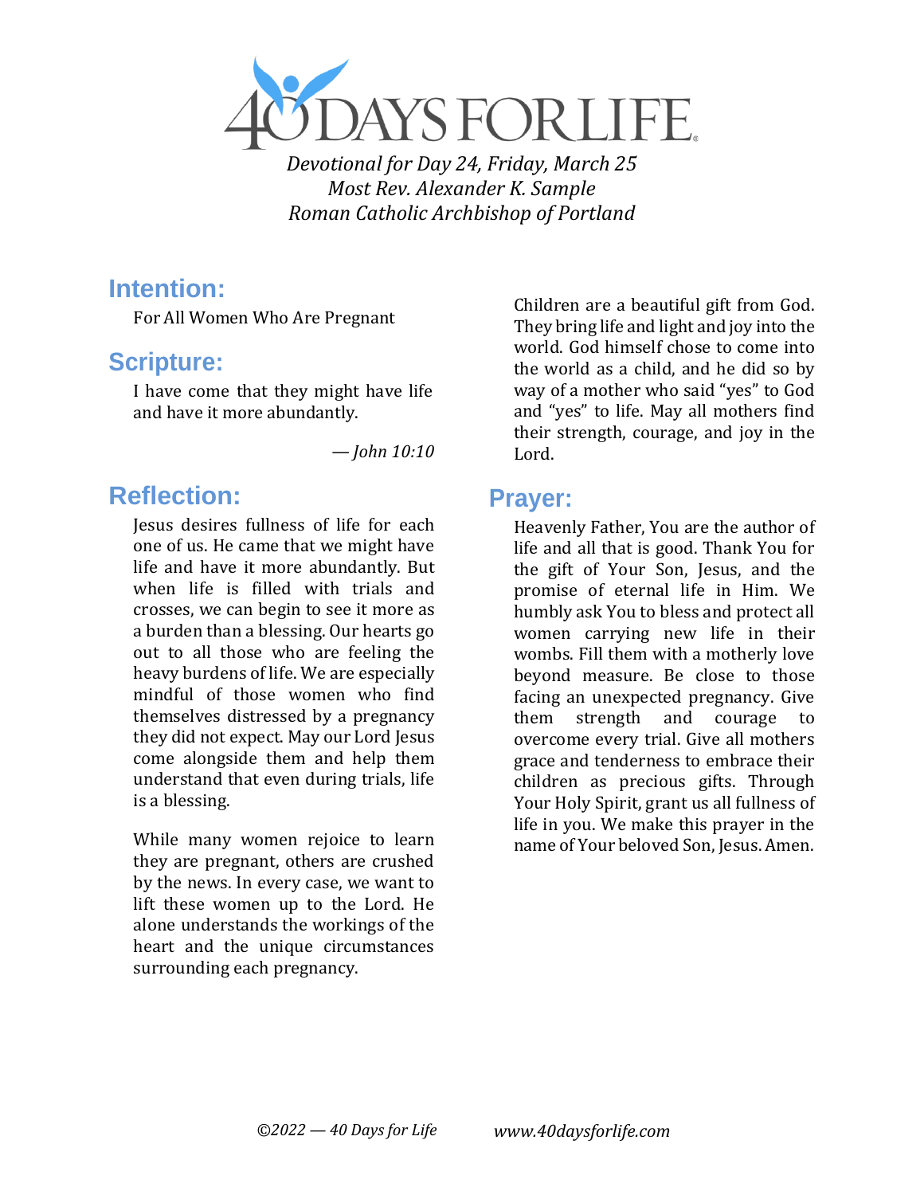# 40 DAYS FOR LIFE

*Devotional for Day 24, Friday, March 25*
*Most Rev. Alexander K. Sample*
*Roman Catholic Archbishop of Portland*

## Intention:

For All Women Who Are Pregnant

## Scripture:

I have come that they might have life and have it more abundantly.

*— John 10:10*

## Reflection:

Jesus desires fullness of life for each one of us. He came that we might have life and have it more abundantly. But when life is filled with trials and crosses, we can begin to see it more as a burden than a blessing. Our hearts go out to all those who are feeling the heavy burdens of life. We are especially mindful of those women who find themselves distressed by a pregnancy they did not expect. May our Lord Jesus come alongside them and help them understand that even during trials, life is a blessing.

While many women rejoice to learn they are pregnant, others are crushed by the news. In every case, we want to lift these women up to the Lord. He alone understands the workings of the heart and the unique circumstances surrounding each pregnancy.

Children are a beautiful gift from God. They bring life and light and joy into the world. God himself chose to come into the world as a child, and he did so by way of a mother who said "yes" to God and "yes" to life. May all mothers find their strength, courage, and joy in the Lord.

## Prayer:

Heavenly Father, You are the author of life and all that is good. Thank You for the gift of Your Son, Jesus, and the promise of eternal life in Him. We humbly ask You to bless and protect all women carrying new life in their wombs. Fill them with a motherly love beyond measure. Be close to those facing an unexpected pregnancy. Give them strength and courage to overcome every trial. Give all mothers grace and tenderness to embrace their children as precious gifts. Through Your Holy Spirit, grant us all fullness of life in you. We make this prayer in the name of Your beloved Son, Jesus. Amen.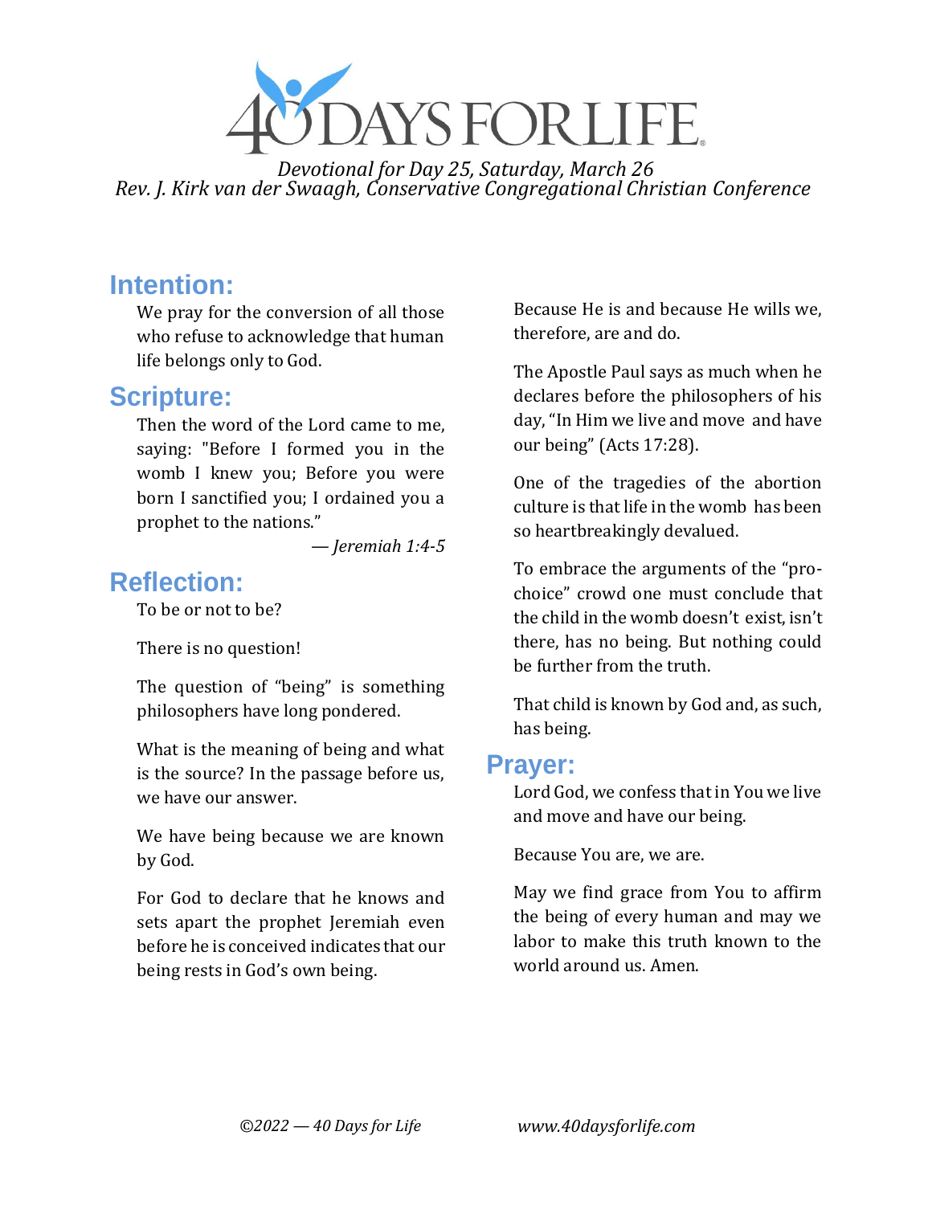# 40 DAYS FOR LIFE

*Devotional for Day 25, Saturday, March 26*
*Rev. J. Kirk van der Swaagh, Conservative Congregational Christian Conference*

## Intention:

We pray for the conversion of all those who refuse to acknowledge that human life belongs only to God.

## Scripture:

Then the word of the Lord came to me, saying: "Before I formed you in the womb I knew you; Before you were born I sanctified you; I ordained you a prophet to the nations."

— *Jeremiah 1:4-5*

## Reflection:

To be or not to be?

There is no question!

The question of "being" is something philosophers have long pondered.

What is the meaning of being and what is the source? In the passage before us, we have our answer.

We have being because we are known by God.

For God to declare that he knows and sets apart the prophet Jeremiah even before he is conceived indicates that our being rests in God's own being.

Because He is and because He wills we, therefore, are and do.

The Apostle Paul says as much when he declares before the philosophers of his day, "In Him we live and move and have our being" (Acts 17:28).

One of the tragedies of the abortion culture is that life in the womb has been so heartbreakingly devalued.

To embrace the arguments of the "pro-choice" crowd one must conclude that the child in the womb doesn't exist, isn't there, has no being. But nothing could be further from the truth.

That child is known by God and, as such, has being.

## Prayer:

Lord God, we confess that in You we live and move and have our being.

Because You are, we are.

May we find grace from You to affirm the being of every human and may we labor to make this truth known to the world around us. Amen.

*©2022 — 40 Days for Life* *www.40daysforlife.com*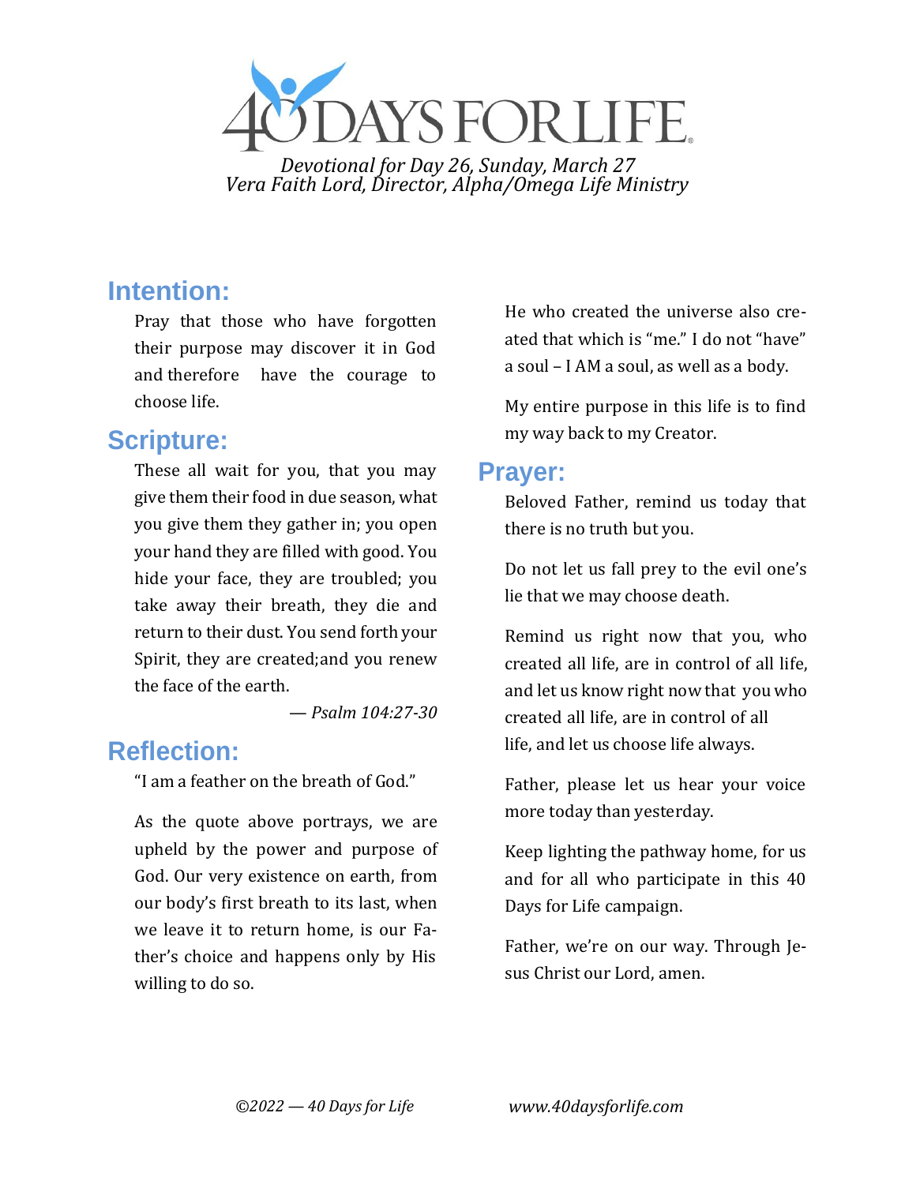# 40 DAYS FOR LIFE

*Devotional for Day 26, Sunday, March 27*
*Vera Faith Lord, Director, Alpha/Omega Life Ministry*

## Intention:

Pray that those who have forgotten their purpose may discover it in God and therefore have the courage to choose life.

## Scripture:

These all wait for you, that you may give them their food in due season, what you give them they gather in; you open your hand they are filled with good. You hide your face, they are troubled; you take away their breath, they die and return to their dust. You send forth your Spirit, they are created;and you renew the face of the earth.

— *Psalm 104:27-30*

## Reflection:

"I am a feather on the breath of God."

As the quote above portrays, we are upheld by the power and purpose of God. Our very existence on earth, from our body's first breath to its last, when we leave it to return home, is our Father's choice and happens only by His willing to do so.

He who created the universe also created that which is "me." I do not "have" a soul – I AM a soul, as well as a body.

My entire purpose in this life is to find my way back to my Creator.

## Prayer:

Beloved Father, remind us today that there is no truth but you.

Do not let us fall prey to the evil one's lie that we may choose death.

Remind us right now that you, who created all life, are in control of all life, and let us know right now that you who created all life, are in control of all life, and let us choose life always.

Father, please let us hear your voice more today than yesterday.

Keep lighting the pathway home, for us and for all who participate in this 40 Days for Life campaign.

Father, we're on our way. Through Jesus Christ our Lord, amen.

*©2022 — 40 Days for Life* *www.40daysforlife.com*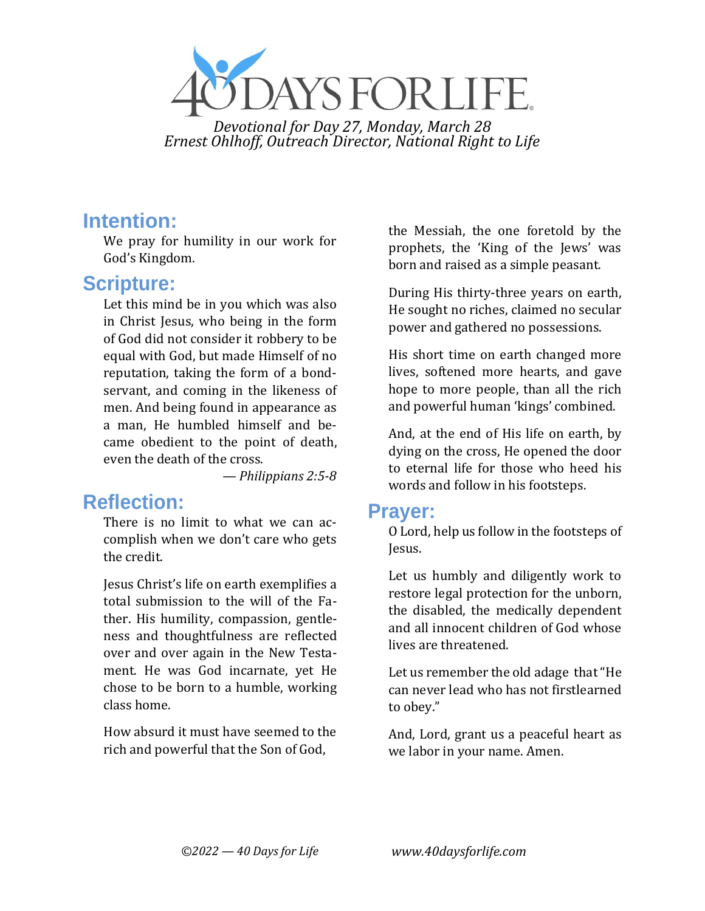# 40 DAYS FOR LIFE

*Devotional for Day 27, Monday, March 28*
*Ernest Ohlhoff, Outreach Director, National Right to Life*

## Intention:

We pray for humility in our work for God's Kingdom.

## Scripture:

Let this mind be in you which was also in Christ Jesus, who being in the form of God did not consider it robbery to be equal with God, but made Himself of no reputation, taking the form of a bond-servant, and coming in the likeness of men. And being found in appearance as a man, He humbled himself and became obedient to the point of death, even the death of the cross.

— *Philippians 2:5-8*

## Reflection:

There is no limit to what we can accomplish when we don't care who gets the credit.

Jesus Christ's life on earth exemplifies a total submission to the will of the Father. His humility, compassion, gentleness and thoughtfulness are reflected over and over again in the New Testament. He was God incarnate, yet He chose to be born to a humble, working class home.

How absurd it must have seemed to the rich and powerful that the Son of God, the Messiah, the one foretold by the prophets, the 'King of the Jews' was born and raised as a simple peasant.

During His thirty-three years on earth, He sought no riches, claimed no secular power and gathered no possessions.

His short time on earth changed more lives, softened more hearts, and gave hope to more people, than all the rich and powerful human 'kings' combined.

And, at the end of His life on earth, by dying on the cross, He opened the door to eternal life for those who heed his words and follow in his footsteps.

## Prayer:

O Lord, help us follow in the footsteps of Jesus.

Let us humbly and diligently work to restore legal protection for the unborn, the disabled, the medically dependent and all innocent children of God whose lives are threatened.

Let us remember the old adage that "He can never lead who has not firstlearned to obey."

And, Lord, grant us a peaceful heart as we labor in your name. Amen.

*©2022 — 40 Days for Life* *www.40daysforlife.com*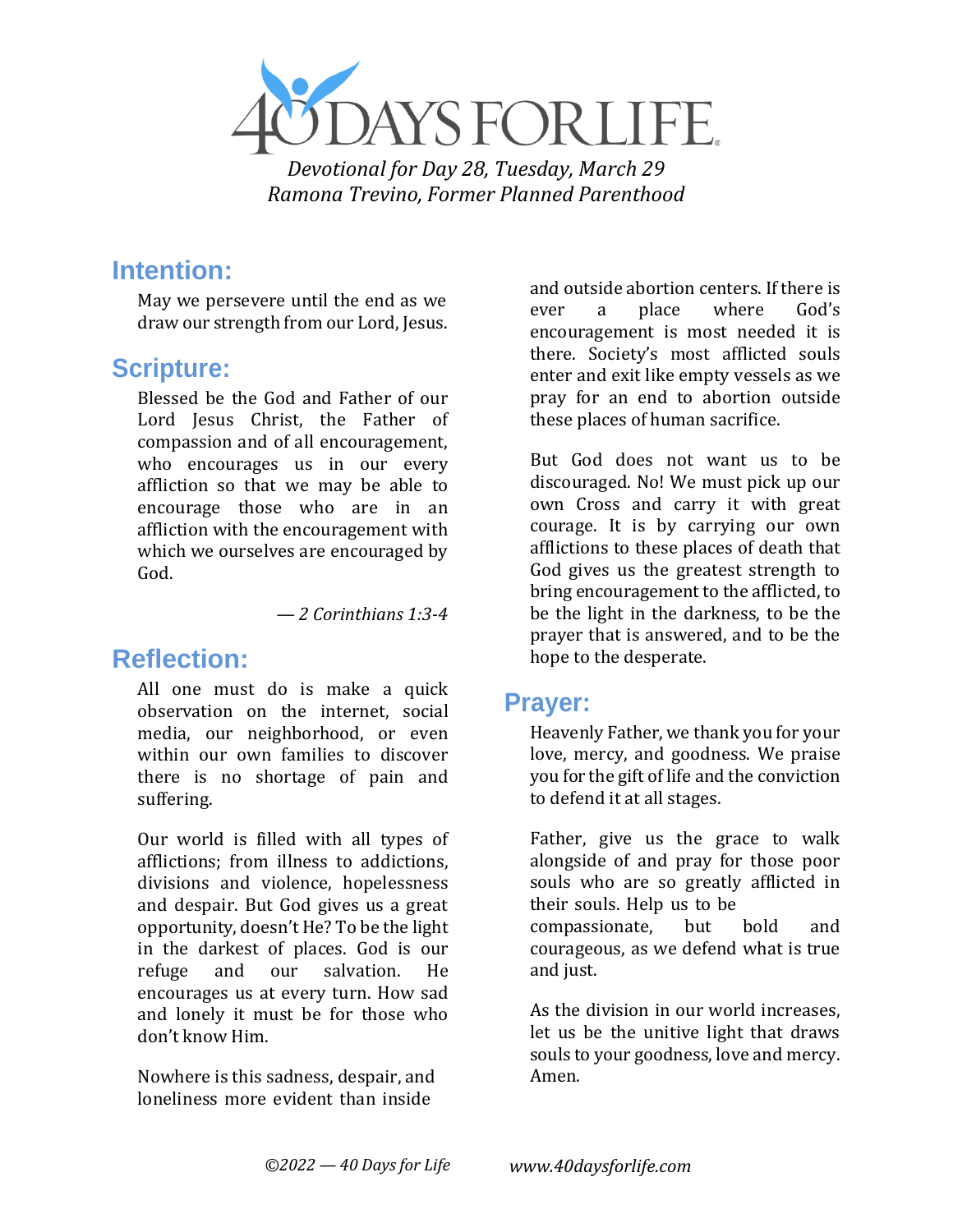*Devotional for Day 28, Tuesday, March 29*
*Ramona Trevino, Former Planned Parenthood*

## Intention:

May we persevere until the end as we draw our strength from our Lord, Jesus.

## Scripture:

Blessed be the God and Father of our Lord Jesus Christ, the Father of compassion and of all encouragement, who encourages us in our every affliction so that we may be able to encourage those who are in an affliction with the encouragement with which we ourselves are encouraged by God.

*— 2 Corinthians 1:3-4*

## Reflection:

All one must do is make a quick observation on the internet, social media, our neighborhood, or even within our own families to discover there is no shortage of pain and suffering.

Our world is filled with all types of afflictions; from illness to addictions, divisions and violence, hopelessness and despair. But God gives us a great opportunity, doesn't He? To be the light in the darkest of places. God is our refuge and our salvation. He encourages us at every turn. How sad and lonely it must be for those who don't know Him.

Nowhere is this sadness, despair, and loneliness more evident than inside and outside abortion centers. If there is ever a place where God's encouragement is most needed it is there. Society's most afflicted souls enter and exit like empty vessels as we pray for an end to abortion outside these places of human sacrifice.

But God does not want us to be discouraged. No! We must pick up our own Cross and carry it with great courage. It is by carrying our own afflictions to these places of death that God gives us the greatest strength to bring encouragement to the afflicted, to be the light in the darkness, to be the prayer that is answered, and to be the hope to the desperate.

## Prayer:

Heavenly Father, we thank you for your love, mercy, and goodness. We praise you for the gift of life and the conviction to defend it at all stages.

Father, give us the grace to walk alongside of and pray for those poor souls who are so greatly afflicted in their souls. Help us to be compassionate, but bold and courageous, as we defend what is true and just.

As the division in our world increases, let us be the unitive light that draws souls to your goodness, love and mercy. Amen.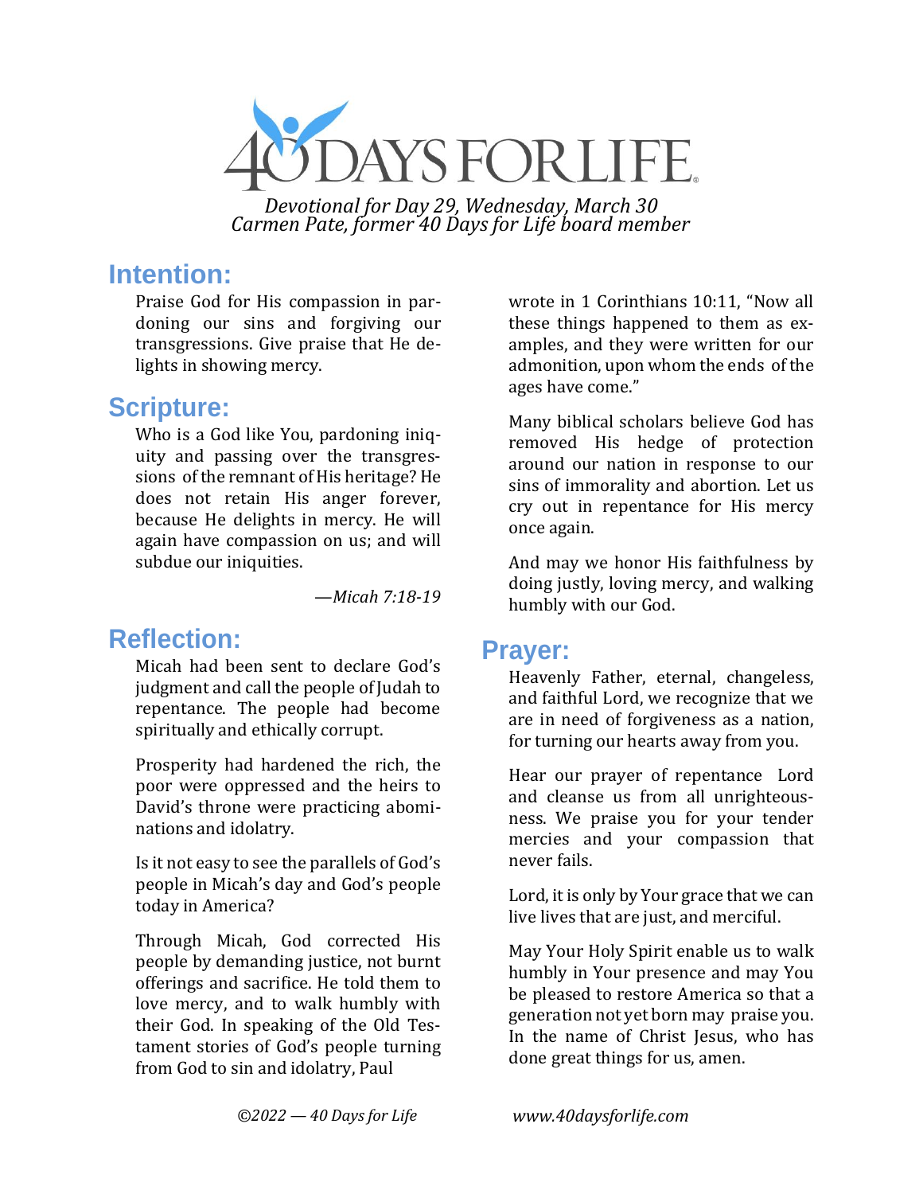# 40 DAYS FOR LIFE

*Devotional for Day 29, Wednesday, March 30*
*Carmen Pate, former 40 Days for Life board member*

## Intention:

Praise God for His compassion in pardoning our sins and forgiving our transgressions. Give praise that He delights in showing mercy.

## Scripture:

Who is a God like You, pardoning iniquity and passing over the transgressions of the remnant of His heritage? He does not retain His anger forever, because He delights in mercy. He will again have compassion on us; and will subdue our iniquities.

*—Micah 7:18-19*

## Reflection:

Micah had been sent to declare God's judgment and call the people of Judah to repentance. The people had become spiritually and ethically corrupt.

Prosperity had hardened the rich, the poor were oppressed and the heirs to David's throne were practicing abominations and idolatry.

Is it not easy to see the parallels of God's people in Micah's day and God's people today in America?

Through Micah, God corrected His people by demanding justice, not burnt offerings and sacrifice. He told them to love mercy, and to walk humbly with their God. In speaking of the Old Testament stories of God's people turning from God to sin and idolatry, Paul wrote in 1 Corinthians 10:11, "Now all these things happened to them as examples, and they were written for our admonition, upon whom the ends of the ages have come."

Many biblical scholars believe God has removed His hedge of protection around our nation in response to our sins of immorality and abortion. Let us cry out in repentance for His mercy once again.

And may we honor His faithfulness by doing justly, loving mercy, and walking humbly with our God.

## Prayer:

Heavenly Father, eternal, changeless, and faithful Lord, we recognize that we are in need of forgiveness as a nation, for turning our hearts away from you.

Hear our prayer of repentance Lord and cleanse us from all unrighteousness. We praise you for your tender mercies and your compassion that never fails.

Lord, it is only by Your grace that we can live lives that are just, and merciful.

May Your Holy Spirit enable us to walk humbly in Your presence and may You be pleased to restore America so that a generation not yet born may praise you. In the name of Christ Jesus, who has done great things for us, amen.

*©2022 — 40 Days for Life* *www.40daysforlife.com*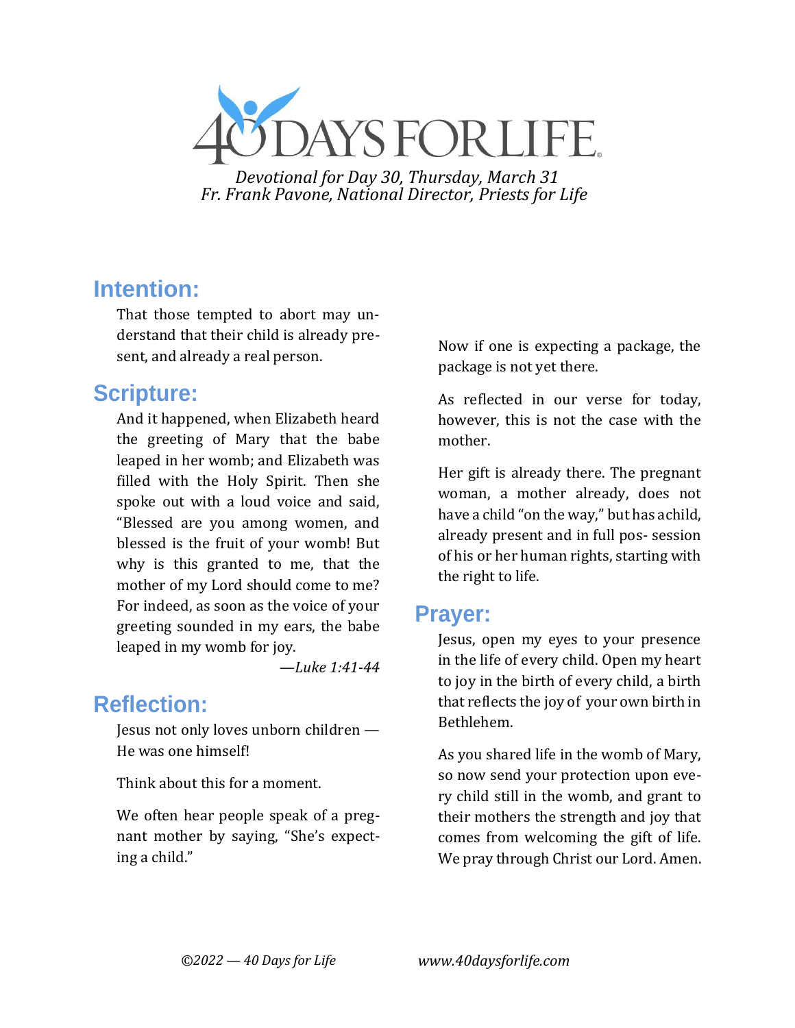# 40 DAYS FOR LIFE

*Devotional for Day 30, Thursday, March 31*
*Fr. Frank Pavone, National Director, Priests for Life*

## Intention:

That those tempted to abort may understand that their child is already present, and already a real person.

## Scripture:

And it happened, when Elizabeth heard the greeting of Mary that the babe leaped in her womb; and Elizabeth was filled with the Holy Spirit. Then she spoke out with a loud voice and said, "Blessed are you among women, and blessed is the fruit of your womb! But why is this granted to me, that the mother of my Lord should come to me? For indeed, as soon as the voice of your greeting sounded in my ears, the babe leaped in my womb for joy.

*—Luke 1:41-44*

## Reflection:

Jesus not only loves unborn children — He was one himself!

Think about this for a moment.

We often hear people speak of a pregnant mother by saying, "She's expecting a child."

Now if one is expecting a package, the package is not yet there.

As reflected in our verse for today, however, this is not the case with the mother.

Her gift is already there. The pregnant woman, a mother already, does not have a child "on the way," but has a child, already present and in full possession of his or her human rights, starting with the right to life.

## Prayer:

Jesus, open my eyes to your presence in the life of every child. Open my heart to joy in the birth of every child, a birth that reflects the joy of your own birth in Bethlehem.

As you shared life in the womb of Mary, so now send your protection upon every child still in the womb, and grant to their mothers the strength and joy that comes from welcoming the gift of life. We pray through Christ our Lord. Amen.

*©2022 — 40 Days for Life* *www.40daysforlife.com*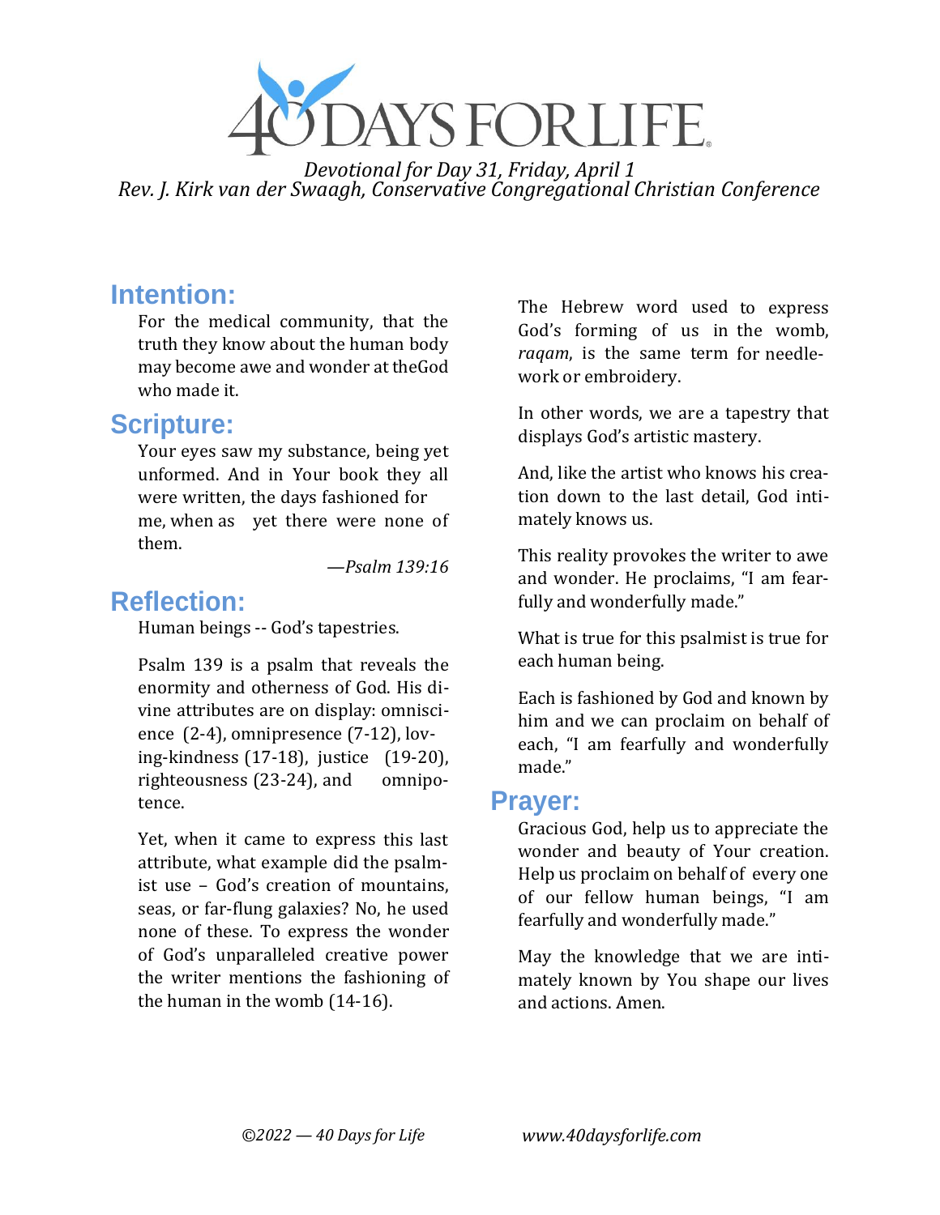# 40 DAYS FOR LIFE

*Devotional for Day 31, Friday, April 1*
*Rev. J. Kirk van der Swaagh, Conservative Congregational Christian Conference*

## Intention:

For the medical community, that the truth they know about the human body may become awe and wonder at theGod who made it.

## Scripture:

Your eyes saw my substance, being yet unformed. And in Your book they all were written, the days fashioned for me, when as yet there were none of them.

*—Psalm 139:16*

## Reflection:

Human beings -- God's tapestries.

Psalm 139 is a psalm that reveals the enormity and otherness of God. His divine attributes are on display: omniscience (2-4), omnipresence (7-12), loving-kindness (17-18), justice (19-20), righteousness (23-24), and omnipotence.

Yet, when it came to express this last attribute, what example did the psalmist use – God's creation of mountains, seas, or far-flung galaxies? No, he used none of these. To express the wonder of God's unparalleled creative power the writer mentions the fashioning of the human in the womb (14-16).

The Hebrew word used to express God's forming of us in the womb, *raqam*, is the same term for needlework or embroidery.

In other words, we are a tapestry that displays God's artistic mastery.

And, like the artist who knows his creation down to the last detail, God intimately knows us.

This reality provokes the writer to awe and wonder. He proclaims, "I am fearfully and wonderfully made."

What is true for this psalmist is true for each human being.

Each is fashioned by God and known by him and we can proclaim on behalf of each, "I am fearfully and wonderfully made."

## Prayer:

Gracious God, help us to appreciate the wonder and beauty of Your creation. Help us proclaim on behalf of every one of our fellow human beings, "I am fearfully and wonderfully made."

May the knowledge that we are intimately known by You shape our lives and actions. Amen.

*©2022 — 40 Days for Life* *www.40daysforlife.com*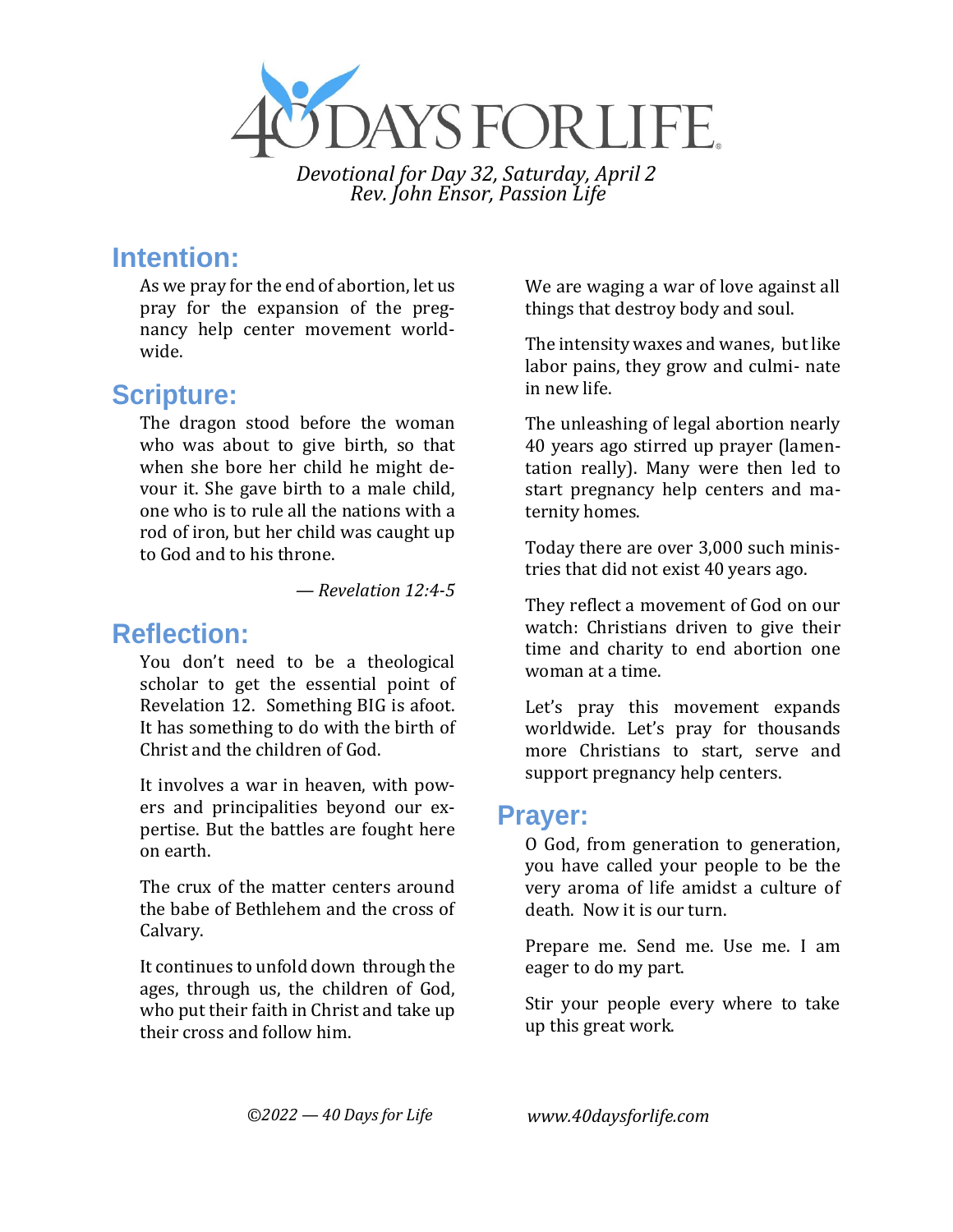# 40 DAYS FOR LIFE

*Devotional for Day 32, Saturday, April 2*
*Rev. John Ensor, Passion Life*

## Intention:

As we pray for the end of abortion, let us pray for the expansion of the pregnancy help center movement worldwide.

## Scripture:

The dragon stood before the woman who was about to give birth, so that when she bore her child he might devour it. She gave birth to a male child, one who is to rule all the nations with a rod of iron, but her child was caught up to God and to his throne.

— *Revelation 12:4-5*

## Reflection:

You don't need to be a theological scholar to get the essential point of Revelation 12. Something BIG is afoot. It has something to do with the birth of Christ and the children of God.

It involves a war in heaven, with powers and principalities beyond our expertise. But the battles are fought here on earth.

The crux of the matter centers around the babe of Bethlehem and the cross of Calvary.

It continues to unfold down through the ages, through us, the children of God, who put their faith in Christ and take up their cross and follow him.

We are waging a war of love against all things that destroy body and soul.

The intensity waxes and wanes, but like labor pains, they grow and culminate in new life.

The unleashing of legal abortion nearly 40 years ago stirred up prayer (lamentation really). Many were then led to start pregnancy help centers and maternity homes.

Today there are over 3,000 such ministries that did not exist 40 years ago.

They reflect a movement of God on our watch: Christians driven to give their time and charity to end abortion one woman at a time.

Let's pray this movement expands worldwide. Let's pray for thousands more Christians to start, serve and support pregnancy help centers.

## Prayer:

O God, from generation to generation, you have called your people to be the very aroma of life amidst a culture of death. Now it is our turn.

Prepare me. Send me. Use me. I am eager to do my part.

Stir your people every where to take up this great work.

*©2022 — 40 Days for Life* *www.40daysforlife.com*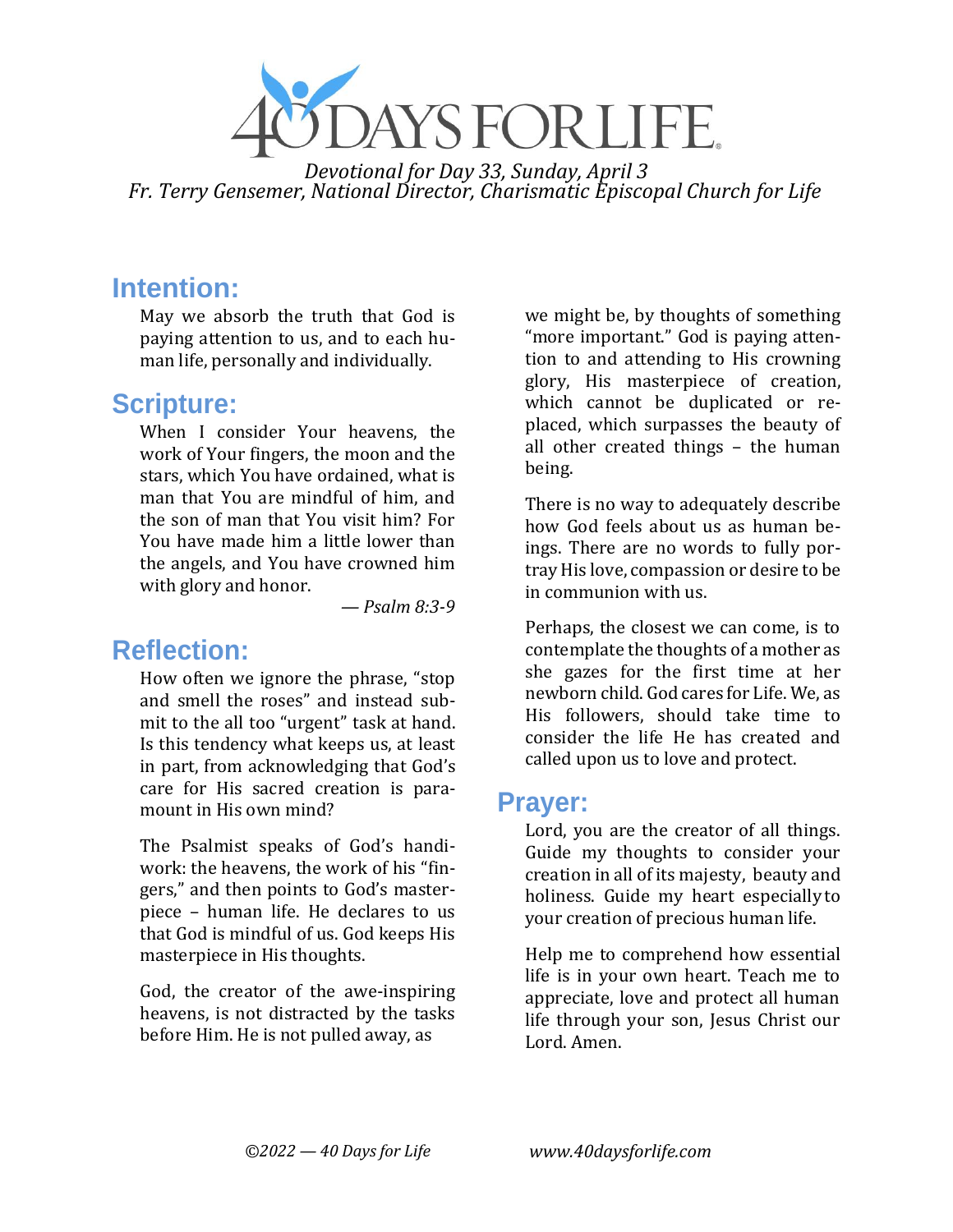# 40 DAYS FOR LIFE

*Devotional for Day 33, Sunday, April 3*
*Fr. Terry Gensemer, National Director, Charismatic Episcopal Church for Life*

## Intention:

May we absorb the truth that God is paying attention to us, and to each human life, personally and individually.

## Scripture:

When I consider Your heavens, the work of Your fingers, the moon and the stars, which You have ordained, what is man that You are mindful of him, and the son of man that You visit him? For You have made him a little lower than the angels, and You have crowned him with glory and honor.

— *Psalm 8:3-9*

## Reflection:

How often we ignore the phrase, "stop and smell the roses" and instead submit to the all too "urgent" task at hand. Is this tendency what keeps us, at least in part, from acknowledging that God's care for His sacred creation is paramount in His own mind?

The Psalmist speaks of God's handiwork: the heavens, the work of his "fingers," and then points to God's masterpiece – human life. He declares to us that God is mindful of us. God keeps His masterpiece in His thoughts.

God, the creator of the awe-inspiring heavens, is not distracted by the tasks before Him. He is not pulled away, as we might be, by thoughts of something "more important." God is paying attention to and attending to His crowning glory, His masterpiece of creation, which cannot be duplicated or replaced, which surpasses the beauty of all other created things – the human being.

There is no way to adequately describe how God feels about us as human beings. There are no words to fully portray His love, compassion or desire to be in communion with us.

Perhaps, the closest we can come, is to contemplate the thoughts of a mother as she gazes for the first time at her newborn child. God cares for Life. We, as His followers, should take time to consider the life He has created and called upon us to love and protect.

## Prayer:

Lord, you are the creator of all things. Guide my thoughts to consider your creation in all of its majesty, beauty and holiness. Guide my heart especially to your creation of precious human life.

Help me to comprehend how essential life is in your own heart. Teach me to appreciate, love and protect all human life through your son, Jesus Christ our Lord. Amen.

*©2022 — 40 Days for Life* *www.40daysforlife.com*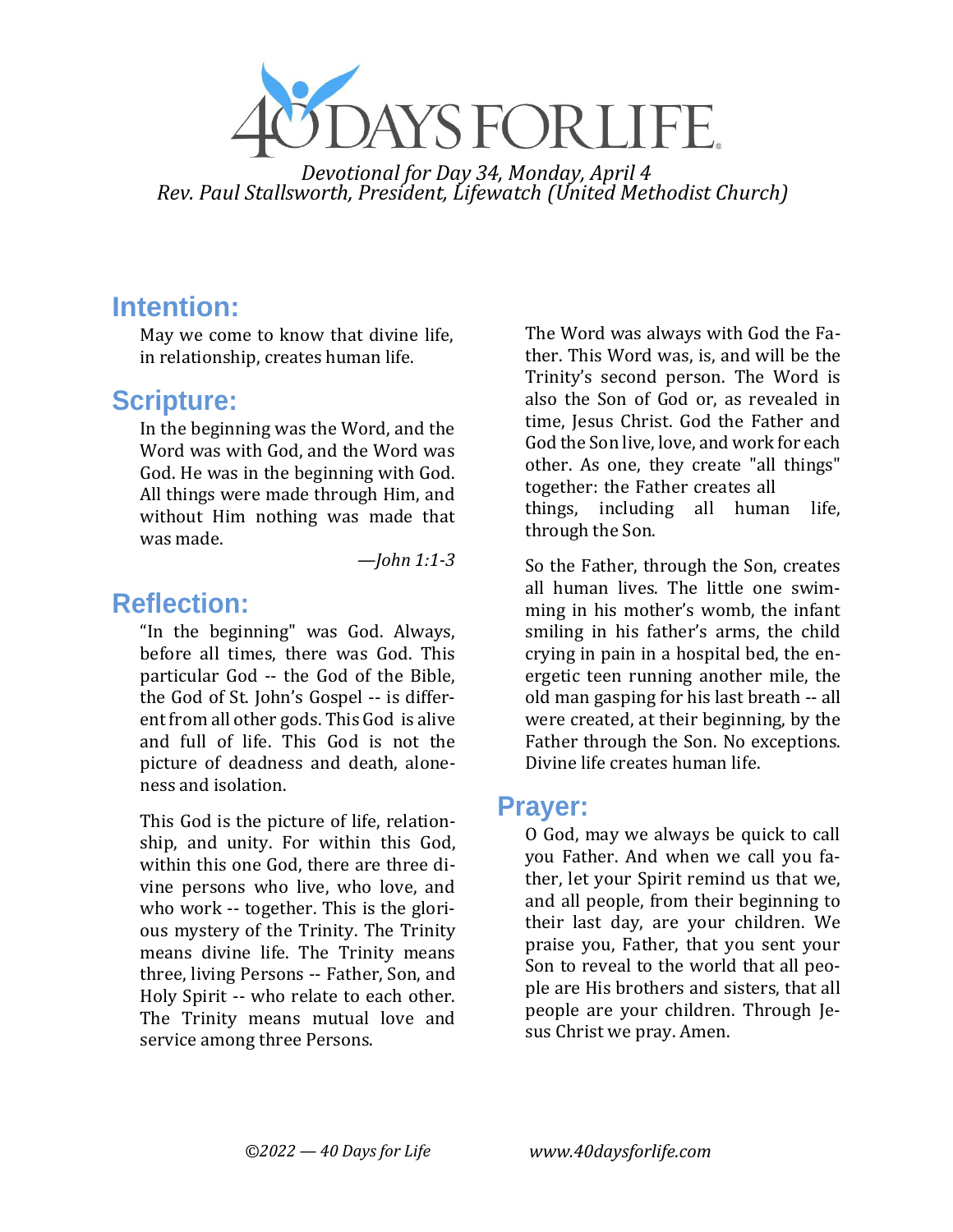# 40 DAYS FOR LIFE

*Devotional for Day 34, Monday, April 4*
*Rev. Paul Stallsworth, President, Lifewatch (United Methodist Church)*

## Intention:

May we come to know that divine life, in relationship, creates human life.

## Scripture:

In the beginning was the Word, and the Word was with God, and the Word was God. He was in the beginning with God. All things were made through Him, and without Him nothing was made that was made.

*—John 1:1-3*

## Reflection:

"In the beginning" was God. Always, before all times, there was God. This particular God -- the God of the Bible, the God of St. John's Gospel -- is different from all other gods. This God is alive and full of life. This God is not the picture of deadness and death, aloneness and isolation.

This God is the picture of life, relationship, and unity. For within this God, within this one God, there are three divine persons who live, who love, and who work -- together. This is the glorious mystery of the Trinity. The Trinity means divine life. The Trinity means three, living Persons -- Father, Son, and Holy Spirit -- who relate to each other. The Trinity means mutual love and service among three Persons.

The Word was always with God the Father. This Word was, is, and will be the Trinity's second person. The Word is also the Son of God or, as revealed in time, Jesus Christ. God the Father and God the Son live, love, and work for each other. As one, they create "all things" together: the Father creates all things, including all human life, through the Son.

So the Father, through the Son, creates all human lives. The little one swimming in his mother's womb, the infant smiling in his father's arms, the child crying in pain in a hospital bed, the energetic teen running another mile, the old man gasping for his last breath -- all were created, at their beginning, by the Father through the Son. No exceptions. Divine life creates human life.

## Prayer:

O God, may we always be quick to call you Father. And when we call you father, let your Spirit remind us that we, and all people, from their beginning to their last day, are your children. We praise you, Father, that you sent your Son to reveal to the world that all people are His brothers and sisters, that all people are your children. Through Jesus Christ we pray. Amen.

*©2022 — 40 Days for Life* *www.40daysforlife.com*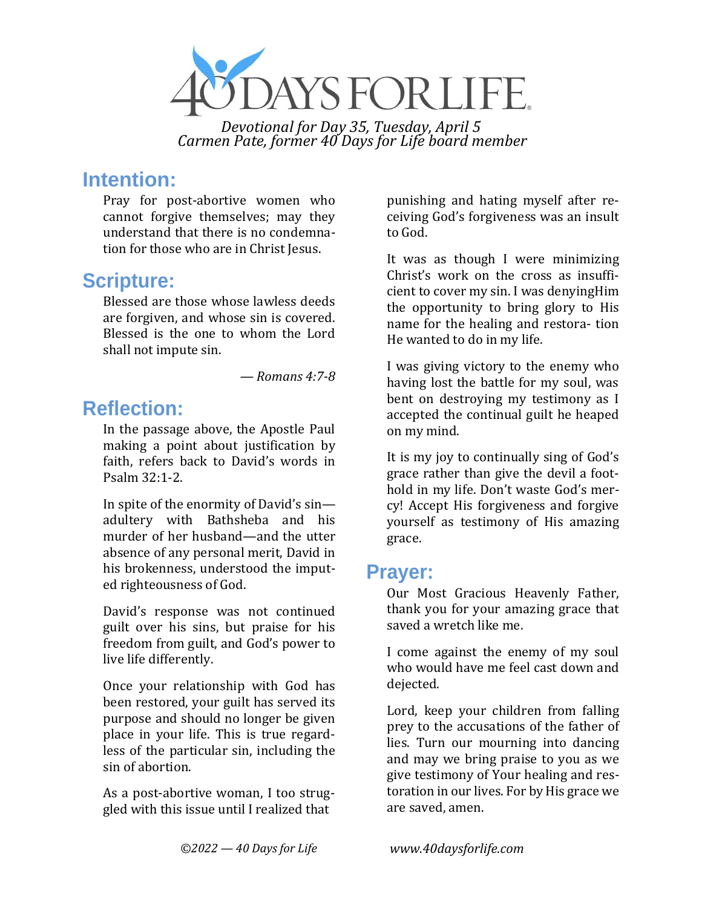# 40 DAYS FOR LIFE

*Devotional for Day 35, Tuesday, April 5*
*Carmen Pate, former 40 Days for Life board member*

## Intention:

Pray for post-abortive women who cannot forgive themselves; may they understand that there is no condemnation for those who are in Christ Jesus.

## Scripture:

Blessed are those whose lawless deeds are forgiven, and whose sin is covered. Blessed is the one to whom the Lord shall not impute sin.

— *Romans 4:7-8*

## Reflection:

In the passage above, the Apostle Paul making a point about justification by faith, refers back to David's words in Psalm 32:1-2.

In spite of the enormity of David's sin—adultery with Bathsheba and his murder of her husband—and the utter absence of any personal merit, David in his brokenness, understood the imputed righteousness of God.

David's response was not continued guilt over his sins, but praise for his freedom from guilt, and God's power to live life differently.

Once your relationship with God has been restored, your guilt has served its purpose and should no longer be given place in your life. This is true regardless of the particular sin, including the sin of abortion.

As a post-abortive woman, I too struggled with this issue until I realized that punishing and hating myself after receiving God's forgiveness was an insult to God.

It was as though I were minimizing Christ's work on the cross as insufficient to cover my sin. I was denyingHim the opportunity to bring glory to His name for the healing and restora- tion He wanted to do in my life.

I was giving victory to the enemy who having lost the battle for my soul, was bent on destroying my testimony as I accepted the continual guilt he heaped on my mind.

It is my joy to continually sing of God's grace rather than give the devil a foothold in my life. Don't waste God's mercy! Accept His forgiveness and forgive yourself as testimony of His amazing grace.

## Prayer:

Our Most Gracious Heavenly Father, thank you for your amazing grace that saved a wretch like me.

I come against the enemy of my soul who would have me feel cast down and dejected.

Lord, keep your children from falling prey to the accusations of the father of lies. Turn our mourning into dancing and may we bring praise to you as we give testimony of Your healing and restoration in our lives. For by His grace we are saved, amen.

*©2022 — 40 Days for Life* *www.40daysforlife.com*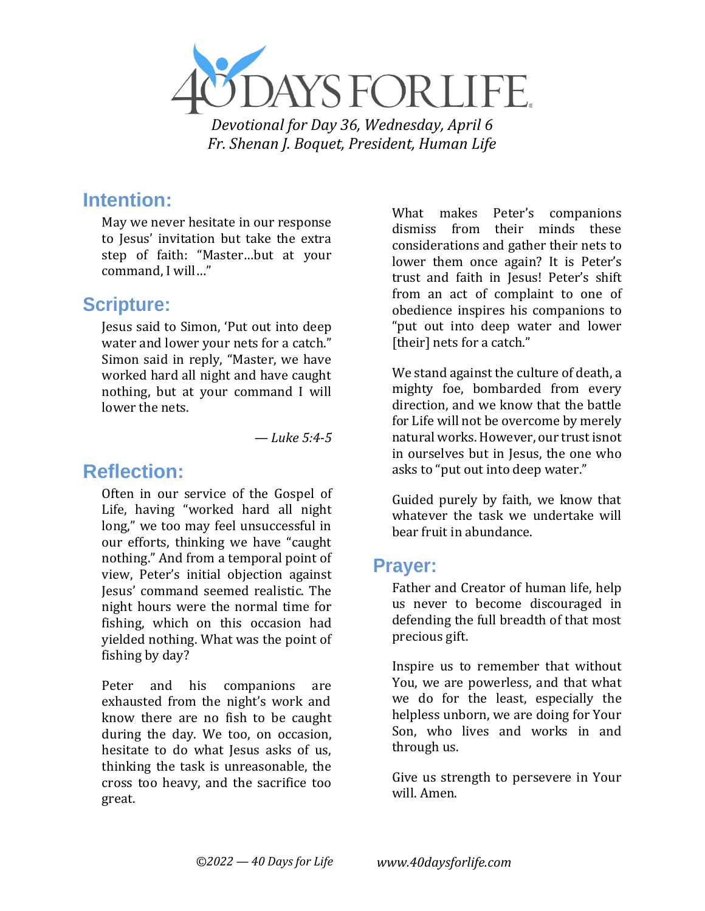# 40 DAYS FOR LIFE

*Devotional for Day 36, Wednesday, April 6*
*Fr. Shenan J. Boquet, President, Human Life*

## Intention:

May we never hesitate in our response to Jesus' invitation but take the extra step of faith: "Master…but at your command, I will…"

## Scripture:

Jesus said to Simon, 'Put out into deep water and lower your nets for a catch." Simon said in reply, "Master, we have worked hard all night and have caught nothing, but at your command I will lower the nets.

— *Luke 5:4-5*

## Reflection:

Often in our service of the Gospel of Life, having "worked hard all night long," we too may feel unsuccessful in our efforts, thinking we have "caught nothing." And from a temporal point of view, Peter's initial objection against Jesus' command seemed realistic. The night hours were the normal time for fishing, which on this occasion had yielded nothing. What was the point of fishing by day?

Peter and his companions are exhausted from the night's work and know there are no fish to be caught during the day. We too, on occasion, hesitate to do what Jesus asks of us, thinking the task is unreasonable, the cross too heavy, and the sacrifice too great.

What makes Peter's companions dismiss from their minds these considerations and gather their nets to lower them once again? It is Peter's trust and faith in Jesus! Peter's shift from an act of complaint to one of obedience inspires his companions to "put out into deep water and lower [their] nets for a catch."

We stand against the culture of death, a mighty foe, bombarded from every direction, and we know that the battle for Life will not be overcome by merely natural works. However, our trust isnot in ourselves but in Jesus, the one who asks to "put out into deep water."

Guided purely by faith, we know that whatever the task we undertake will bear fruit in abundance.

## Prayer:

Father and Creator of human life, help us never to become discouraged in defending the full breadth of that most precious gift.

Inspire us to remember that without You, we are powerless, and that what we do for the least, especially the helpless unborn, we are doing for Your Son, who lives and works in and through us.

Give us strength to persevere in Your will. Amen.

*©2022 — 40 Days for Life* *www.40daysforlife.com*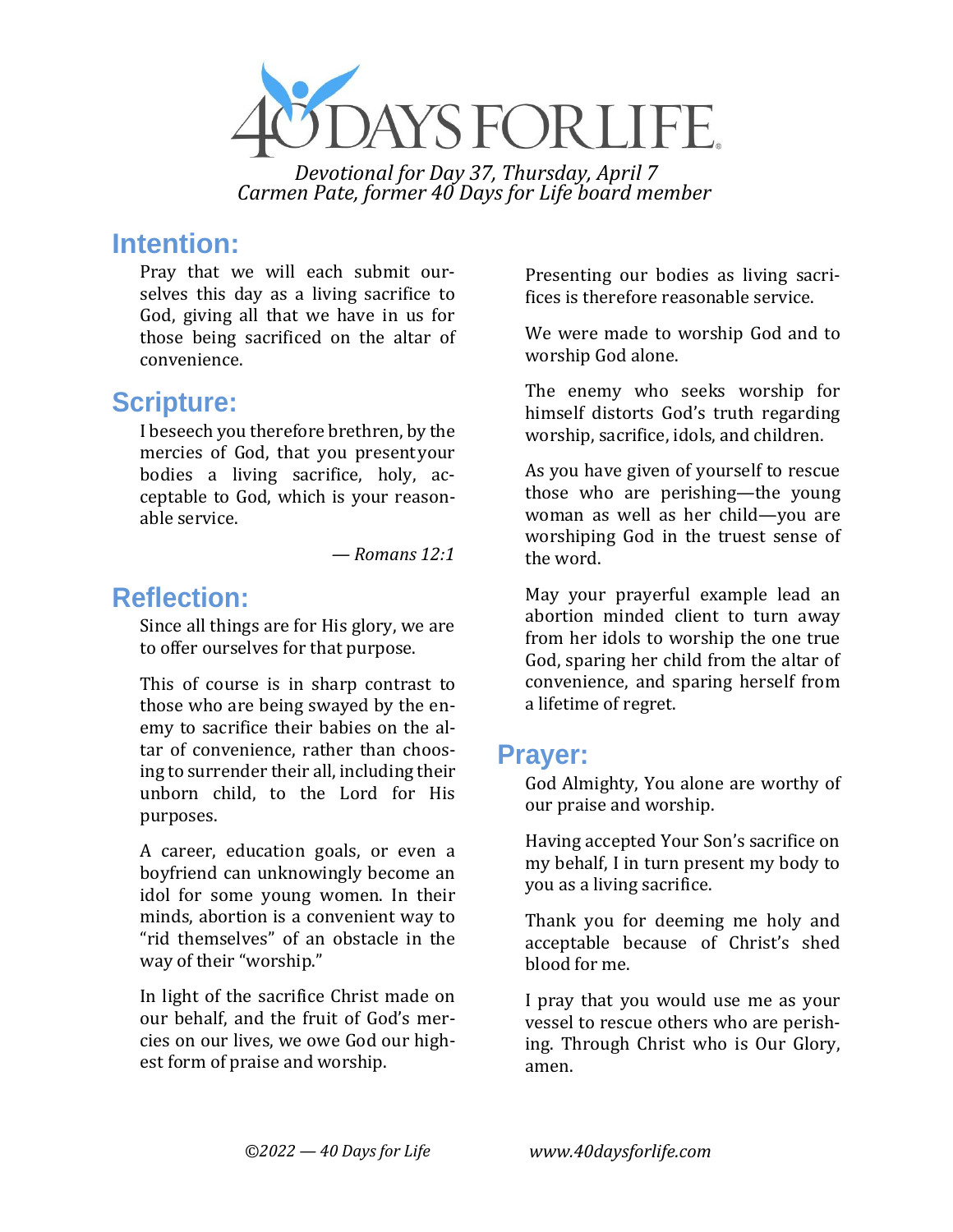# 40 DAYS FOR LIFE

*Devotional for Day 37, Thursday, April 7*
*Carmen Pate, former 40 Days for Life board member*

## Intention:

Pray that we will each submit ourselves this day as a living sacrifice to God, giving all that we have in us for those being sacrificed on the altar of convenience.

## Scripture:

I beseech you therefore brethren, by the mercies of God, that you present your bodies a living sacrifice, holy, acceptable to God, which is your reasonable service.

— *Romans 12:1*

## Reflection:

Since all things are for His glory, we are to offer ourselves for that purpose.

This of course is in sharp contrast to those who are being swayed by the enemy to sacrifice their babies on the altar of convenience, rather than choosing to surrender their all, including their unborn child, to the Lord for His purposes.

A career, education goals, or even a boyfriend can unknowingly become an idol for some young women. In their minds, abortion is a convenient way to "rid themselves" of an obstacle in the way of their "worship."

In light of the sacrifice Christ made on our behalf, and the fruit of God's mercies on our lives, we owe God our highest form of praise and worship.

Presenting our bodies as living sacrifices is therefore reasonable service.

We were made to worship God and to worship God alone.

The enemy who seeks worship for himself distorts God's truth regarding worship, sacrifice, idols, and children.

As you have given of yourself to rescue those who are perishing—the young woman as well as her child—you are worshiping God in the truest sense of the word.

May your prayerful example lead an abortion minded client to turn away from her idols to worship the one true God, sparing her child from the altar of convenience, and sparing herself from a lifetime of regret.

## Prayer:

God Almighty, You alone are worthy of our praise and worship.

Having accepted Your Son's sacrifice on my behalf, I in turn present my body to you as a living sacrifice.

Thank you for deeming me holy and acceptable because of Christ's shed blood for me.

I pray that you would use me as your vessel to rescue others who are perishing. Through Christ who is Our Glory, amen.

*©2022 — 40 Days for Life* *www.40daysforlife.com*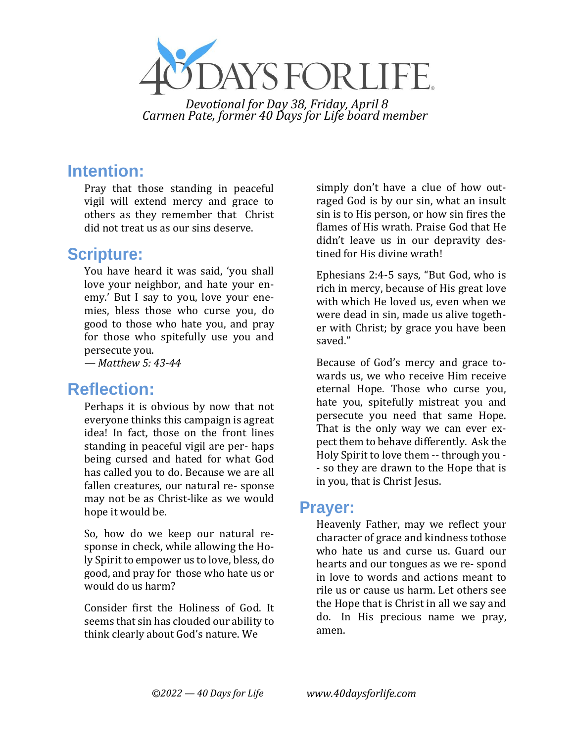# 40 DAYS FOR LIFE

*Devotional for Day 38, Friday, April 8*
*Carmen Pate, former 40 Days for Life board member*

## Intention:

Pray that those standing in peaceful vigil will extend mercy and grace to others as they remember that Christ did not treat us as our sins deserve.

## Scripture:

You have heard it was said, 'you shall love your neighbor, and hate your enemy.' But I say to you, love your enemies, bless those who curse you, do good to those who hate you, and pray for those who spitefully use you and persecute you.
*— Matthew 5: 43-44*

## Reflection:

Perhaps it is obvious by now that not everyone thinks this campaign is agreat idea! In fact, those on the front lines standing in peaceful vigil are perhaps being cursed and hated for what God has called you to do. Because we are all fallen creatures, our natural response may not be as Christ-like as we would hope it would be.

So, how do we keep our natural response in check, while allowing the Holy Spirit to empower us to love, bless, do good, and pray for those who hate us or would do us harm?

Consider first the Holiness of God. It seems that sin has clouded our ability to think clearly about God's nature. We simply don't have a clue of how outraged God is by our sin, what an insult sin is to His person, or how sin fires the flames of His wrath. Praise God that He didn't leave us in our depravity destined for His divine wrath!

Ephesians 2:4-5 says, "But God, who is rich in mercy, because of His great love with which He loved us, even when we were dead in sin, made us alive together with Christ; by grace you have been saved."

Because of God's mercy and grace towards us, we who receive Him receive eternal Hope. Those who curse you, hate you, spitefully mistreat you and persecute you need that same Hope. That is the only way we can ever expect them to behave differently. Ask the Holy Spirit to love them -- through you -- so they are drawn to the Hope that is in you, that is Christ Jesus.

## Prayer:

Heavenly Father, may we reflect your character of grace and kindness tothose who hate us and curse us. Guard our hearts and our tongues as we respond in love to words and actions meant to rile us or cause us harm. Let others see the Hope that is Christ in all we say and do. In His precious name we pray, amen.

*©2022 — 40 Days for Life* *www.40daysforlife.com*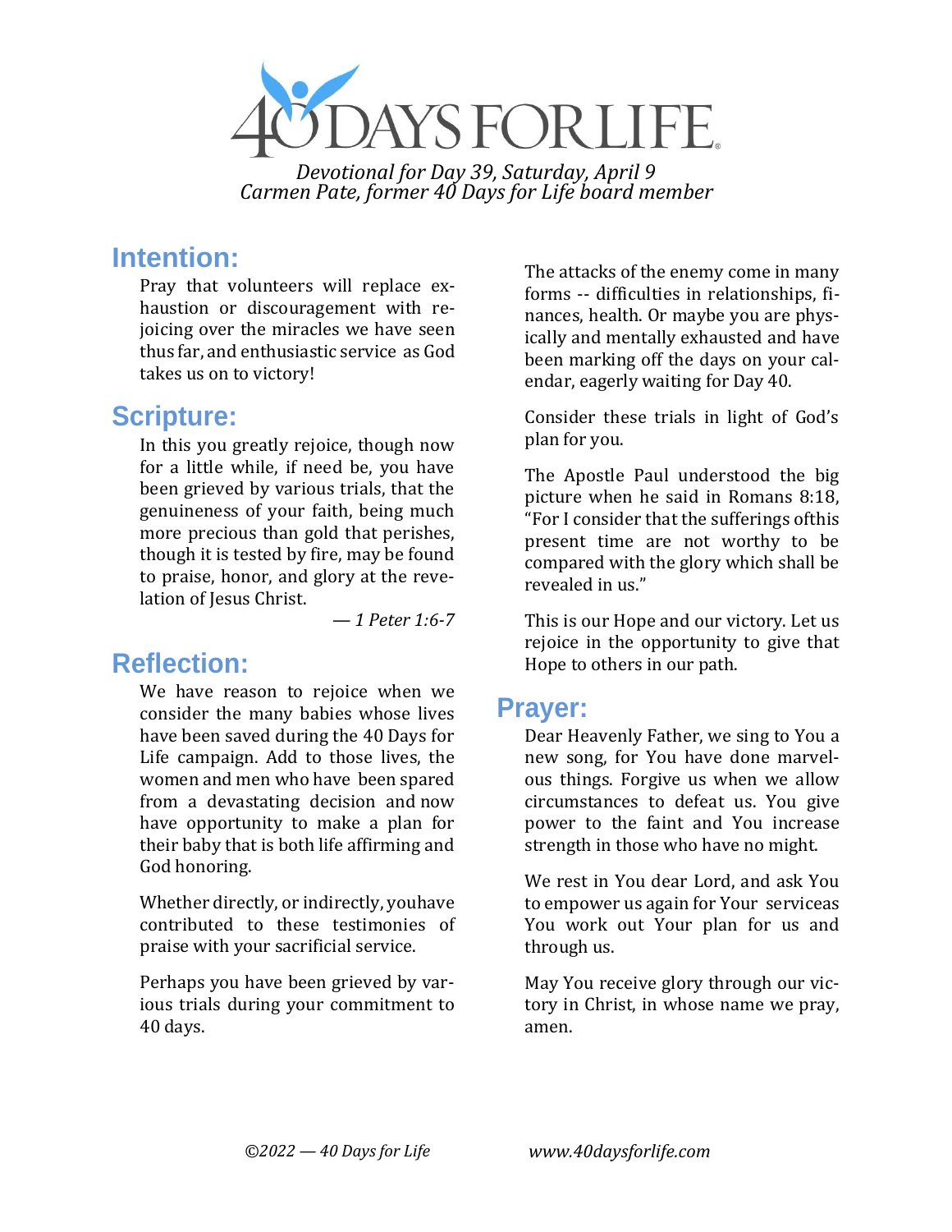# 40 DAYS FOR LIFE

*Devotional for Day 39, Saturday, April 9*
*Carmen Pate, former 40 Days for Life board member*

## Intention:

Pray that volunteers will replace exhaustion or discouragement with rejoicing over the miracles we have seen thus far, and enthusiastic service as God takes us on to victory!

## Scripture:

In this you greatly rejoice, though now for a little while, if need be, you have been grieved by various trials, that the genuineness of your faith, being much more precious than gold that perishes, though it is tested by fire, may be found to praise, honor, and glory at the revelation of Jesus Christ.

— *1 Peter 1:6-7*

## Reflection:

We have reason to rejoice when we consider the many babies whose lives have been saved during the 40 Days for Life campaign. Add to those lives, the women and men who have been spared from a devastating decision and now have opportunity to make a plan for their baby that is both life affirming and God honoring.

Whether directly, or indirectly, youhave contributed to these testimonies of praise with your sacrificial service.

Perhaps you have been grieved by various trials during your commitment to 40 days.

The attacks of the enemy come in many forms -- difficulties in relationships, finances, health. Or maybe you are physically and mentally exhausted and have been marking off the days on your calendar, eagerly waiting for Day 40.

Consider these trials in light of God's plan for you.

The Apostle Paul understood the big picture when he said in Romans 8:18, "For I consider that the sufferings ofthis present time are not worthy to be compared with the glory which shall be revealed in us."

This is our Hope and our victory. Let us rejoice in the opportunity to give that Hope to others in our path.

## Prayer:

Dear Heavenly Father, we sing to You a new song, for You have done marvelous things. Forgive us when we allow circumstances to defeat us. You give power to the faint and You increase strength in those who have no might.

We rest in You dear Lord, and ask You to empower us again for Your serviceas You work out Your plan for us and through us.

May You receive glory through our victory in Christ, in whose name we pray, amen.

*©2022 — 40 Days for Life* *www.40daysforlife.com*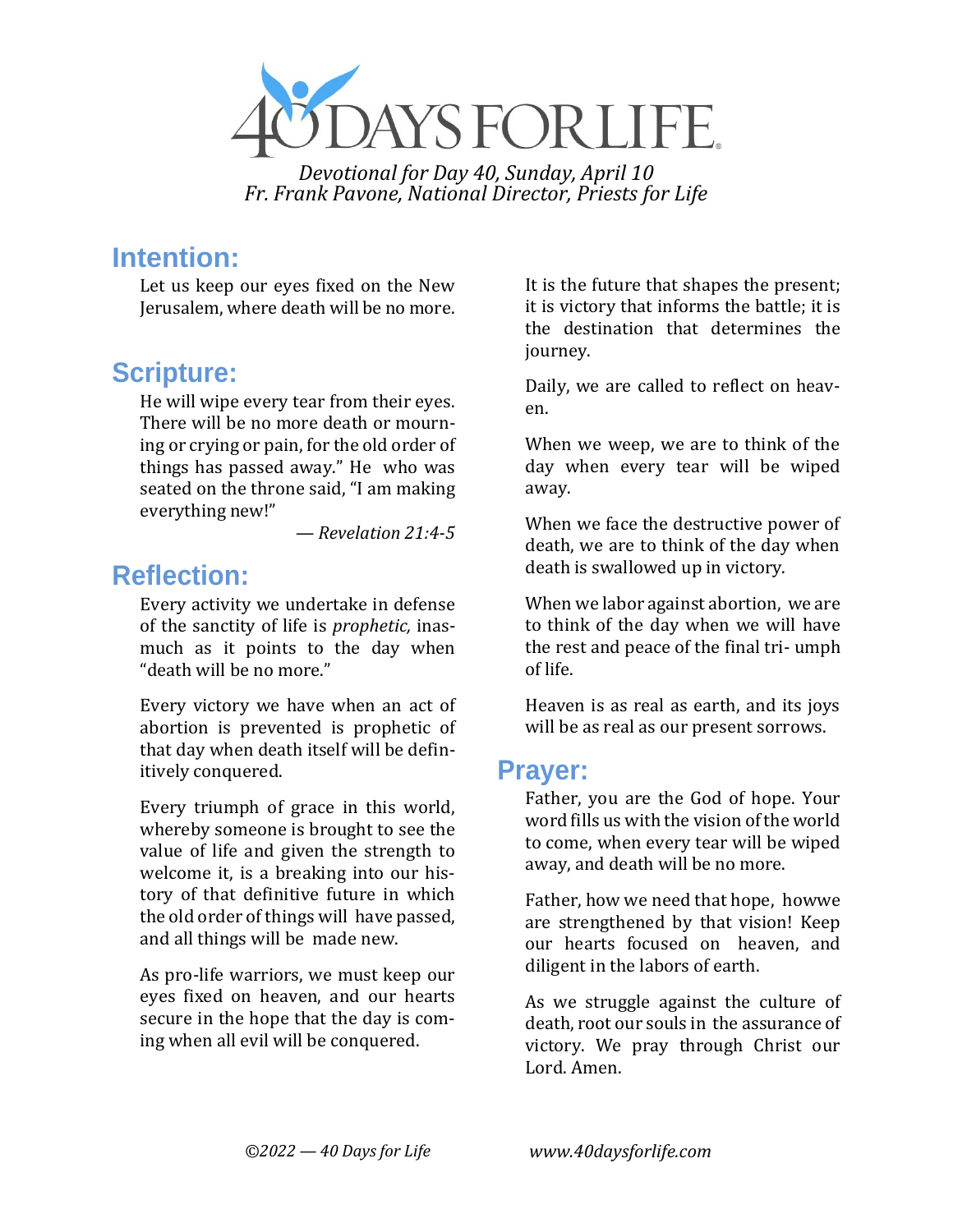# 40 DAYS FOR LIFE

*Devotional for Day 40, Sunday, April 10*
*Fr. Frank Pavone, National Director, Priests for Life*

## Intention:

Let us keep our eyes fixed on the New Jerusalem, where death will be no more.

## Scripture:

He will wipe every tear from their eyes. There will be no more death or mourning or crying or pain, for the old order of things has passed away." He who was seated on the throne said, "I am making everything new!"

— *Revelation 21:4-5*

## Reflection:

Every activity we undertake in defense of the sanctity of life is *prophetic,* inasmuch as it points to the day when "death will be no more."

Every victory we have when an act of abortion is prevented is prophetic of that day when death itself will be definitively conquered.

Every triumph of grace in this world, whereby someone is brought to see the value of life and given the strength to welcome it, is a breaking into our history of that definitive future in which the old order of things will have passed, and all things will be made new.

As pro-life warriors, we must keep our eyes fixed on heaven, and our hearts secure in the hope that the day is coming when all evil will be conquered.

It is the future that shapes the present; it is victory that informs the battle; it is the destination that determines the journey.

Daily, we are called to reflect on heaven.

When we weep, we are to think of the day when every tear will be wiped away.

When we face the destructive power of death, we are to think of the day when death is swallowed up in victory.

When we labor against abortion, we are to think of the day when we will have the rest and peace of the final triumph of life.

Heaven is as real as earth, and its joys will be as real as our present sorrows.

## Prayer:

Father, you are the God of hope. Your word fills us with the vision of the world to come, when every tear will be wiped away, and death will be no more.

Father, how we need that hope, howwe are strengthened by that vision! Keep our hearts focused on heaven, and diligent in the labors of earth.

As we struggle against the culture of death, root our souls in the assurance of victory. We pray through Christ our Lord. Amen.

*©2022 — 40 Days for Life* *www.40daysforlife.com*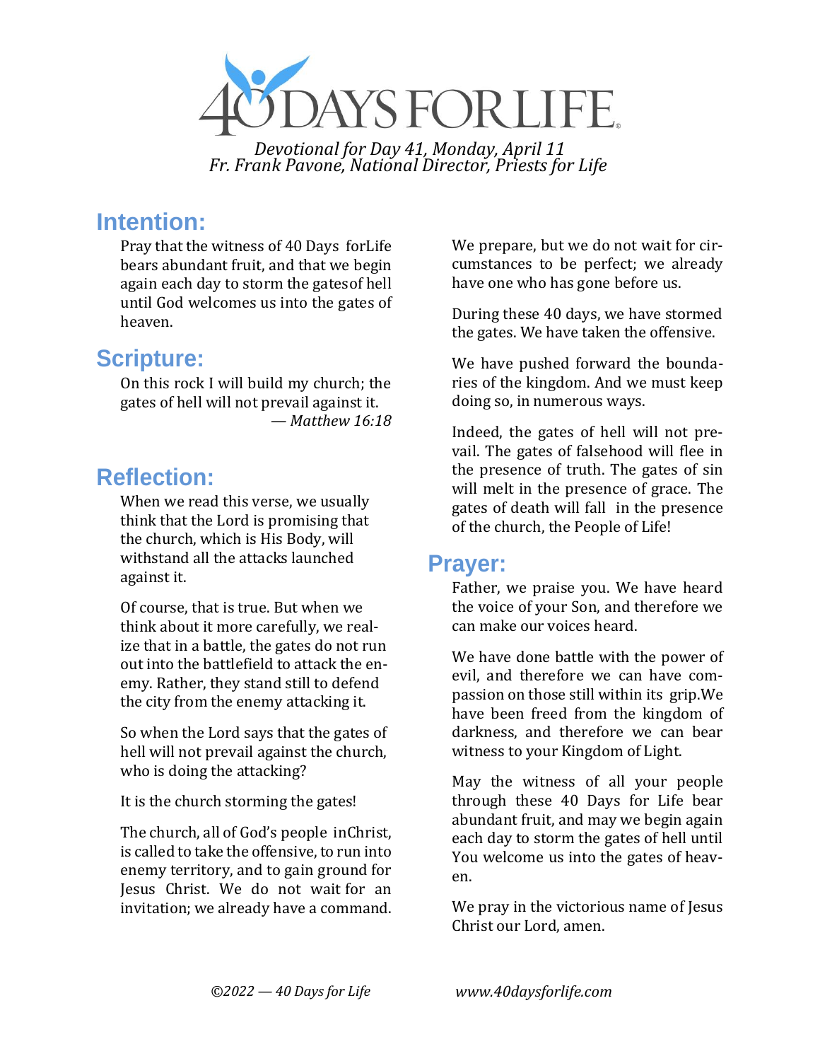# 40 DAYS FOR LIFE

*Devotional for Day 41, Monday, April 11*
*Fr. Frank Pavone, National Director, Priests for Life*

## Intention:

Pray that the witness of 40 Days forLife bears abundant fruit, and that we begin again each day to storm the gatesof hell until God welcomes us into the gates of heaven.

## Scripture:

On this rock I will build my church; the gates of hell will not prevail against it.
*— Matthew 16:18*

## Reflection:

When we read this verse, we usually think that the Lord is promising that the church, which is His Body, will withstand all the attacks launched against it.

Of course, that is true. But when we think about it more carefully, we realize that in a battle, the gates do not run out into the battlefield to attack the enemy. Rather, they stand still to defend the city from the enemy attacking it.

So when the Lord says that the gates of hell will not prevail against the church, who is doing the attacking?

It is the church storming the gates!

The church, all of God's people inChrist, is called to take the offensive, to run into enemy territory, and to gain ground for Jesus Christ. We do not wait for an invitation; we already have a command.

We prepare, but we do not wait for circumstances to be perfect; we already have one who has gone before us.

During these 40 days, we have stormed the gates. We have taken the offensive.

We have pushed forward the boundaries of the kingdom. And we must keep doing so, in numerous ways.

Indeed, the gates of hell will not prevail. The gates of falsehood will flee in the presence of truth. The gates of sin will melt in the presence of grace. The gates of death will fall in the presence of the church, the People of Life!

## Prayer:

Father, we praise you. We have heard the voice of your Son, and therefore we can make our voices heard.

We have done battle with the power of evil, and therefore we can have compassion on those still within its grip.We have been freed from the kingdom of darkness, and therefore we can bear witness to your Kingdom of Light.

May the witness of all your people through these 40 Days for Life bear abundant fruit, and may we begin again each day to storm the gates of hell until You welcome us into the gates of heaven.

We pray in the victorious name of Jesus Christ our Lord, amen.

*©2022 — 40 Days for Life* *www.40daysforlife.com*